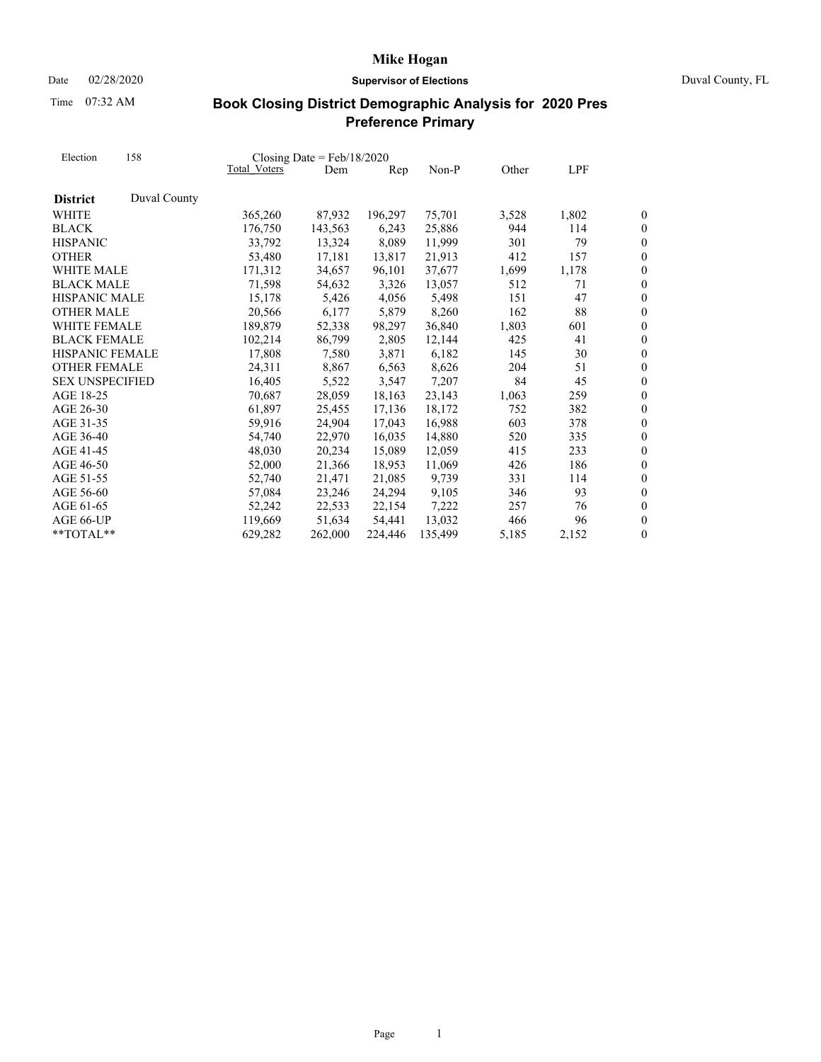# Mike Hogan

Date 02/28/2020 **Supervisor of Elections** Duval County, FL

Time 07:32 AM

## Book Closing District Demographic Analysis for 2020 Pres Preference Primary

Election 158 Closing Date = Feb/18/2020

| District | Duval County | Total Voters | Dem | Rep | Non-P | Other | LPF | |
|---|---|---|---|---|---|---|---|---|
| WHITE | | 365,260 | 87,932 | 196,297 | 75,701 | 3,528 | 1,802 | 0 |
| BLACK | | 176,750 | 143,563 | 6,243 | 25,886 | 944 | 114 | 0 |
| HISPANIC | | 33,792 | 13,324 | 8,089 | 11,999 | 301 | 79 | 0 |
| OTHER | | 53,480 | 17,181 | 13,817 | 21,913 | 412 | 157 | 0 |
| WHITE MALE | | 171,312 | 34,657 | 96,101 | 37,677 | 1,699 | 1,178 | 0 |
| BLACK MALE | | 71,598 | 54,632 | 3,326 | 13,057 | 512 | 71 | 0 |
| HISPANIC MALE | | 15,178 | 5,426 | 4,056 | 5,498 | 151 | 47 | 0 |
| OTHER MALE | | 20,566 | 6,177 | 5,879 | 8,260 | 162 | 88 | 0 |
| WHITE FEMALE | | 189,879 | 52,338 | 98,297 | 36,840 | 1,803 | 601 | 0 |
| BLACK FEMALE | | 102,214 | 86,799 | 2,805 | 12,144 | 425 | 41 | 0 |
| HISPANIC FEMALE | | 17,808 | 7,580 | 3,871 | 6,182 | 145 | 30 | 0 |
| OTHER FEMALE | | 24,311 | 8,867 | 6,563 | 8,626 | 204 | 51 | 0 |
| SEX UNSPECIFIED | | 16,405 | 5,522 | 3,547 | 7,207 | 84 | 45 | 0 |
| AGE 18-25 | | 70,687 | 28,059 | 18,163 | 23,143 | 1,063 | 259 | 0 |
| AGE 26-30 | | 61,897 | 25,455 | 17,136 | 18,172 | 752 | 382 | 0 |
| AGE 31-35 | | 59,916 | 24,904 | 17,043 | 16,988 | 603 | 378 | 0 |
| AGE 36-40 | | 54,740 | 22,970 | 16,035 | 14,880 | 520 | 335 | 0 |
| AGE 41-45 | | 48,030 | 20,234 | 15,089 | 12,059 | 415 | 233 | 0 |
| AGE 46-50 | | 52,000 | 21,366 | 18,953 | 11,069 | 426 | 186 | 0 |
| AGE 51-55 | | 52,740 | 21,471 | 21,085 | 9,739 | 331 | 114 | 0 |
| AGE 56-60 | | 57,084 | 23,246 | 24,294 | 9,105 | 346 | 93 | 0 |
| AGE 61-65 | | 52,242 | 22,533 | 22,154 | 7,222 | 257 | 76 | 0 |
| AGE 66-UP | | 119,669 | 51,634 | 54,441 | 13,032 | 466 | 96 | 0 |
| **TOTAL** | | 629,282 | 262,000 | 224,446 | 135,499 | 5,185 | 2,152 | 0 |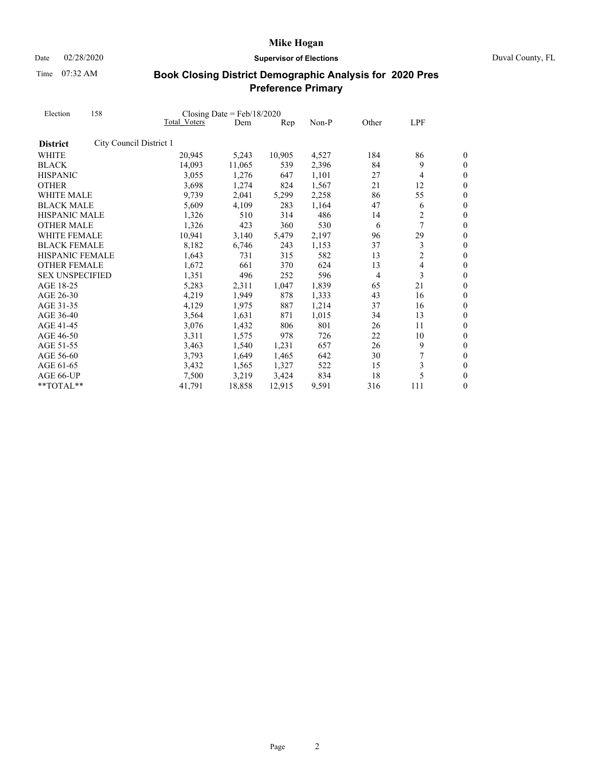# Mike Hogan

**Supervisor of Elections**

Date 02/28/2020

Time 07:32 AM

Duval County, FL

## Book Closing District Demographic Analysis for 2020 Pres Preference Primary

Election 158 Closing Date = Feb/18/2020

| | Total Voters | Dem | Rep | Non-P | Other | LPF | |
|---|---|---|---|---|---|---|---|
| **District** City Council District 1 | | | | | | | |
| WHITE | 20,945 | 5,243 | 10,905 | 4,527 | 184 | 86 | 0 |
| BLACK | 14,093 | 11,065 | 539 | 2,396 | 84 | 9 | 0 |
| HISPANIC | 3,055 | 1,276 | 647 | 1,101 | 27 | 4 | 0 |
| OTHER | 3,698 | 1,274 | 824 | 1,567 | 21 | 12 | 0 |
| WHITE MALE | 9,739 | 2,041 | 5,299 | 2,258 | 86 | 55 | 0 |
| BLACK MALE | 5,609 | 4,109 | 283 | 1,164 | 47 | 6 | 0 |
| HISPANIC MALE | 1,326 | 510 | 314 | 486 | 14 | 2 | 0 |
| OTHER MALE | 1,326 | 423 | 360 | 530 | 6 | 7 | 0 |
| WHITE FEMALE | 10,941 | 3,140 | 5,479 | 2,197 | 96 | 29 | 0 |
| BLACK FEMALE | 8,182 | 6,746 | 243 | 1,153 | 37 | 3 | 0 |
| HISPANIC FEMALE | 1,643 | 731 | 315 | 582 | 13 | 2 | 0 |
| OTHER FEMALE | 1,672 | 661 | 370 | 624 | 13 | 4 | 0 |
| SEX UNSPECIFIED | 1,351 | 496 | 252 | 596 | 4 | 3 | 0 |
| AGE 18-25 | 5,283 | 2,311 | 1,047 | 1,839 | 65 | 21 | 0 |
| AGE 26-30 | 4,219 | 1,949 | 878 | 1,333 | 43 | 16 | 0 |
| AGE 31-35 | 4,129 | 1,975 | 887 | 1,214 | 37 | 16 | 0 |
| AGE 36-40 | 3,564 | 1,631 | 871 | 1,015 | 34 | 13 | 0 |
| AGE 41-45 | 3,076 | 1,432 | 806 | 801 | 26 | 11 | 0 |
| AGE 46-50 | 3,311 | 1,575 | 978 | 726 | 22 | 10 | 0 |
| AGE 51-55 | 3,463 | 1,540 | 1,231 | 657 | 26 | 9 | 0 |
| AGE 56-60 | 3,793 | 1,649 | 1,465 | 642 | 30 | 7 | 0 |
| AGE 61-65 | 3,432 | 1,565 | 1,327 | 522 | 15 | 3 | 0 |
| AGE 66-UP | 7,500 | 3,219 | 3,424 | 834 | 18 | 5 | 0 |
| **TOTAL** | 41,791 | 18,858 | 12,915 | 9,591 | 316 | 111 | 0 |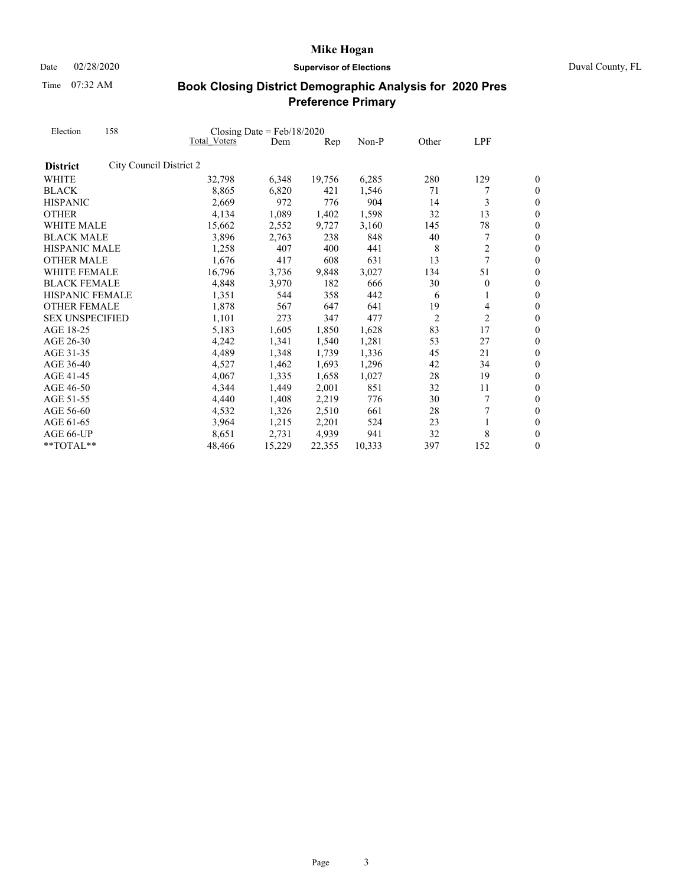# Mike Hogan

**Supervisor of Elections**

Date 02/28/2020

Time 07:32 AM

Duval County, FL

## Book Closing District Demographic Analysis for 2020 Pres Preference Primary

Election 158 Closing Date = Feb/18/2020

| | Total Voters | Dem | Rep | Non-P | Other | LPF | |
|---|---|---|---|---|---|---|---|
| **District** City Council District 2 | | | | | | | |
| WHITE | 32,798 | 6,348 | 19,756 | 6,285 | 280 | 129 | 0 |
| BLACK | 8,865 | 6,820 | 421 | 1,546 | 71 | 7 | 0 |
| HISPANIC | 2,669 | 972 | 776 | 904 | 14 | 3 | 0 |
| OTHER | 4,134 | 1,089 | 1,402 | 1,598 | 32 | 13 | 0 |
| WHITE MALE | 15,662 | 2,552 | 9,727 | 3,160 | 145 | 78 | 0 |
| BLACK MALE | 3,896 | 2,763 | 238 | 848 | 40 | 7 | 0 |
| HISPANIC MALE | 1,258 | 407 | 400 | 441 | 8 | 2 | 0 |
| OTHER MALE | 1,676 | 417 | 608 | 631 | 13 | 7 | 0 |
| WHITE FEMALE | 16,796 | 3,736 | 9,848 | 3,027 | 134 | 51 | 0 |
| BLACK FEMALE | 4,848 | 3,970 | 182 | 666 | 30 | 0 | 0 |
| HISPANIC FEMALE | 1,351 | 544 | 358 | 442 | 6 | 1 | 0 |
| OTHER FEMALE | 1,878 | 567 | 647 | 641 | 19 | 4 | 0 |
| SEX UNSPECIFIED | 1,101 | 273 | 347 | 477 | 2 | 2 | 0 |
| AGE 18-25 | 5,183 | 1,605 | 1,850 | 1,628 | 83 | 17 | 0 |
| AGE 26-30 | 4,242 | 1,341 | 1,540 | 1,281 | 53 | 27 | 0 |
| AGE 31-35 | 4,489 | 1,348 | 1,739 | 1,336 | 45 | 21 | 0 |
| AGE 36-40 | 4,527 | 1,462 | 1,693 | 1,296 | 42 | 34 | 0 |
| AGE 41-45 | 4,067 | 1,335 | 1,658 | 1,027 | 28 | 19 | 0 |
| AGE 46-50 | 4,344 | 1,449 | 2,001 | 851 | 32 | 11 | 0 |
| AGE 51-55 | 4,440 | 1,408 | 2,219 | 776 | 30 | 7 | 0 |
| AGE 56-60 | 4,532 | 1,326 | 2,510 | 661 | 28 | 7 | 0 |
| AGE 61-65 | 3,964 | 1,215 | 2,201 | 524 | 23 | 1 | 0 |
| AGE 66-UP | 8,651 | 2,731 | 4,939 | 941 | 32 | 8 | 0 |
| **TOTAL** | 48,466 | 15,229 | 22,355 | 10,333 | 397 | 152 | 0 |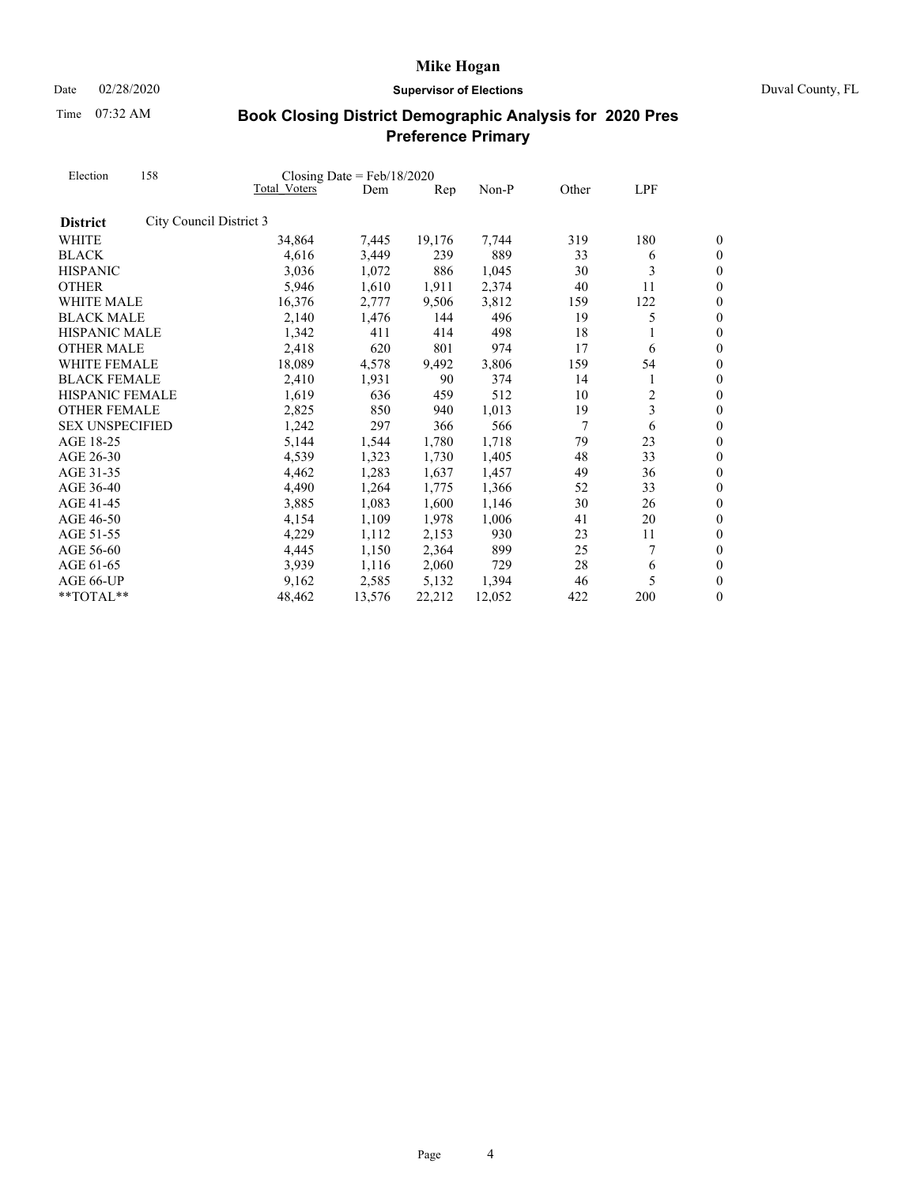# Mike Hogan

Date 02/28/2020 **Supervisor of Elections** Duval County, FL

Time 07:32 AM

## Book Closing District Demographic Analysis for 2020 Pres Preference Primary

Election 158 Closing Date = Feb/18/2020

| | Total Voters | Dem | Rep | Non-P | Other | LPF | |
|---|---|---|---|---|---|---|---|
| **District** City Council District 3 | | | | | | | |
| WHITE | 34,864 | 7,445 | 19,176 | 7,744 | 319 | 180 | 0 |
| BLACK | 4,616 | 3,449 | 239 | 889 | 33 | 6 | 0 |
| HISPANIC | 3,036 | 1,072 | 886 | 1,045 | 30 | 3 | 0 |
| OTHER | 5,946 | 1,610 | 1,911 | 2,374 | 40 | 11 | 0 |
| WHITE MALE | 16,376 | 2,777 | 9,506 | 3,812 | 159 | 122 | 0 |
| BLACK MALE | 2,140 | 1,476 | 144 | 496 | 19 | 5 | 0 |
| HISPANIC MALE | 1,342 | 411 | 414 | 498 | 18 | 1 | 0 |
| OTHER MALE | 2,418 | 620 | 801 | 974 | 17 | 6 | 0 |
| WHITE FEMALE | 18,089 | 4,578 | 9,492 | 3,806 | 159 | 54 | 0 |
| BLACK FEMALE | 2,410 | 1,931 | 90 | 374 | 14 | 1 | 0 |
| HISPANIC FEMALE | 1,619 | 636 | 459 | 512 | 10 | 2 | 0 |
| OTHER FEMALE | 2,825 | 850 | 940 | 1,013 | 19 | 3 | 0 |
| SEX UNSPECIFIED | 1,242 | 297 | 366 | 566 | 7 | 6 | 0 |
| AGE 18-25 | 5,144 | 1,544 | 1,780 | 1,718 | 79 | 23 | 0 |
| AGE 26-30 | 4,539 | 1,323 | 1,730 | 1,405 | 48 | 33 | 0 |
| AGE 31-35 | 4,462 | 1,283 | 1,637 | 1,457 | 49 | 36 | 0 |
| AGE 36-40 | 4,490 | 1,264 | 1,775 | 1,366 | 52 | 33 | 0 |
| AGE 41-45 | 3,885 | 1,083 | 1,600 | 1,146 | 30 | 26 | 0 |
| AGE 46-50 | 4,154 | 1,109 | 1,978 | 1,006 | 41 | 20 | 0 |
| AGE 51-55 | 4,229 | 1,112 | 2,153 | 930 | 23 | 11 | 0 |
| AGE 56-60 | 4,445 | 1,150 | 2,364 | 899 | 25 | 7 | 0 |
| AGE 61-65 | 3,939 | 1,116 | 2,060 | 729 | 28 | 6 | 0 |
| AGE 66-UP | 9,162 | 2,585 | 5,132 | 1,394 | 46 | 5 | 0 |
| **TOTAL** | 48,462 | 13,576 | 22,212 | 12,052 | 422 | 200 | 0 |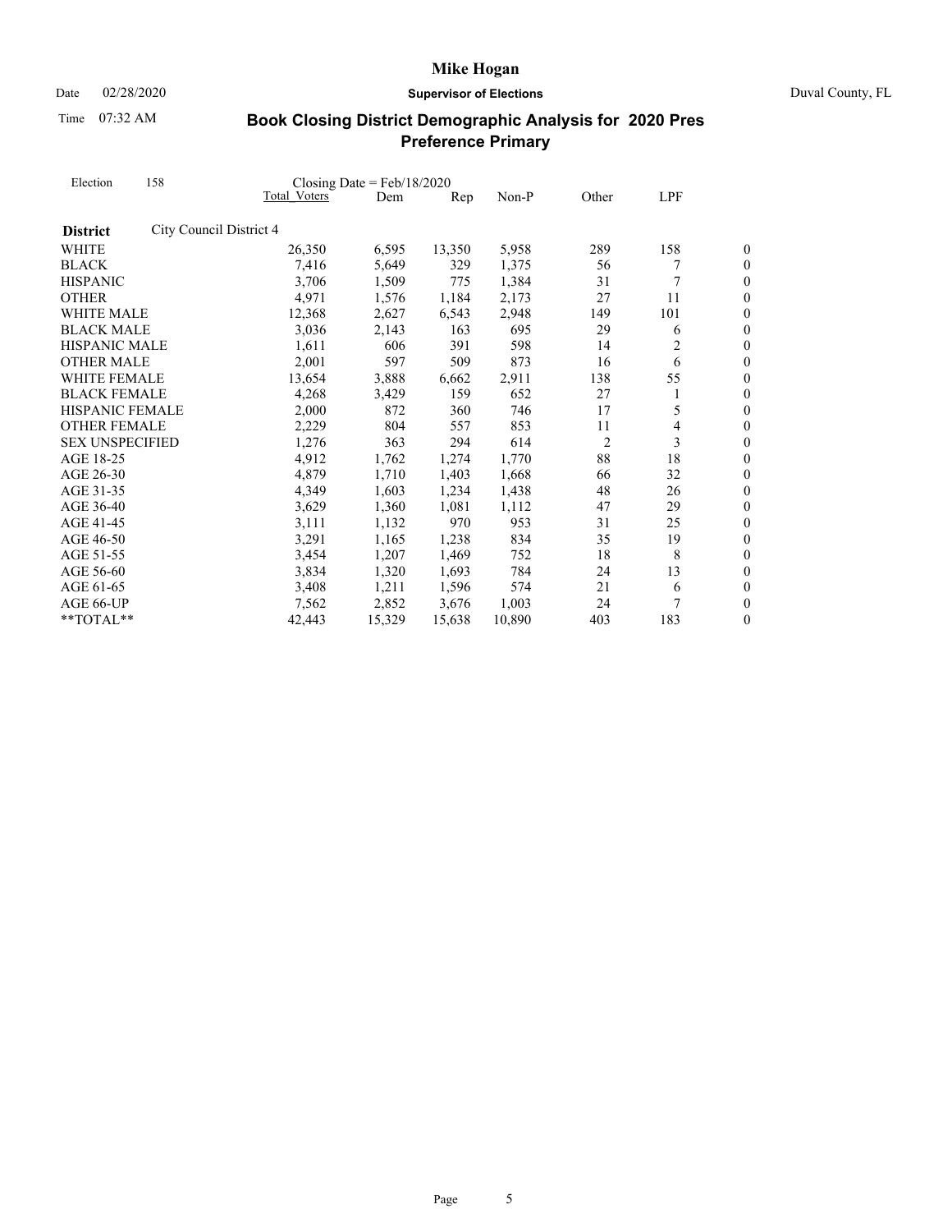**Mike Hogan**

Date 02/28/2020 **Supervisor of Elections** Duval County, FL

Time 07:32 AM

## Book Closing District Demographic Analysis for 2020 Pres Preference Primary

Election 158 Closing Date = Feb/18/2020

| | Total Voters | Dem | Rep | Non-P | Other | LPF | |
|---|---|---|---|---|---|---|---|
| **District** City Council District 4 | | | | | | | |
| WHITE | 26,350 | 6,595 | 13,350 | 5,958 | 289 | 158 | 0 |
| BLACK | 7,416 | 5,649 | 329 | 1,375 | 56 | 7 | 0 |
| HISPANIC | 3,706 | 1,509 | 775 | 1,384 | 31 | 7 | 0 |
| OTHER | 4,971 | 1,576 | 1,184 | 2,173 | 27 | 11 | 0 |
| WHITE MALE | 12,368 | 2,627 | 6,543 | 2,948 | 149 | 101 | 0 |
| BLACK MALE | 3,036 | 2,143 | 163 | 695 | 29 | 6 | 0 |
| HISPANIC MALE | 1,611 | 606 | 391 | 598 | 14 | 2 | 0 |
| OTHER MALE | 2,001 | 597 | 509 | 873 | 16 | 6 | 0 |
| WHITE FEMALE | 13,654 | 3,888 | 6,662 | 2,911 | 138 | 55 | 0 |
| BLACK FEMALE | 4,268 | 3,429 | 159 | 652 | 27 | 1 | 0 |
| HISPANIC FEMALE | 2,000 | 872 | 360 | 746 | 17 | 5 | 0 |
| OTHER FEMALE | 2,229 | 804 | 557 | 853 | 11 | 4 | 0 |
| SEX UNSPECIFIED | 1,276 | 363 | 294 | 614 | 2 | 3 | 0 |
| AGE 18-25 | 4,912 | 1,762 | 1,274 | 1,770 | 88 | 18 | 0 |
| AGE 26-30 | 4,879 | 1,710 | 1,403 | 1,668 | 66 | 32 | 0 |
| AGE 31-35 | 4,349 | 1,603 | 1,234 | 1,438 | 48 | 26 | 0 |
| AGE 36-40 | 3,629 | 1,360 | 1,081 | 1,112 | 47 | 29 | 0 |
| AGE 41-45 | 3,111 | 1,132 | 970 | 953 | 31 | 25 | 0 |
| AGE 46-50 | 3,291 | 1,165 | 1,238 | 834 | 35 | 19 | 0 |
| AGE 51-55 | 3,454 | 1,207 | 1,469 | 752 | 18 | 8 | 0 |
| AGE 56-60 | 3,834 | 1,320 | 1,693 | 784 | 24 | 13 | 0 |
| AGE 61-65 | 3,408 | 1,211 | 1,596 | 574 | 21 | 6 | 0 |
| AGE 66-UP | 7,562 | 2,852 | 3,676 | 1,003 | 24 | 7 | 0 |
| **TOTAL** | 42,443 | 15,329 | 15,638 | 10,890 | 403 | 183 | 0 |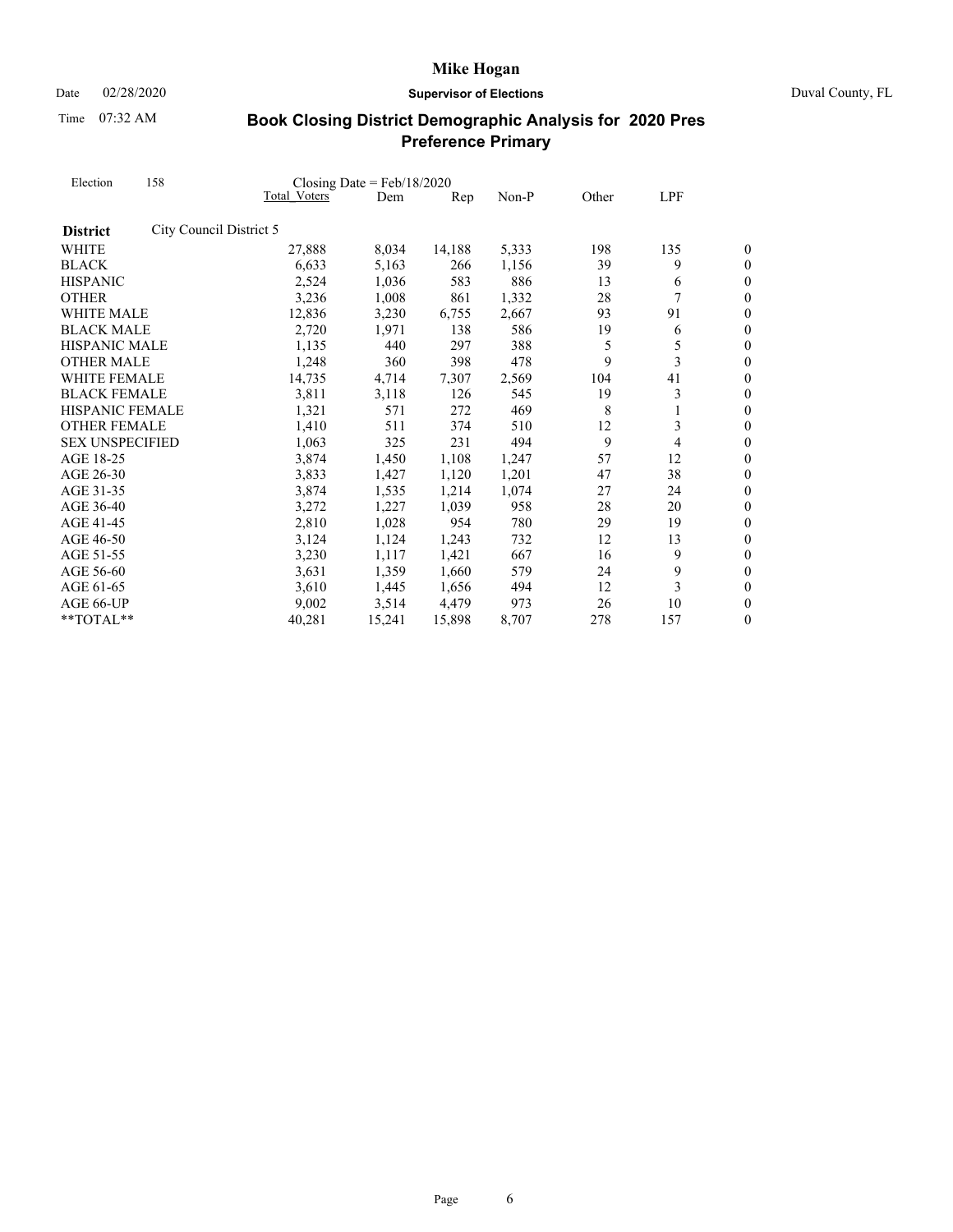# Mike Hogan

Date 02/28/2020 **Supervisor of Elections** Duval County, FL

Time 07:32 AM

## Book Closing District Demographic Analysis for 2020 Pres Preference Primary

Election 158 Closing Date = Feb/18/2020

| | Total Voters | Dem | Rep | Non-P | Other | LPF | |
|---|---|---|---|---|---|---|---|
| **District** City Council District 5 | | | | | | | |
| WHITE | 27,888 | 8,034 | 14,188 | 5,333 | 198 | 135 | 0 |
| BLACK | 6,633 | 5,163 | 266 | 1,156 | 39 | 9 | 0 |
| HISPANIC | 2,524 | 1,036 | 583 | 886 | 13 | 6 | 0 |
| OTHER | 3,236 | 1,008 | 861 | 1,332 | 28 | 7 | 0 |
| WHITE MALE | 12,836 | 3,230 | 6,755 | 2,667 | 93 | 91 | 0 |
| BLACK MALE | 2,720 | 1,971 | 138 | 586 | 19 | 6 | 0 |
| HISPANIC MALE | 1,135 | 440 | 297 | 388 | 5 | 5 | 0 |
| OTHER MALE | 1,248 | 360 | 398 | 478 | 9 | 3 | 0 |
| WHITE FEMALE | 14,735 | 4,714 | 7,307 | 2,569 | 104 | 41 | 0 |
| BLACK FEMALE | 3,811 | 3,118 | 126 | 545 | 19 | 3 | 0 |
| HISPANIC FEMALE | 1,321 | 571 | 272 | 469 | 8 | 1 | 0 |
| OTHER FEMALE | 1,410 | 511 | 374 | 510 | 12 | 3 | 0 |
| SEX UNSPECIFIED | 1,063 | 325 | 231 | 494 | 9 | 4 | 0 |
| AGE 18-25 | 3,874 | 1,450 | 1,108 | 1,247 | 57 | 12 | 0 |
| AGE 26-30 | 3,833 | 1,427 | 1,120 | 1,201 | 47 | 38 | 0 |
| AGE 31-35 | 3,874 | 1,535 | 1,214 | 1,074 | 27 | 24 | 0 |
| AGE 36-40 | 3,272 | 1,227 | 1,039 | 958 | 28 | 20 | 0 |
| AGE 41-45 | 2,810 | 1,028 | 954 | 780 | 29 | 19 | 0 |
| AGE 46-50 | 3,124 | 1,124 | 1,243 | 732 | 12 | 13 | 0 |
| AGE 51-55 | 3,230 | 1,117 | 1,421 | 667 | 16 | 9 | 0 |
| AGE 56-60 | 3,631 | 1,359 | 1,660 | 579 | 24 | 9 | 0 |
| AGE 61-65 | 3,610 | 1,445 | 1,656 | 494 | 12 | 3 | 0 |
| AGE 66-UP | 9,002 | 3,514 | 4,479 | 973 | 26 | 10 | 0 |
| **TOTAL** | 40,281 | 15,241 | 15,898 | 8,707 | 278 | 157 | 0 |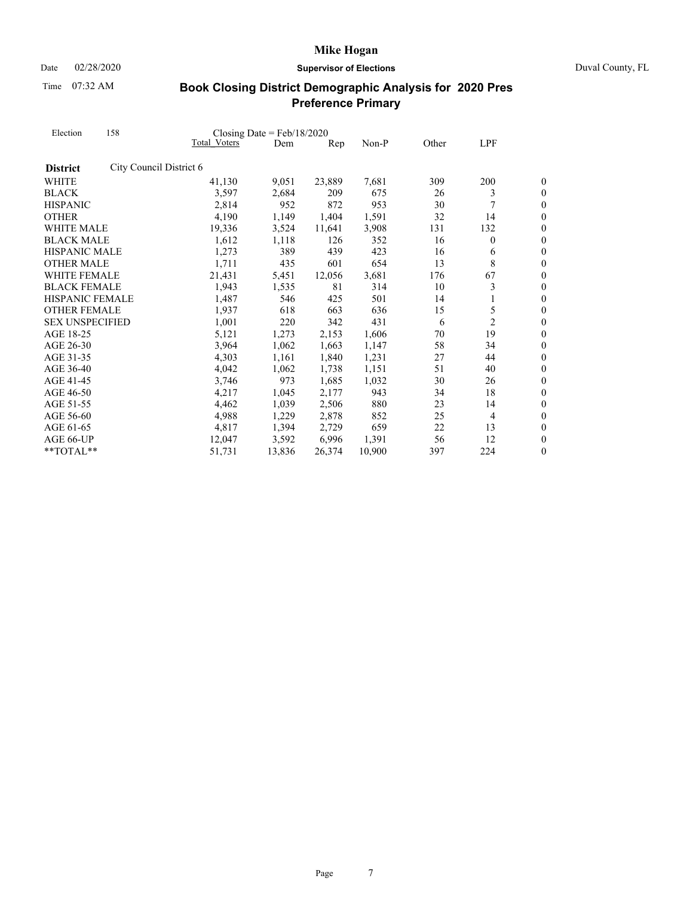# Mike Hogan

Date 02/28/2020 **Supervisor of Elections** Duval County, FL

Time 07:32 AM

## Book Closing District Demographic Analysis for 2020 Pres Preference Primary

Election 158 Closing Date = Feb/18/2020

| | Total Voters | Dem | Rep | Non-P | Other | LPF | |
|---|---|---|---|---|---|---|---|
| **District** City Council District 6 | | | | | | | |
| WHITE | 41,130 | 9,051 | 23,889 | 7,681 | 309 | 200 | 0 |
| BLACK | 3,597 | 2,684 | 209 | 675 | 26 | 3 | 0 |
| HISPANIC | 2,814 | 952 | 872 | 953 | 30 | 7 | 0 |
| OTHER | 4,190 | 1,149 | 1,404 | 1,591 | 32 | 14 | 0 |
| WHITE MALE | 19,336 | 3,524 | 11,641 | 3,908 | 131 | 132 | 0 |
| BLACK MALE | 1,612 | 1,118 | 126 | 352 | 16 | 0 | 0 |
| HISPANIC MALE | 1,273 | 389 | 439 | 423 | 16 | 6 | 0 |
| OTHER MALE | 1,711 | 435 | 601 | 654 | 13 | 8 | 0 |
| WHITE FEMALE | 21,431 | 5,451 | 12,056 | 3,681 | 176 | 67 | 0 |
| BLACK FEMALE | 1,943 | 1,535 | 81 | 314 | 10 | 3 | 0 |
| HISPANIC FEMALE | 1,487 | 546 | 425 | 501 | 14 | 1 | 0 |
| OTHER FEMALE | 1,937 | 618 | 663 | 636 | 15 | 5 | 0 |
| SEX UNSPECIFIED | 1,001 | 220 | 342 | 431 | 6 | 2 | 0 |
| AGE 18-25 | 5,121 | 1,273 | 2,153 | 1,606 | 70 | 19 | 0 |
| AGE 26-30 | 3,964 | 1,062 | 1,663 | 1,147 | 58 | 34 | 0 |
| AGE 31-35 | 4,303 | 1,161 | 1,840 | 1,231 | 27 | 44 | 0 |
| AGE 36-40 | 4,042 | 1,062 | 1,738 | 1,151 | 51 | 40 | 0 |
| AGE 41-45 | 3,746 | 973 | 1,685 | 1,032 | 30 | 26 | 0 |
| AGE 46-50 | 4,217 | 1,045 | 2,177 | 943 | 34 | 18 | 0 |
| AGE 51-55 | 4,462 | 1,039 | 2,506 | 880 | 23 | 14 | 0 |
| AGE 56-60 | 4,988 | 1,229 | 2,878 | 852 | 25 | 4 | 0 |
| AGE 61-65 | 4,817 | 1,394 | 2,729 | 659 | 22 | 13 | 0 |
| AGE 66-UP | 12,047 | 3,592 | 6,996 | 1,391 | 56 | 12 | 0 |
| **TOTAL** | 51,731 | 13,836 | 26,374 | 10,900 | 397 | 224 | 0 |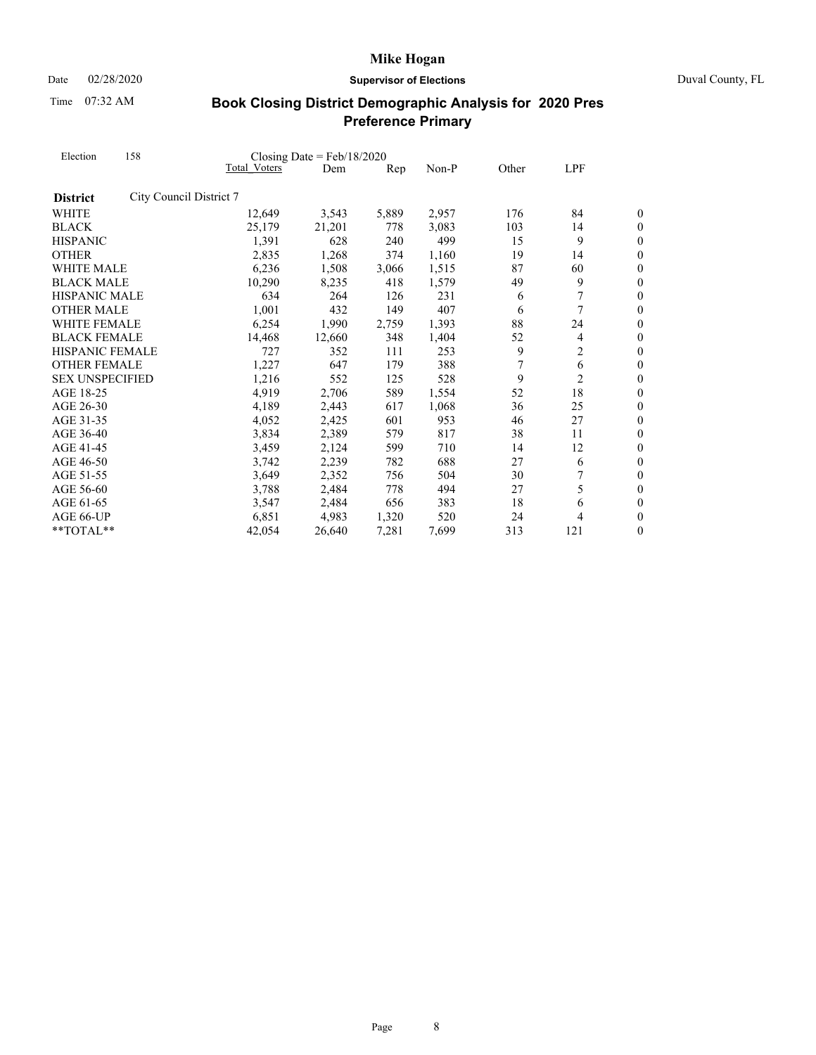**Mike Hogan**

Date 02/28/2020 **Supervisor of Elections** Duval County, FL

Time 07:32 AM

## Book Closing District Demographic Analysis for 2020 Pres Preference Primary

Election 158 Closing Date = Feb/18/2020

| | Total Voters | Dem | Rep | Non-P | Other | LPF | |
|---|---|---|---|---|---|---|---|
| **District** City Council District 7 | | | | | | | |
| WHITE | 12,649 | 3,543 | 5,889 | 2,957 | 176 | 84 | 0 |
| BLACK | 25,179 | 21,201 | 778 | 3,083 | 103 | 14 | 0 |
| HISPANIC | 1,391 | 628 | 240 | 499 | 15 | 9 | 0 |
| OTHER | 2,835 | 1,268 | 374 | 1,160 | 19 | 14 | 0 |
| WHITE MALE | 6,236 | 1,508 | 3,066 | 1,515 | 87 | 60 | 0 |
| BLACK MALE | 10,290 | 8,235 | 418 | 1,579 | 49 | 9 | 0 |
| HISPANIC MALE | 634 | 264 | 126 | 231 | 6 | 7 | 0 |
| OTHER MALE | 1,001 | 432 | 149 | 407 | 6 | 7 | 0 |
| WHITE FEMALE | 6,254 | 1,990 | 2,759 | 1,393 | 88 | 24 | 0 |
| BLACK FEMALE | 14,468 | 12,660 | 348 | 1,404 | 52 | 4 | 0 |
| HISPANIC FEMALE | 727 | 352 | 111 | 253 | 9 | 2 | 0 |
| OTHER FEMALE | 1,227 | 647 | 179 | 388 | 7 | 6 | 0 |
| SEX UNSPECIFIED | 1,216 | 552 | 125 | 528 | 9 | 2 | 0 |
| AGE 18-25 | 4,919 | 2,706 | 589 | 1,554 | 52 | 18 | 0 |
| AGE 26-30 | 4,189 | 2,443 | 617 | 1,068 | 36 | 25 | 0 |
| AGE 31-35 | 4,052 | 2,425 | 601 | 953 | 46 | 27 | 0 |
| AGE 36-40 | 3,834 | 2,389 | 579 | 817 | 38 | 11 | 0 |
| AGE 41-45 | 3,459 | 2,124 | 599 | 710 | 14 | 12 | 0 |
| AGE 46-50 | 3,742 | 2,239 | 782 | 688 | 27 | 6 | 0 |
| AGE 51-55 | 3,649 | 2,352 | 756 | 504 | 30 | 7 | 0 |
| AGE 56-60 | 3,788 | 2,484 | 778 | 494 | 27 | 5 | 0 |
| AGE 61-65 | 3,547 | 2,484 | 656 | 383 | 18 | 6 | 0 |
| AGE 66-UP | 6,851 | 4,983 | 1,320 | 520 | 24 | 4 | 0 |
| **TOTAL** | 42,054 | 26,640 | 7,281 | 7,699 | 313 | 121 | 0 |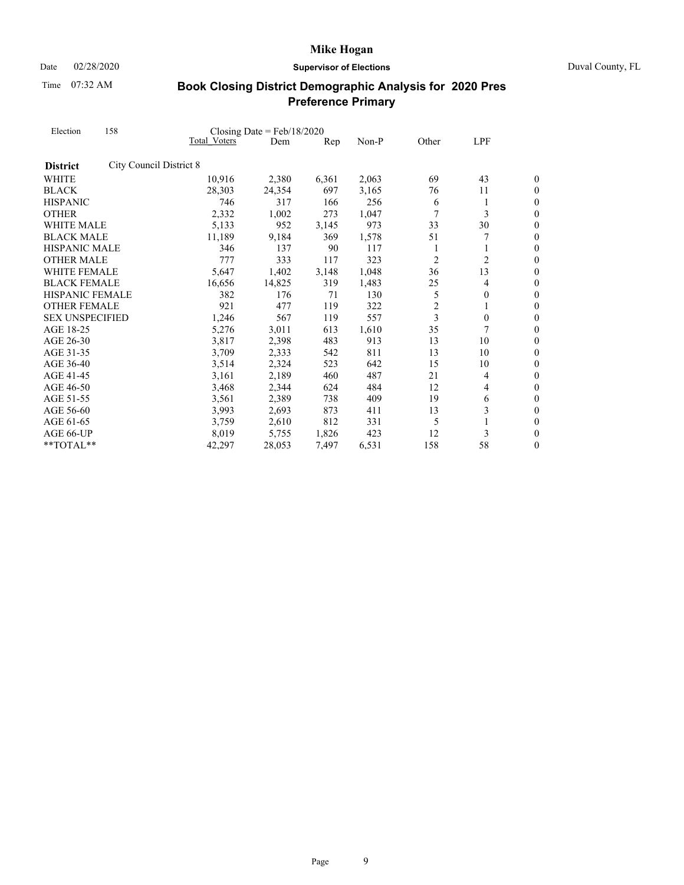# Mike Hogan

Date 02/28/2020 **Supervisor of Elections** Duval County, FL

Time 07:32 AM

## Book Closing District Demographic Analysis for 2020 Pres Preference Primary

Election 158 Closing Date = Feb/18/2020

| | Total Voters | Dem | Rep | Non-P | Other | LPF | |
|---|---|---|---|---|---|---|---|
| **District** City Council District 8 | | | | | | | |
| WHITE | 10,916 | 2,380 | 6,361 | 2,063 | 69 | 43 | 0 |
| BLACK | 28,303 | 24,354 | 697 | 3,165 | 76 | 11 | 0 |
| HISPANIC | 746 | 317 | 166 | 256 | 6 | 1 | 0 |
| OTHER | 2,332 | 1,002 | 273 | 1,047 | 7 | 3 | 0 |
| WHITE MALE | 5,133 | 952 | 3,145 | 973 | 33 | 30 | 0 |
| BLACK MALE | 11,189 | 9,184 | 369 | 1,578 | 51 | 7 | 0 |
| HISPANIC MALE | 346 | 137 | 90 | 117 | 1 | 1 | 0 |
| OTHER MALE | 777 | 333 | 117 | 323 | 2 | 2 | 0 |
| WHITE FEMALE | 5,647 | 1,402 | 3,148 | 1,048 | 36 | 13 | 0 |
| BLACK FEMALE | 16,656 | 14,825 | 319 | 1,483 | 25 | 4 | 0 |
| HISPANIC FEMALE | 382 | 176 | 71 | 130 | 5 | 0 | 0 |
| OTHER FEMALE | 921 | 477 | 119 | 322 | 2 | 1 | 0 |
| SEX UNSPECIFIED | 1,246 | 567 | 119 | 557 | 3 | 0 | 0 |
| AGE 18-25 | 5,276 | 3,011 | 613 | 1,610 | 35 | 7 | 0 |
| AGE 26-30 | 3,817 | 2,398 | 483 | 913 | 13 | 10 | 0 |
| AGE 31-35 | 3,709 | 2,333 | 542 | 811 | 13 | 10 | 0 |
| AGE 36-40 | 3,514 | 2,324 | 523 | 642 | 15 | 10 | 0 |
| AGE 41-45 | 3,161 | 2,189 | 460 | 487 | 21 | 4 | 0 |
| AGE 46-50 | 3,468 | 2,344 | 624 | 484 | 12 | 4 | 0 |
| AGE 51-55 | 3,561 | 2,389 | 738 | 409 | 19 | 6 | 0 |
| AGE 56-60 | 3,993 | 2,693 | 873 | 411 | 13 | 3 | 0 |
| AGE 61-65 | 3,759 | 2,610 | 812 | 331 | 5 | 1 | 0 |
| AGE 66-UP | 8,019 | 5,755 | 1,826 | 423 | 12 | 3 | 0 |
| **TOTAL** | 42,297 | 28,053 | 7,497 | 6,531 | 158 | 58 | 0 |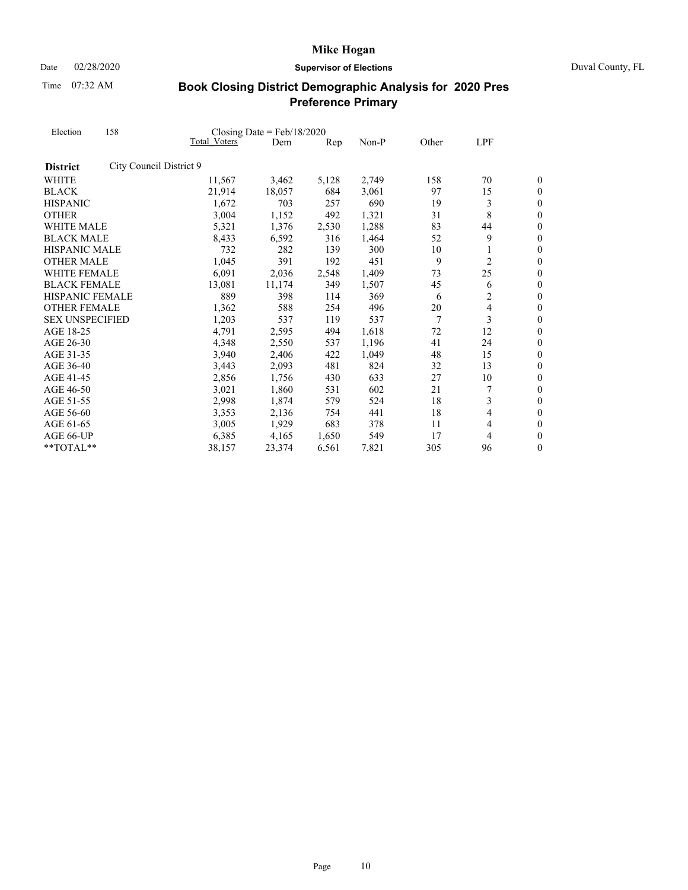# Mike Hogan

Date 02/28/2020 **Supervisor of Elections** Duval County, FL

Time 07:32 AM

## Book Closing District Demographic Analysis for 2020 Pres Preference Primary

Election 158 Closing Date = Feb/18/2020

| | Total Voters | Dem | Rep | Non-P | Other | LPF | |
|---|---|---|---|---|---|---|---|
| **District** City Council District 9 | | | | | | | |
| WHITE | 11,567 | 3,462 | 5,128 | 2,749 | 158 | 70 | 0 |
| BLACK | 21,914 | 18,057 | 684 | 3,061 | 97 | 15 | 0 |
| HISPANIC | 1,672 | 703 | 257 | 690 | 19 | 3 | 0 |
| OTHER | 3,004 | 1,152 | 492 | 1,321 | 31 | 8 | 0 |
| WHITE MALE | 5,321 | 1,376 | 2,530 | 1,288 | 83 | 44 | 0 |
| BLACK MALE | 8,433 | 6,592 | 316 | 1,464 | 52 | 9 | 0 |
| HISPANIC MALE | 732 | 282 | 139 | 300 | 10 | 1 | 0 |
| OTHER MALE | 1,045 | 391 | 192 | 451 | 9 | 2 | 0 |
| WHITE FEMALE | 6,091 | 2,036 | 2,548 | 1,409 | 73 | 25 | 0 |
| BLACK FEMALE | 13,081 | 11,174 | 349 | 1,507 | 45 | 6 | 0 |
| HISPANIC FEMALE | 889 | 398 | 114 | 369 | 6 | 2 | 0 |
| OTHER FEMALE | 1,362 | 588 | 254 | 496 | 20 | 4 | 0 |
| SEX UNSPECIFIED | 1,203 | 537 | 119 | 537 | 7 | 3 | 0 |
| AGE 18-25 | 4,791 | 2,595 | 494 | 1,618 | 72 | 12 | 0 |
| AGE 26-30 | 4,348 | 2,550 | 537 | 1,196 | 41 | 24 | 0 |
| AGE 31-35 | 3,940 | 2,406 | 422 | 1,049 | 48 | 15 | 0 |
| AGE 36-40 | 3,443 | 2,093 | 481 | 824 | 32 | 13 | 0 |
| AGE 41-45 | 2,856 | 1,756 | 430 | 633 | 27 | 10 | 0 |
| AGE 46-50 | 3,021 | 1,860 | 531 | 602 | 21 | 7 | 0 |
| AGE 51-55 | 2,998 | 1,874 | 579 | 524 | 18 | 3 | 0 |
| AGE 56-60 | 3,353 | 2,136 | 754 | 441 | 18 | 4 | 0 |
| AGE 61-65 | 3,005 | 1,929 | 683 | 378 | 11 | 4 | 0 |
| AGE 66-UP | 6,385 | 4,165 | 1,650 | 549 | 17 | 4 | 0 |
| **TOTAL** | 38,157 | 23,374 | 6,561 | 7,821 | 305 | 96 | 0 |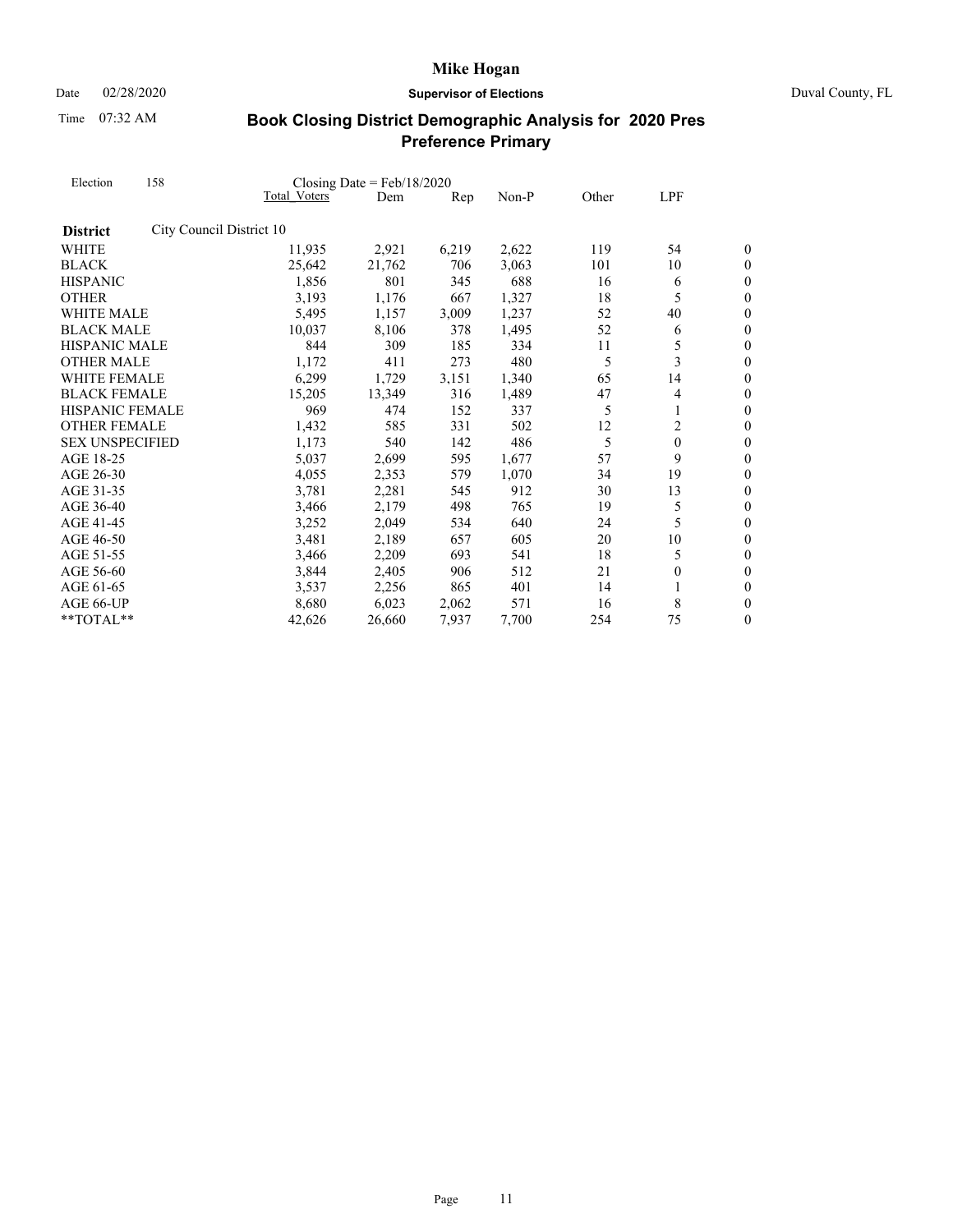# Mike Hogan

**Supervisor of Elections**

Date 02/28/2020

Time 07:32 AM

Duval County, FL

## Book Closing District Demographic Analysis for 2020 Pres Preference Primary

Election 158 — Closing Date = Feb/18/2020

| | Total Voters | Dem | Rep | Non-P | Other | LPF | |
|---|---|---|---|---|---|---|---|
| **District** City Council District 10 | | | | | | | |
| WHITE | 11,935 | 2,921 | 6,219 | 2,622 | 119 | 54 | 0 |
| BLACK | 25,642 | 21,762 | 706 | 3,063 | 101 | 10 | 0 |
| HISPANIC | 1,856 | 801 | 345 | 688 | 16 | 6 | 0 |
| OTHER | 3,193 | 1,176 | 667 | 1,327 | 18 | 5 | 0 |
| WHITE MALE | 5,495 | 1,157 | 3,009 | 1,237 | 52 | 40 | 0 |
| BLACK MALE | 10,037 | 8,106 | 378 | 1,495 | 52 | 6 | 0 |
| HISPANIC MALE | 844 | 309 | 185 | 334 | 11 | 5 | 0 |
| OTHER MALE | 1,172 | 411 | 273 | 480 | 5 | 3 | 0 |
| WHITE FEMALE | 6,299 | 1,729 | 3,151 | 1,340 | 65 | 14 | 0 |
| BLACK FEMALE | 15,205 | 13,349 | 316 | 1,489 | 47 | 4 | 0 |
| HISPANIC FEMALE | 969 | 474 | 152 | 337 | 5 | 1 | 0 |
| OTHER FEMALE | 1,432 | 585 | 331 | 502 | 12 | 2 | 0 |
| SEX UNSPECIFIED | 1,173 | 540 | 142 | 486 | 5 | 0 | 0 |
| AGE 18-25 | 5,037 | 2,699 | 595 | 1,677 | 57 | 9 | 0 |
| AGE 26-30 | 4,055 | 2,353 | 579 | 1,070 | 34 | 19 | 0 |
| AGE 31-35 | 3,781 | 2,281 | 545 | 912 | 30 | 13 | 0 |
| AGE 36-40 | 3,466 | 2,179 | 498 | 765 | 19 | 5 | 0 |
| AGE 41-45 | 3,252 | 2,049 | 534 | 640 | 24 | 5 | 0 |
| AGE 46-50 | 3,481 | 2,189 | 657 | 605 | 20 | 10 | 0 |
| AGE 51-55 | 3,466 | 2,209 | 693 | 541 | 18 | 5 | 0 |
| AGE 56-60 | 3,844 | 2,405 | 906 | 512 | 21 | 0 | 0 |
| AGE 61-65 | 3,537 | 2,256 | 865 | 401 | 14 | 1 | 0 |
| AGE 66-UP | 8,680 | 6,023 | 2,062 | 571 | 16 | 8 | 0 |
| **TOTAL** | 42,626 | 26,660 | 7,937 | 7,700 | 254 | 75 | 0 |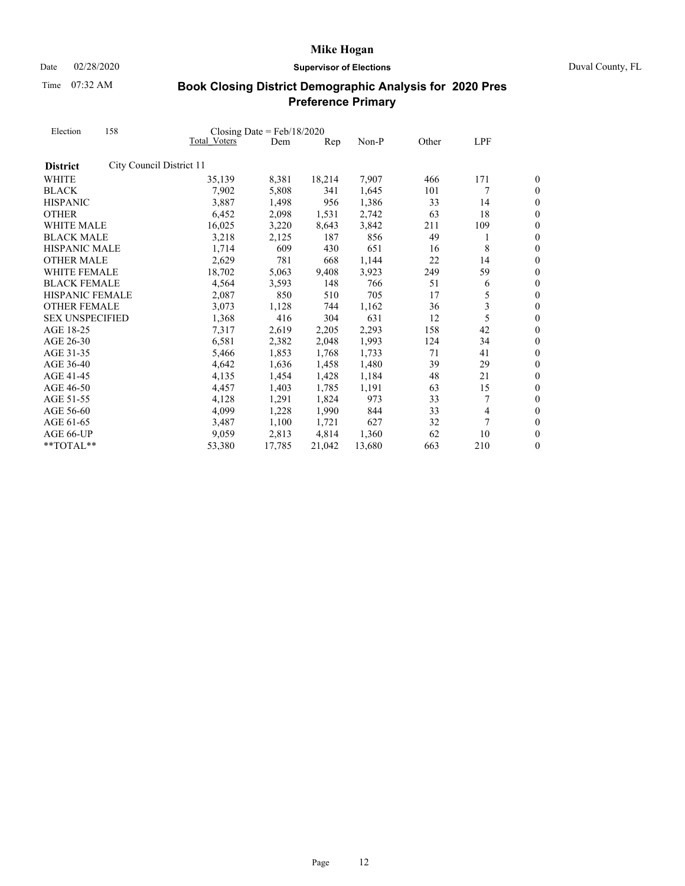**Mike Hogan**

Date 02/28/2020 **Supervisor of Elections** Duval County, FL

Time 07:32 AM

## Book Closing District Demographic Analysis for 2020 Pres Preference Primary

Election 158 Closing Date = Feb/18/2020

| District: City Council District 11 | Total Voters | Dem | Rep | Non-P | Other | LPF | |
|---|---|---|---|---|---|---|---|
| WHITE | 35,139 | 8,381 | 18,214 | 7,907 | 466 | 171 | 0 |
| BLACK | 7,902 | 5,808 | 341 | 1,645 | 101 | 7 | 0 |
| HISPANIC | 3,887 | 1,498 | 956 | 1,386 | 33 | 14 | 0 |
| OTHER | 6,452 | 2,098 | 1,531 | 2,742 | 63 | 18 | 0 |
| WHITE MALE | 16,025 | 3,220 | 8,643 | 3,842 | 211 | 109 | 0 |
| BLACK MALE | 3,218 | 2,125 | 187 | 856 | 49 | 1 | 0 |
| HISPANIC MALE | 1,714 | 609 | 430 | 651 | 16 | 8 | 0 |
| OTHER MALE | 2,629 | 781 | 668 | 1,144 | 22 | 14 | 0 |
| WHITE FEMALE | 18,702 | 5,063 | 9,408 | 3,923 | 249 | 59 | 0 |
| BLACK FEMALE | 4,564 | 3,593 | 148 | 766 | 51 | 6 | 0 |
| HISPANIC FEMALE | 2,087 | 850 | 510 | 705 | 17 | 5 | 0 |
| OTHER FEMALE | 3,073 | 1,128 | 744 | 1,162 | 36 | 3 | 0 |
| SEX UNSPECIFIED | 1,368 | 416 | 304 | 631 | 12 | 5 | 0 |
| AGE 18-25 | 7,317 | 2,619 | 2,205 | 2,293 | 158 | 42 | 0 |
| AGE 26-30 | 6,581 | 2,382 | 2,048 | 1,993 | 124 | 34 | 0 |
| AGE 31-35 | 5,466 | 1,853 | 1,768 | 1,733 | 71 | 41 | 0 |
| AGE 36-40 | 4,642 | 1,636 | 1,458 | 1,480 | 39 | 29 | 0 |
| AGE 41-45 | 4,135 | 1,454 | 1,428 | 1,184 | 48 | 21 | 0 |
| AGE 46-50 | 4,457 | 1,403 | 1,785 | 1,191 | 63 | 15 | 0 |
| AGE 51-55 | 4,128 | 1,291 | 1,824 | 973 | 33 | 7 | 0 |
| AGE 56-60 | 4,099 | 1,228 | 1,990 | 844 | 33 | 4 | 0 |
| AGE 61-65 | 3,487 | 1,100 | 1,721 | 627 | 32 | 7 | 0 |
| AGE 66-UP | 9,059 | 2,813 | 4,814 | 1,360 | 62 | 10 | 0 |
| **TOTAL** | 53,380 | 17,785 | 21,042 | 13,680 | 663 | 210 | 0 |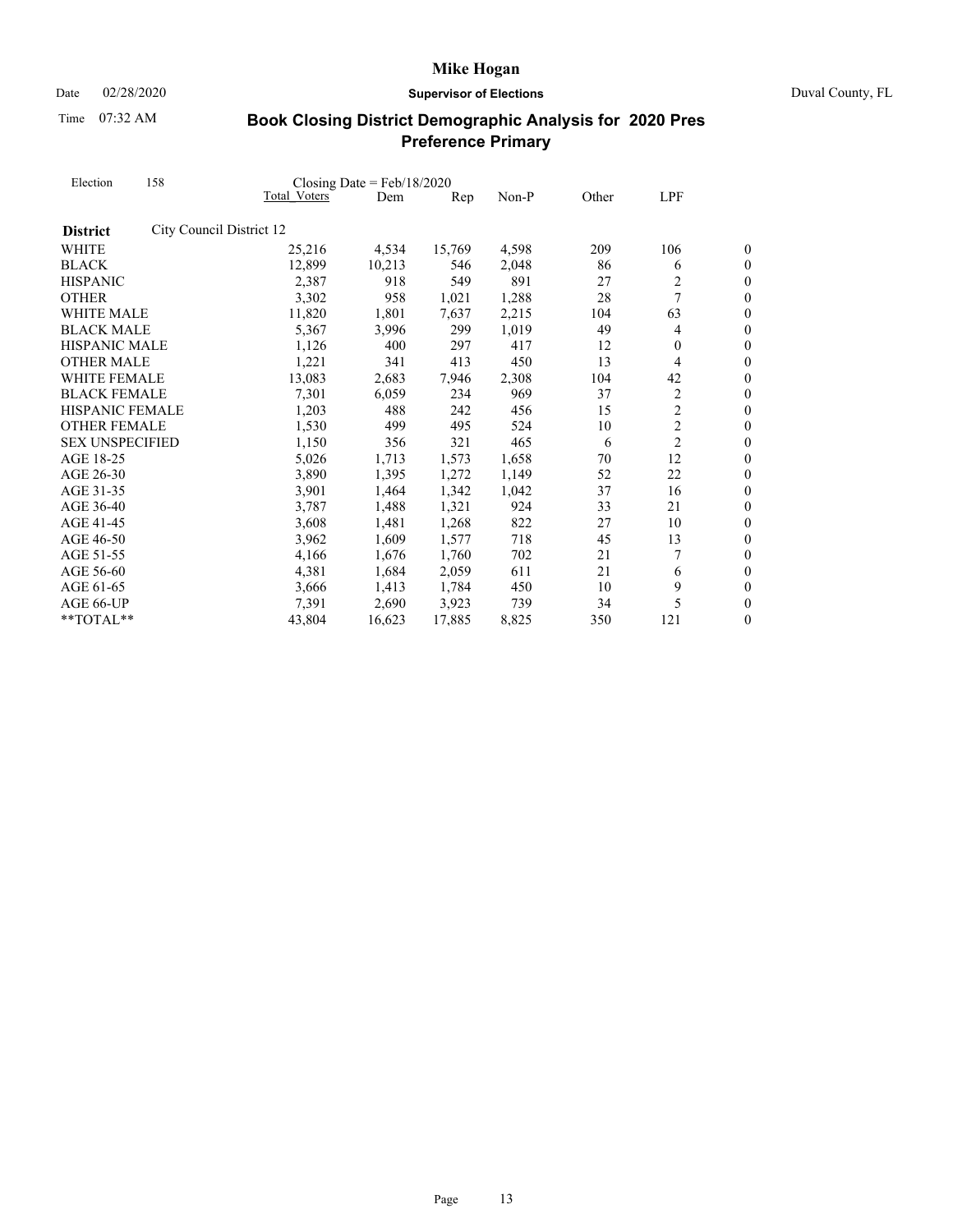# Mike Hogan

Date 02/28/2020 **Supervisor of Elections** Duval County, FL

Time 07:32 AM

## Book Closing District Demographic Analysis for 2020 Pres Preference Primary

Election 158 Closing Date = Feb/18/2020

| | Total Voters | Dem | Rep | Non-P | Other | LPF | |
|---|---|---|---|---|---|---|---|
| **District** City Council District 12 | | | | | | | |
| WHITE | 25,216 | 4,534 | 15,769 | 4,598 | 209 | 106 | 0 |
| BLACK | 12,899 | 10,213 | 546 | 2,048 | 86 | 6 | 0 |
| HISPANIC | 2,387 | 918 | 549 | 891 | 27 | 2 | 0 |
| OTHER | 3,302 | 958 | 1,021 | 1,288 | 28 | 7 | 0 |
| WHITE MALE | 11,820 | 1,801 | 7,637 | 2,215 | 104 | 63 | 0 |
| BLACK MALE | 5,367 | 3,996 | 299 | 1,019 | 49 | 4 | 0 |
| HISPANIC MALE | 1,126 | 400 | 297 | 417 | 12 | 0 | 0 |
| OTHER MALE | 1,221 | 341 | 413 | 450 | 13 | 4 | 0 |
| WHITE FEMALE | 13,083 | 2,683 | 7,946 | 2,308 | 104 | 42 | 0 |
| BLACK FEMALE | 7,301 | 6,059 | 234 | 969 | 37 | 2 | 0 |
| HISPANIC FEMALE | 1,203 | 488 | 242 | 456 | 15 | 2 | 0 |
| OTHER FEMALE | 1,530 | 499 | 495 | 524 | 10 | 2 | 0 |
| SEX UNSPECIFIED | 1,150 | 356 | 321 | 465 | 6 | 2 | 0 |
| AGE 18-25 | 5,026 | 1,713 | 1,573 | 1,658 | 70 | 12 | 0 |
| AGE 26-30 | 3,890 | 1,395 | 1,272 | 1,149 | 52 | 22 | 0 |
| AGE 31-35 | 3,901 | 1,464 | 1,342 | 1,042 | 37 | 16 | 0 |
| AGE 36-40 | 3,787 | 1,488 | 1,321 | 924 | 33 | 21 | 0 |
| AGE 41-45 | 3,608 | 1,481 | 1,268 | 822 | 27 | 10 | 0 |
| AGE 46-50 | 3,962 | 1,609 | 1,577 | 718 | 45 | 13 | 0 |
| AGE 51-55 | 4,166 | 1,676 | 1,760 | 702 | 21 | 7 | 0 |
| AGE 56-60 | 4,381 | 1,684 | 2,059 | 611 | 21 | 6 | 0 |
| AGE 61-65 | 3,666 | 1,413 | 1,784 | 450 | 10 | 9 | 0 |
| AGE 66-UP | 7,391 | 2,690 | 3,923 | 739 | 34 | 5 | 0 |
| **TOTAL** | 43,804 | 16,623 | 17,885 | 8,825 | 350 | 121 | 0 |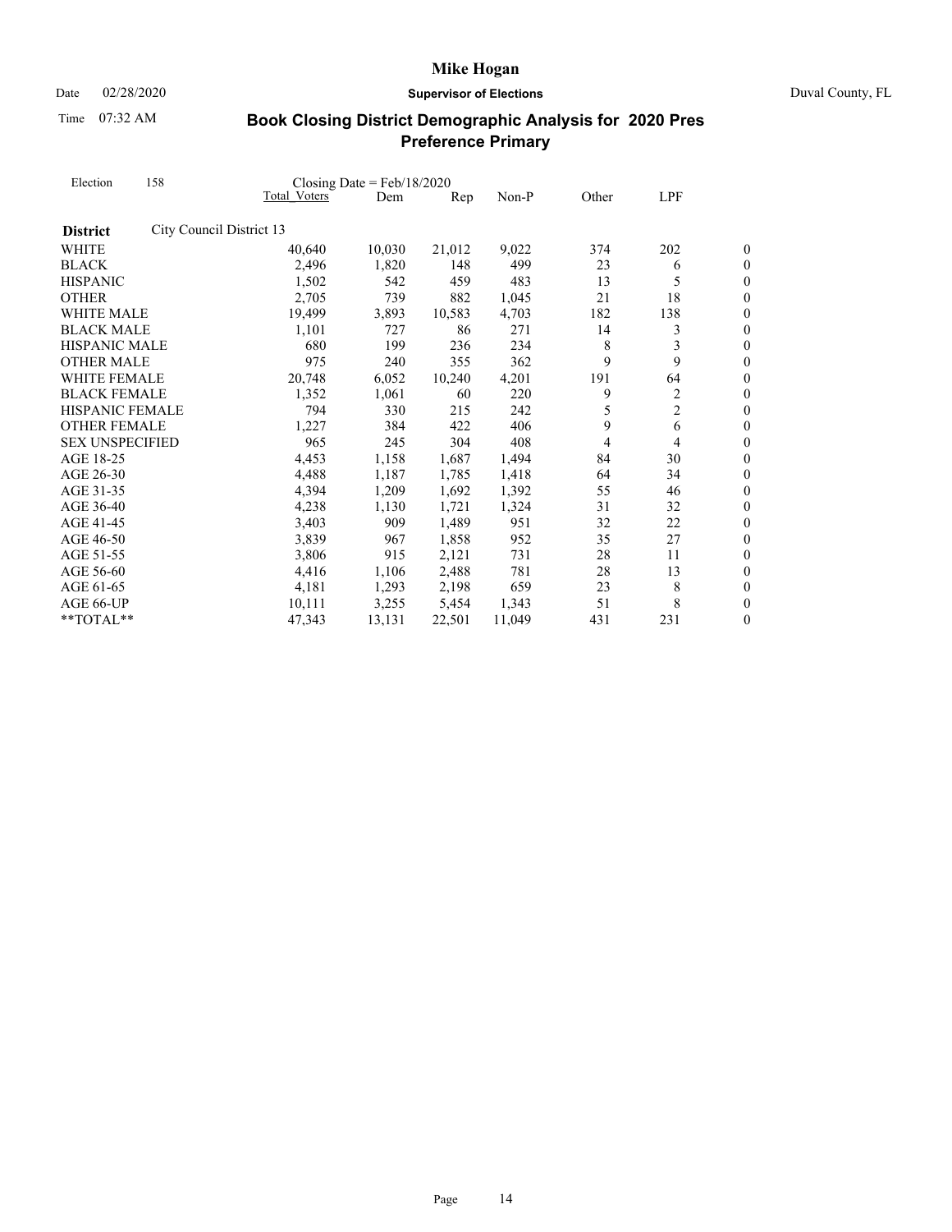# Mike Hogan

Date 02/28/2020 **Supervisor of Elections** Duval County, FL

Time 07:32 AM

## Book Closing District Demographic Analysis for 2020 Pres Preference Primary

Election 158 Closing Date = Feb/18/2020

| | Total Voters | Dem | Rep | Non-P | Other | LPF | |
|---|---|---|---|---|---|---|---|
| **District** City Council District 13 | | | | | | | |
| WHITE | 40,640 | 10,030 | 21,012 | 9,022 | 374 | 202 | 0 |
| BLACK | 2,496 | 1,820 | 148 | 499 | 23 | 6 | 0 |
| HISPANIC | 1,502 | 542 | 459 | 483 | 13 | 5 | 0 |
| OTHER | 2,705 | 739 | 882 | 1,045 | 21 | 18 | 0 |
| WHITE MALE | 19,499 | 3,893 | 10,583 | 4,703 | 182 | 138 | 0 |
| BLACK MALE | 1,101 | 727 | 86 | 271 | 14 | 3 | 0 |
| HISPANIC MALE | 680 | 199 | 236 | 234 | 8 | 3 | 0 |
| OTHER MALE | 975 | 240 | 355 | 362 | 9 | 9 | 0 |
| WHITE FEMALE | 20,748 | 6,052 | 10,240 | 4,201 | 191 | 64 | 0 |
| BLACK FEMALE | 1,352 | 1,061 | 60 | 220 | 9 | 2 | 0 |
| HISPANIC FEMALE | 794 | 330 | 215 | 242 | 5 | 2 | 0 |
| OTHER FEMALE | 1,227 | 384 | 422 | 406 | 9 | 6 | 0 |
| SEX UNSPECIFIED | 965 | 245 | 304 | 408 | 4 | 4 | 0 |
| AGE 18-25 | 4,453 | 1,158 | 1,687 | 1,494 | 84 | 30 | 0 |
| AGE 26-30 | 4,488 | 1,187 | 1,785 | 1,418 | 64 | 34 | 0 |
| AGE 31-35 | 4,394 | 1,209 | 1,692 | 1,392 | 55 | 46 | 0 |
| AGE 36-40 | 4,238 | 1,130 | 1,721 | 1,324 | 31 | 32 | 0 |
| AGE 41-45 | 3,403 | 909 | 1,489 | 951 | 32 | 22 | 0 |
| AGE 46-50 | 3,839 | 967 | 1,858 | 952 | 35 | 27 | 0 |
| AGE 51-55 | 3,806 | 915 | 2,121 | 731 | 28 | 11 | 0 |
| AGE 56-60 | 4,416 | 1,106 | 2,488 | 781 | 28 | 13 | 0 |
| AGE 61-65 | 4,181 | 1,293 | 2,198 | 659 | 23 | 8 | 0 |
| AGE 66-UP | 10,111 | 3,255 | 5,454 | 1,343 | 51 | 8 | 0 |
| **TOTAL** | 47,343 | 13,131 | 22,501 | 11,049 | 431 | 231 | 0 |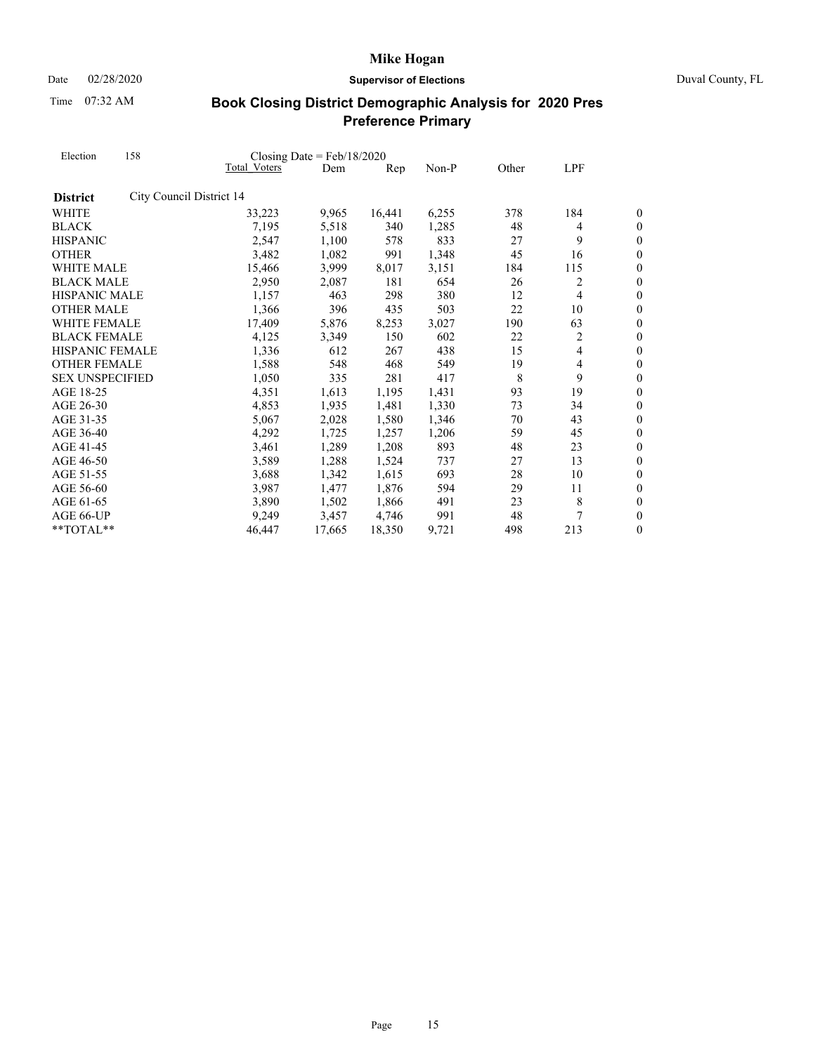# Book Closing District Demographic Analysis for 2020 Pres Preference Primary

Mike Hogan
Supervisor of Elections
Duval County, FL

Date 02/28/2020
Time 07:32 AM

Election 158 Closing Date = Feb/18/2020

| | Total Voters | Dem | Rep | Non-P | Other | LPF | |
|---|---|---|---|---|---|---|---|
| **District** City Council District 14 | | | | | | | |
| WHITE | 33,223 | 9,965 | 16,441 | 6,255 | 378 | 184 | 0 |
| BLACK | 7,195 | 5,518 | 340 | 1,285 | 48 | 4 | 0 |
| HISPANIC | 2,547 | 1,100 | 578 | 833 | 27 | 9 | 0 |
| OTHER | 3,482 | 1,082 | 991 | 1,348 | 45 | 16 | 0 |
| WHITE MALE | 15,466 | 3,999 | 8,017 | 3,151 | 184 | 115 | 0 |
| BLACK MALE | 2,950 | 2,087 | 181 | 654 | 26 | 2 | 0 |
| HISPANIC MALE | 1,157 | 463 | 298 | 380 | 12 | 4 | 0 |
| OTHER MALE | 1,366 | 396 | 435 | 503 | 22 | 10 | 0 |
| WHITE FEMALE | 17,409 | 5,876 | 8,253 | 3,027 | 190 | 63 | 0 |
| BLACK FEMALE | 4,125 | 3,349 | 150 | 602 | 22 | 2 | 0 |
| HISPANIC FEMALE | 1,336 | 612 | 267 | 438 | 15 | 4 | 0 |
| OTHER FEMALE | 1,588 | 548 | 468 | 549 | 19 | 4 | 0 |
| SEX UNSPECIFIED | 1,050 | 335 | 281 | 417 | 8 | 9 | 0 |
| AGE 18-25 | 4,351 | 1,613 | 1,195 | 1,431 | 93 | 19 | 0 |
| AGE 26-30 | 4,853 | 1,935 | 1,481 | 1,330 | 73 | 34 | 0 |
| AGE 31-35 | 5,067 | 2,028 | 1,580 | 1,346 | 70 | 43 | 0 |
| AGE 36-40 | 4,292 | 1,725 | 1,257 | 1,206 | 59 | 45 | 0 |
| AGE 41-45 | 3,461 | 1,289 | 1,208 | 893 | 48 | 23 | 0 |
| AGE 46-50 | 3,589 | 1,288 | 1,524 | 737 | 27 | 13 | 0 |
| AGE 51-55 | 3,688 | 1,342 | 1,615 | 693 | 28 | 10 | 0 |
| AGE 56-60 | 3,987 | 1,477 | 1,876 | 594 | 29 | 11 | 0 |
| AGE 61-65 | 3,890 | 1,502 | 1,866 | 491 | 23 | 8 | 0 |
| AGE 66-UP | 9,249 | 3,457 | 4,746 | 991 | 48 | 7 | 0 |
| **TOTAL** | 46,447 | 17,665 | 18,350 | 9,721 | 498 | 213 | 0 |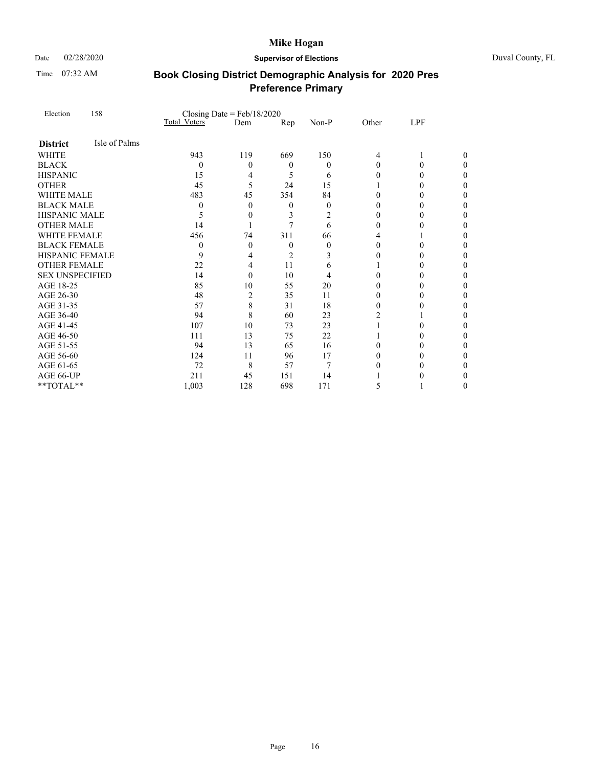# Mike Hogan

Date 02/28/2020 **Supervisor of Elections** Duval County, FL

Time 07:32 AM

## Book Closing District Demographic Analysis for 2020 Pres Preference Primary

Election 158 Closing Date = Feb/18/2020

| | Total Voters | Dem | Rep | Non-P | Other | LPF | |
|---|---|---|---|---|---|---|---|
| **District** Isle of Palms | | | | | | | |
| WHITE | 943 | 119 | 669 | 150 | 4 | 1 | 0 |
| BLACK | 0 | 0 | 0 | 0 | 0 | 0 | 0 |
| HISPANIC | 15 | 4 | 5 | 6 | 0 | 0 | 0 |
| OTHER | 45 | 5 | 24 | 15 | 1 | 0 | 0 |
| WHITE MALE | 483 | 45 | 354 | 84 | 0 | 0 | 0 |
| BLACK MALE | 0 | 0 | 0 | 0 | 0 | 0 | 0 |
| HISPANIC MALE | 5 | 0 | 3 | 2 | 0 | 0 | 0 |
| OTHER MALE | 14 | 1 | 7 | 6 | 0 | 0 | 0 |
| WHITE FEMALE | 456 | 74 | 311 | 66 | 4 | 1 | 0 |
| BLACK FEMALE | 0 | 0 | 0 | 0 | 0 | 0 | 0 |
| HISPANIC FEMALE | 9 | 4 | 2 | 3 | 0 | 0 | 0 |
| OTHER FEMALE | 22 | 4 | 11 | 6 | 1 | 0 | 0 |
| SEX UNSPECIFIED | 14 | 0 | 10 | 4 | 0 | 0 | 0 |
| AGE 18-25 | 85 | 10 | 55 | 20 | 0 | 0 | 0 |
| AGE 26-30 | 48 | 2 | 35 | 11 | 0 | 0 | 0 |
| AGE 31-35 | 57 | 8 | 31 | 18 | 0 | 0 | 0 |
| AGE 36-40 | 94 | 8 | 60 | 23 | 2 | 1 | 0 |
| AGE 41-45 | 107 | 10 | 73 | 23 | 1 | 0 | 0 |
| AGE 46-50 | 111 | 13 | 75 | 22 | 1 | 0 | 0 |
| AGE 51-55 | 94 | 13 | 65 | 16 | 0 | 0 | 0 |
| AGE 56-60 | 124 | 11 | 96 | 17 | 0 | 0 | 0 |
| AGE 61-65 | 72 | 8 | 57 | 7 | 0 | 0 | 0 |
| AGE 66-UP | 211 | 45 | 151 | 14 | 1 | 0 | 0 |
| **TOTAL** | 1,003 | 128 | 698 | 171 | 5 | 1 | 0 |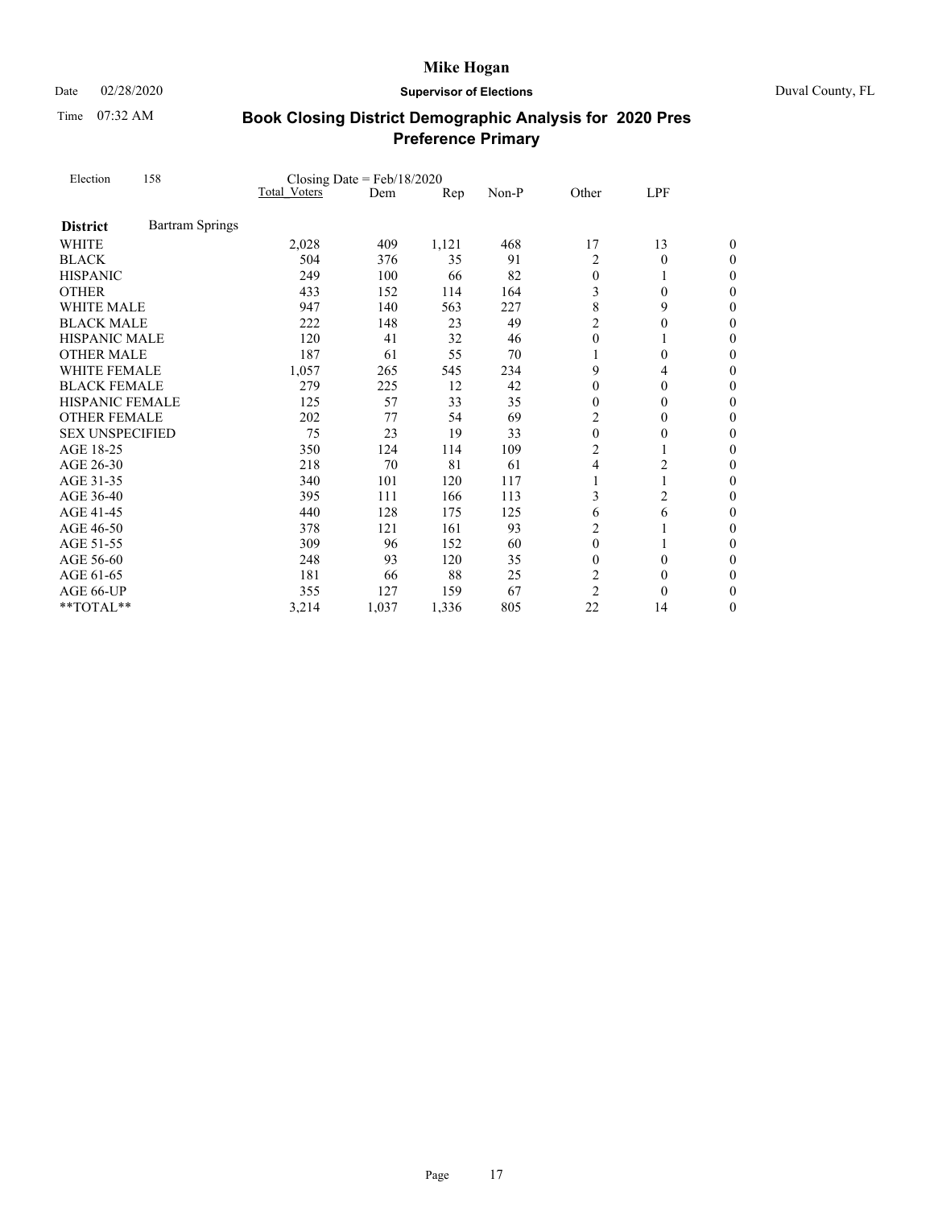# Mike Hogan

Date 02/28/2020 **Supervisor of Elections** Duval County, FL

Time 07:32 AM

## Book Closing District Demographic Analysis for 2020 Pres Preference Primary

| Election 158 | Closing Date = Feb/18/2020 Total Voters | Dem | Rep | Non-P | Other | LPF | |
|---|---|---|---|---|---|---|---|
| **District** Bartram Springs | | | | | | | |
| WHITE | 2,028 | 409 | 1,121 | 468 | 17 | 13 | 0 |
| BLACK | 504 | 376 | 35 | 91 | 2 | 0 | 0 |
| HISPANIC | 249 | 100 | 66 | 82 | 0 | 1 | 0 |
| OTHER | 433 | 152 | 114 | 164 | 3 | 0 | 0 |
| WHITE MALE | 947 | 140 | 563 | 227 | 8 | 9 | 0 |
| BLACK MALE | 222 | 148 | 23 | 49 | 2 | 0 | 0 |
| HISPANIC MALE | 120 | 41 | 32 | 46 | 0 | 1 | 0 |
| OTHER MALE | 187 | 61 | 55 | 70 | 1 | 0 | 0 |
| WHITE FEMALE | 1,057 | 265 | 545 | 234 | 9 | 4 | 0 |
| BLACK FEMALE | 279 | 225 | 12 | 42 | 0 | 0 | 0 |
| HISPANIC FEMALE | 125 | 57 | 33 | 35 | 0 | 0 | 0 |
| OTHER FEMALE | 202 | 77 | 54 | 69 | 2 | 0 | 0 |
| SEX UNSPECIFIED | 75 | 23 | 19 | 33 | 0 | 0 | 0 |
| AGE 18-25 | 350 | 124 | 114 | 109 | 2 | 1 | 0 |
| AGE 26-30 | 218 | 70 | 81 | 61 | 4 | 2 | 0 |
| AGE 31-35 | 340 | 101 | 120 | 117 | 1 | 1 | 0 |
| AGE 36-40 | 395 | 111 | 166 | 113 | 3 | 2 | 0 |
| AGE 41-45 | 440 | 128 | 175 | 125 | 6 | 6 | 0 |
| AGE 46-50 | 378 | 121 | 161 | 93 | 2 | 1 | 0 |
| AGE 51-55 | 309 | 96 | 152 | 60 | 0 | 1 | 0 |
| AGE 56-60 | 248 | 93 | 120 | 35 | 0 | 0 | 0 |
| AGE 61-65 | 181 | 66 | 88 | 25 | 2 | 0 | 0 |
| AGE 66-UP | 355 | 127 | 159 | 67 | 2 | 0 | 0 |
| **TOTAL** | 3,214 | 1,037 | 1,336 | 805 | 22 | 14 | 0 |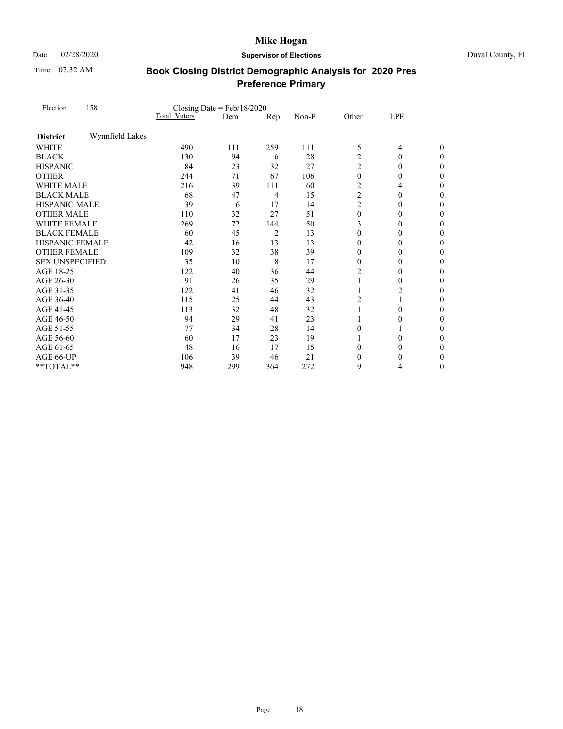# Book Closing District Demographic Analysis for 2020 Pres Preference Primary

Mike Hogan
Supervisor of Elections
Duval County, FL

Date 02/28/2020
Time 07:32 AM

| Election 158 | Closing Date = Feb/18/2020 Total Voters | Dem | Rep | Non-P | Other | LPF | |
|---|---|---|---|---|---|---|---|
| **District** Wynnfield Lakes | | | | | | | |
| WHITE | 490 | 111 | 259 | 111 | 5 | 4 | 0 |
| BLACK | 130 | 94 | 6 | 28 | 2 | 0 | 0 |
| HISPANIC | 84 | 23 | 32 | 27 | 2 | 0 | 0 |
| OTHER | 244 | 71 | 67 | 106 | 0 | 0 | 0 |
| WHITE MALE | 216 | 39 | 111 | 60 | 2 | 4 | 0 |
| BLACK MALE | 68 | 47 | 4 | 15 | 2 | 0 | 0 |
| HISPANIC MALE | 39 | 6 | 17 | 14 | 2 | 0 | 0 |
| OTHER MALE | 110 | 32 | 27 | 51 | 0 | 0 | 0 |
| WHITE FEMALE | 269 | 72 | 144 | 50 | 3 | 0 | 0 |
| BLACK FEMALE | 60 | 45 | 2 | 13 | 0 | 0 | 0 |
| HISPANIC FEMALE | 42 | 16 | 13 | 13 | 0 | 0 | 0 |
| OTHER FEMALE | 109 | 32 | 38 | 39 | 0 | 0 | 0 |
| SEX UNSPECIFIED | 35 | 10 | 8 | 17 | 0 | 0 | 0 |
| AGE 18-25 | 122 | 40 | 36 | 44 | 2 | 0 | 0 |
| AGE 26-30 | 91 | 26 | 35 | 29 | 1 | 0 | 0 |
| AGE 31-35 | 122 | 41 | 46 | 32 | 1 | 2 | 0 |
| AGE 36-40 | 115 | 25 | 44 | 43 | 2 | 1 | 0 |
| AGE 41-45 | 113 | 32 | 48 | 32 | 1 | 0 | 0 |
| AGE 46-50 | 94 | 29 | 41 | 23 | 1 | 0 | 0 |
| AGE 51-55 | 77 | 34 | 28 | 14 | 0 | 1 | 0 |
| AGE 56-60 | 60 | 17 | 23 | 19 | 1 | 0 | 0 |
| AGE 61-65 | 48 | 16 | 17 | 15 | 0 | 0 | 0 |
| AGE 66-UP | 106 | 39 | 46 | 21 | 0 | 0 | 0 |
| **TOTAL** | 948 | 299 | 364 | 272 | 9 | 4 | 0 |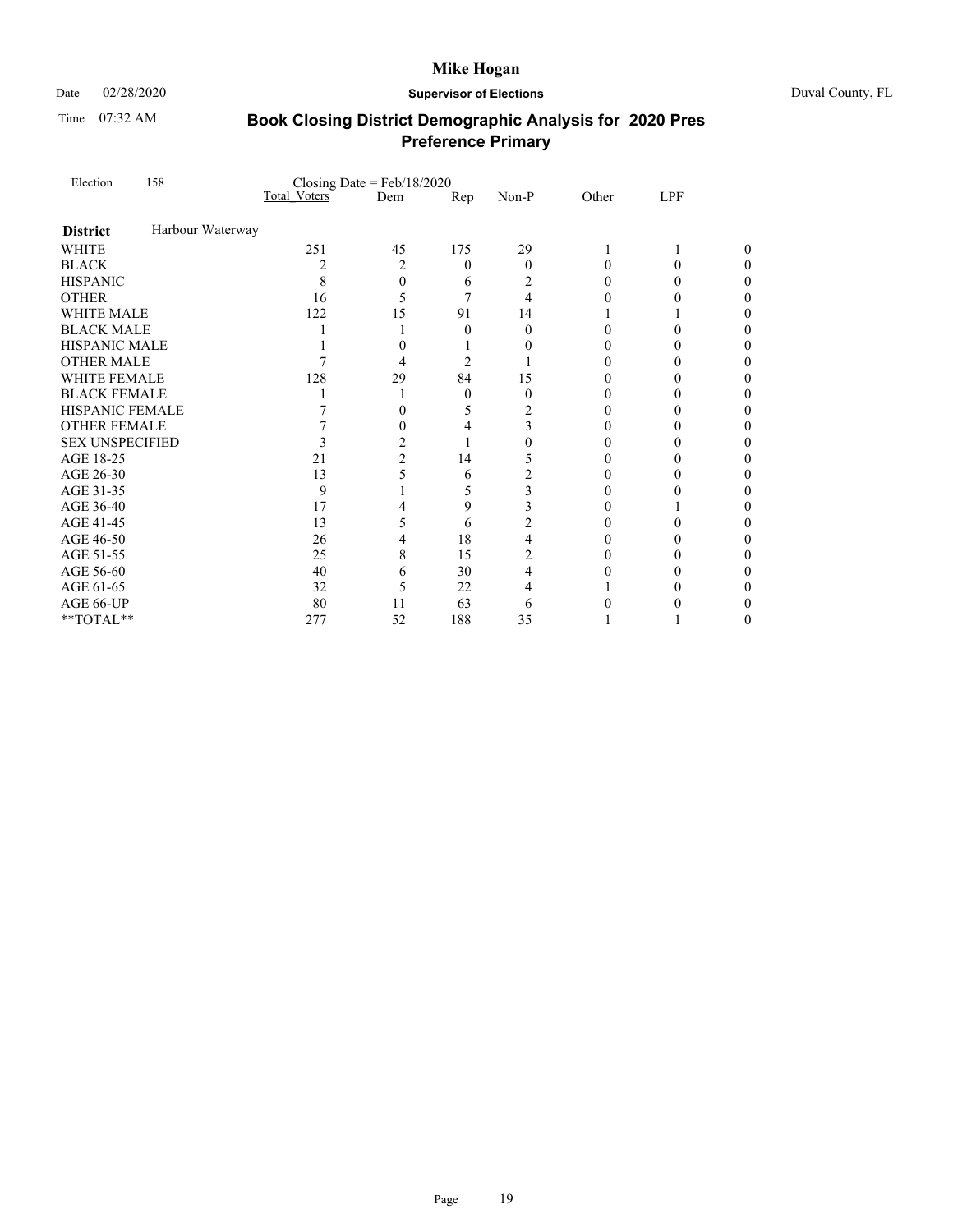# Mike Hogan

Date 02/28/2020 **Supervisor of Elections** Duval County, FL

Time 07:32 AM

## Book Closing District Demographic Analysis for 2020 Pres Preference Primary

| Election 158 | Closing Date = Feb/18/2020 Total Voters | Dem | Rep | Non-P | Other | LPF | |
|---|---|---|---|---|---|---|---|
| **District** Harbour Waterway | | | | | | | |
| WHITE | 251 | 45 | 175 | 29 | 1 | 1 | 0 |
| BLACK | 2 | 2 | 0 | 0 | 0 | 0 | 0 |
| HISPANIC | 8 | 0 | 6 | 2 | 0 | 0 | 0 |
| OTHER | 16 | 5 | 7 | 4 | 0 | 0 | 0 |
| WHITE MALE | 122 | 15 | 91 | 14 | 1 | 1 | 0 |
| BLACK MALE | 1 | 1 | 0 | 0 | 0 | 0 | 0 |
| HISPANIC MALE | 1 | 0 | 1 | 0 | 0 | 0 | 0 |
| OTHER MALE | 7 | 4 | 2 | 1 | 0 | 0 | 0 |
| WHITE FEMALE | 128 | 29 | 84 | 15 | 0 | 0 | 0 |
| BLACK FEMALE | 1 | 1 | 0 | 0 | 0 | 0 | 0 |
| HISPANIC FEMALE | 7 | 0 | 5 | 2 | 0 | 0 | 0 |
| OTHER FEMALE | 7 | 0 | 4 | 3 | 0 | 0 | 0 |
| SEX UNSPECIFIED | 3 | 2 | 1 | 0 | 0 | 0 | 0 |
| AGE 18-25 | 21 | 2 | 14 | 5 | 0 | 0 | 0 |
| AGE 26-30 | 13 | 5 | 6 | 2 | 0 | 0 | 0 |
| AGE 31-35 | 9 | 1 | 5 | 3 | 0 | 0 | 0 |
| AGE 36-40 | 17 | 4 | 9 | 3 | 0 | 1 | 0 |
| AGE 41-45 | 13 | 5 | 6 | 2 | 0 | 0 | 0 |
| AGE 46-50 | 26 | 4 | 18 | 4 | 0 | 0 | 0 |
| AGE 51-55 | 25 | 8 | 15 | 2 | 0 | 0 | 0 |
| AGE 56-60 | 40 | 6 | 30 | 4 | 0 | 0 | 0 |
| AGE 61-65 | 32 | 5 | 22 | 4 | 1 | 0 | 0 |
| AGE 66-UP | 80 | 11 | 63 | 6 | 0 | 0 | 0 |
| **TOTAL** | 277 | 52 | 188 | 35 | 1 | 1 | 0 |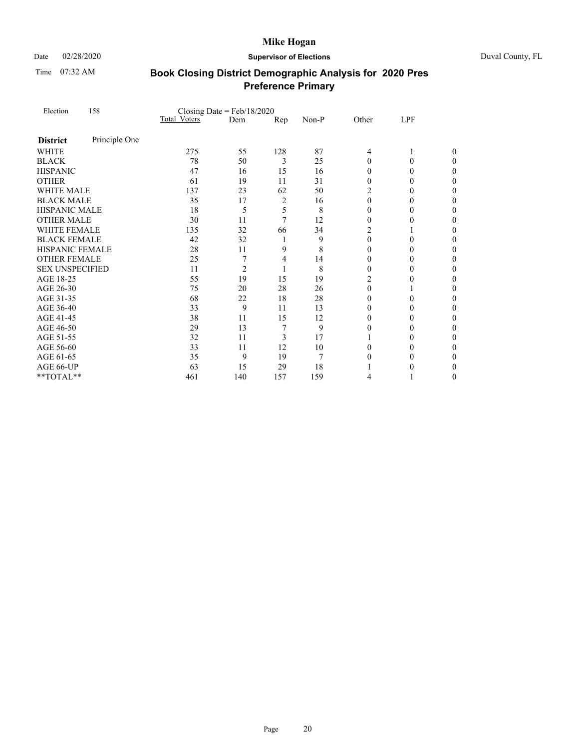# Mike Hogan

Date 02/28/2020 **Supervisor of Elections** Duval County, FL

Time 07:32 AM

## Book Closing District Demographic Analysis for 2020 Pres Preference Primary

| Election 158 | Closing Date = Feb/18/2020 Total Voters | Dem | Rep | Non-P | Other | LPF | |
|---|---|---|---|---|---|---|---|
| **District** Principle One | | | | | | | |
| WHITE | 275 | 55 | 128 | 87 | 4 | 1 | 0 |
| BLACK | 78 | 50 | 3 | 25 | 0 | 0 | 0 |
| HISPANIC | 47 | 16 | 15 | 16 | 0 | 0 | 0 |
| OTHER | 61 | 19 | 11 | 31 | 0 | 0 | 0 |
| WHITE MALE | 137 | 23 | 62 | 50 | 2 | 0 | 0 |
| BLACK MALE | 35 | 17 | 2 | 16 | 0 | 0 | 0 |
| HISPANIC MALE | 18 | 5 | 5 | 8 | 0 | 0 | 0 |
| OTHER MALE | 30 | 11 | 7 | 12 | 0 | 0 | 0 |
| WHITE FEMALE | 135 | 32 | 66 | 34 | 2 | 1 | 0 |
| BLACK FEMALE | 42 | 32 | 1 | 9 | 0 | 0 | 0 |
| HISPANIC FEMALE | 28 | 11 | 9 | 8 | 0 | 0 | 0 |
| OTHER FEMALE | 25 | 7 | 4 | 14 | 0 | 0 | 0 |
| SEX UNSPECIFIED | 11 | 2 | 1 | 8 | 0 | 0 | 0 |
| AGE 18-25 | 55 | 19 | 15 | 19 | 2 | 0 | 0 |
| AGE 26-30 | 75 | 20 | 28 | 26 | 0 | 1 | 0 |
| AGE 31-35 | 68 | 22 | 18 | 28 | 0 | 0 | 0 |
| AGE 36-40 | 33 | 9 | 11 | 13 | 0 | 0 | 0 |
| AGE 41-45 | 38 | 11 | 15 | 12 | 0 | 0 | 0 |
| AGE 46-50 | 29 | 13 | 7 | 9 | 0 | 0 | 0 |
| AGE 51-55 | 32 | 11 | 3 | 17 | 1 | 0 | 0 |
| AGE 56-60 | 33 | 11 | 12 | 10 | 0 | 0 | 0 |
| AGE 61-65 | 35 | 9 | 19 | 7 | 0 | 0 | 0 |
| AGE 66-UP | 63 | 15 | 29 | 18 | 1 | 0 | 0 |
| **TOTAL** | 461 | 140 | 157 | 159 | 4 | 1 | 0 |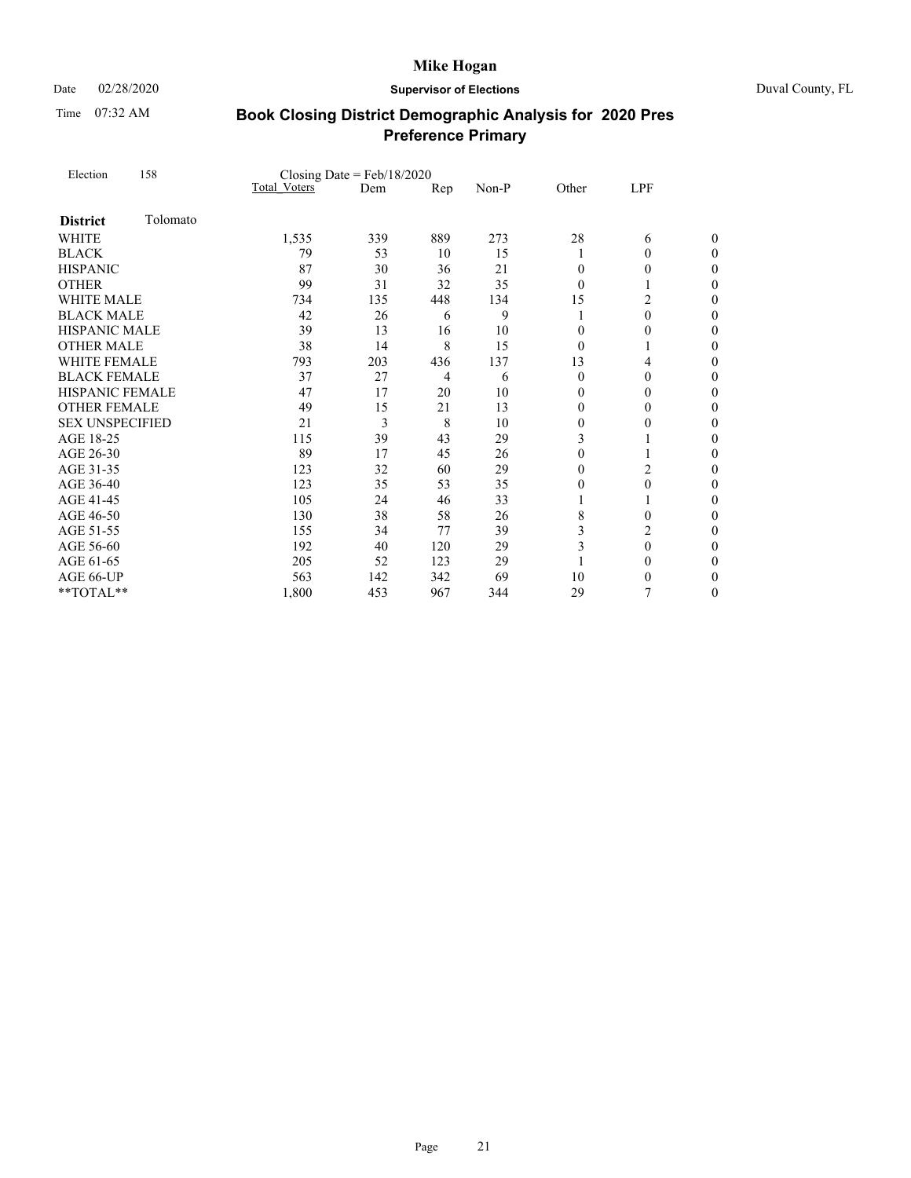# Mike Hogan

Date 02/28/2020 **Supervisor of Elections** Duval County, FL

Time 07:32 AM

## Book Closing District Demographic Analysis for 2020 Pres Preference Primary

Election 158 Closing Date = Feb/18/2020

| | Total Voters | Dem | Rep | Non-P | Other | LPF | |
|---|---|---|---|---|---|---|---|
| **District** Tolomato | | | | | | | |
| WHITE | 1,535 | 339 | 889 | 273 | 28 | 6 | 0 |
| BLACK | 79 | 53 | 10 | 15 | 1 | 0 | 0 |
| HISPANIC | 87 | 30 | 36 | 21 | 0 | 0 | 0 |
| OTHER | 99 | 31 | 32 | 35 | 0 | 1 | 0 |
| WHITE MALE | 734 | 135 | 448 | 134 | 15 | 2 | 0 |
| BLACK MALE | 42 | 26 | 6 | 9 | 1 | 0 | 0 |
| HISPANIC MALE | 39 | 13 | 16 | 10 | 0 | 0 | 0 |
| OTHER MALE | 38 | 14 | 8 | 15 | 0 | 1 | 0 |
| WHITE FEMALE | 793 | 203 | 436 | 137 | 13 | 4 | 0 |
| BLACK FEMALE | 37 | 27 | 4 | 6 | 0 | 0 | 0 |
| HISPANIC FEMALE | 47 | 17 | 20 | 10 | 0 | 0 | 0 |
| OTHER FEMALE | 49 | 15 | 21 | 13 | 0 | 0 | 0 |
| SEX UNSPECIFIED | 21 | 3 | 8 | 10 | 0 | 0 | 0 |
| AGE 18-25 | 115 | 39 | 43 | 29 | 3 | 1 | 0 |
| AGE 26-30 | 89 | 17 | 45 | 26 | 0 | 1 | 0 |
| AGE 31-35 | 123 | 32 | 60 | 29 | 0 | 2 | 0 |
| AGE 36-40 | 123 | 35 | 53 | 35 | 0 | 0 | 0 |
| AGE 41-45 | 105 | 24 | 46 | 33 | 1 | 1 | 0 |
| AGE 46-50 | 130 | 38 | 58 | 26 | 8 | 0 | 0 |
| AGE 51-55 | 155 | 34 | 77 | 39 | 3 | 2 | 0 |
| AGE 56-60 | 192 | 40 | 120 | 29 | 3 | 0 | 0 |
| AGE 61-65 | 205 | 52 | 123 | 29 | 1 | 0 | 0 |
| AGE 66-UP | 563 | 142 | 342 | 69 | 10 | 0 | 0 |
| **TOTAL** | 1,800 | 453 | 967 | 344 | 29 | 7 | 0 |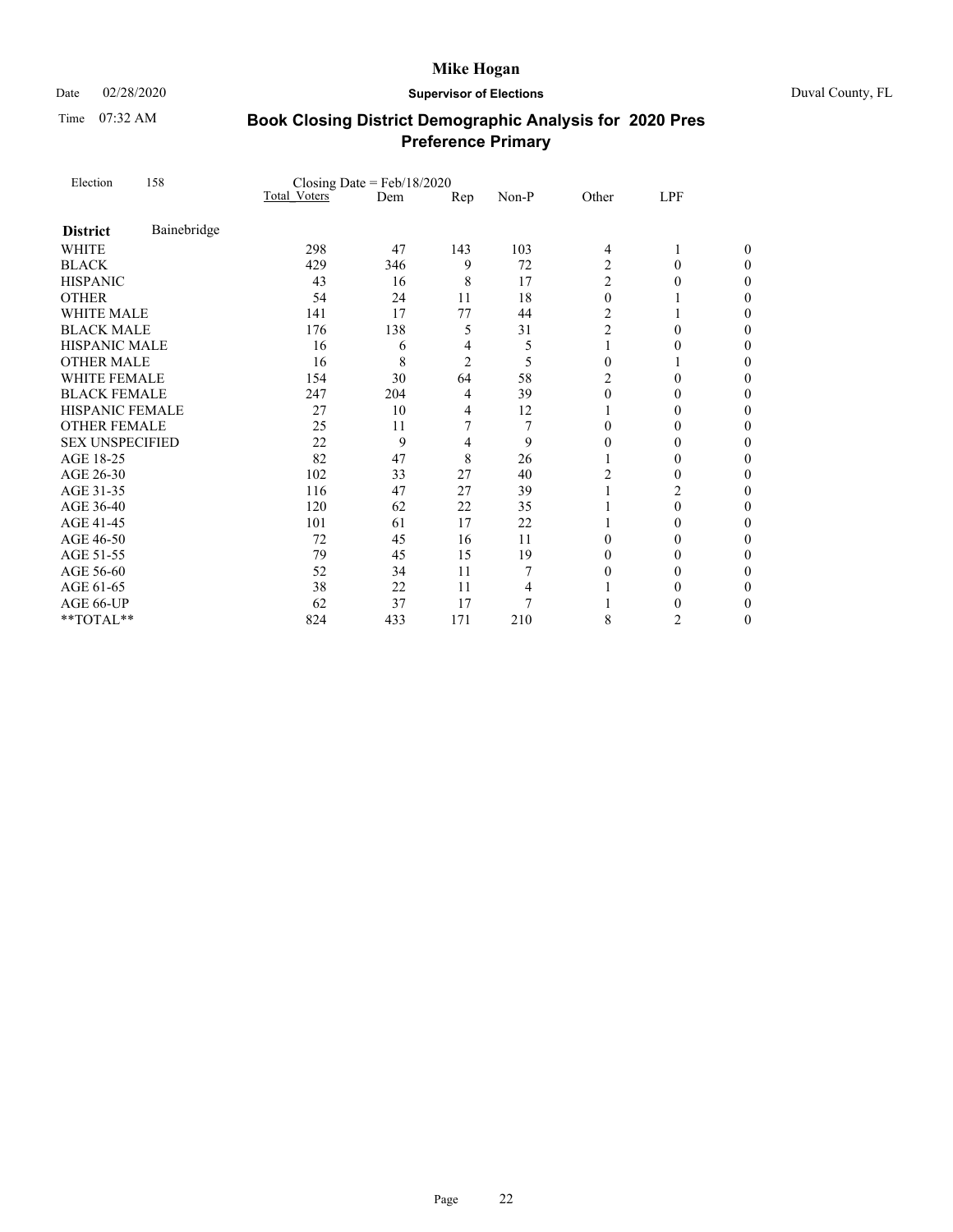# Book Closing District Demographic Analysis for 2020 Pres Preference Primary

Mike Hogan
Supervisor of Elections
Duval County, FL

Date 02/28/2020
Time 07:32 AM

Election 158 — Closing Date = Feb/18/2020

| District: Bainebridge | Total Voters | Dem | Rep | Non-P | Other | LPF | |
|---|---|---|---|---|---|---|---|
| WHITE | 298 | 47 | 143 | 103 | 4 | 1 | 0 |
| BLACK | 429 | 346 | 9 | 72 | 2 | 0 | 0 |
| HISPANIC | 43 | 16 | 8 | 17 | 2 | 0 | 0 |
| OTHER | 54 | 24 | 11 | 18 | 0 | 1 | 0 |
| WHITE MALE | 141 | 17 | 77 | 44 | 2 | 1 | 0 |
| BLACK MALE | 176 | 138 | 5 | 31 | 2 | 0 | 0 |
| HISPANIC MALE | 16 | 6 | 4 | 5 | 1 | 0 | 0 |
| OTHER MALE | 16 | 8 | 2 | 5 | 0 | 1 | 0 |
| WHITE FEMALE | 154 | 30 | 64 | 58 | 2 | 0 | 0 |
| BLACK FEMALE | 247 | 204 | 4 | 39 | 0 | 0 | 0 |
| HISPANIC FEMALE | 27 | 10 | 4 | 12 | 1 | 0 | 0 |
| OTHER FEMALE | 25 | 11 | 7 | 7 | 0 | 0 | 0 |
| SEX UNSPECIFIED | 22 | 9 | 4 | 9 | 0 | 0 | 0 |
| AGE 18-25 | 82 | 47 | 8 | 26 | 1 | 0 | 0 |
| AGE 26-30 | 102 | 33 | 27 | 40 | 2 | 0 | 0 |
| AGE 31-35 | 116 | 47 | 27 | 39 | 1 | 2 | 0 |
| AGE 36-40 | 120 | 62 | 22 | 35 | 1 | 0 | 0 |
| AGE 41-45 | 101 | 61 | 17 | 22 | 1 | 0 | 0 |
| AGE 46-50 | 72 | 45 | 16 | 11 | 0 | 0 | 0 |
| AGE 51-55 | 79 | 45 | 15 | 19 | 0 | 0 | 0 |
| AGE 56-60 | 52 | 34 | 11 | 7 | 0 | 0 | 0 |
| AGE 61-65 | 38 | 22 | 11 | 4 | 1 | 0 | 0 |
| AGE 66-UP | 62 | 37 | 17 | 7 | 1 | 0 | 0 |
| **TOTAL** | 824 | 433 | 171 | 210 | 8 | 2 | 0 |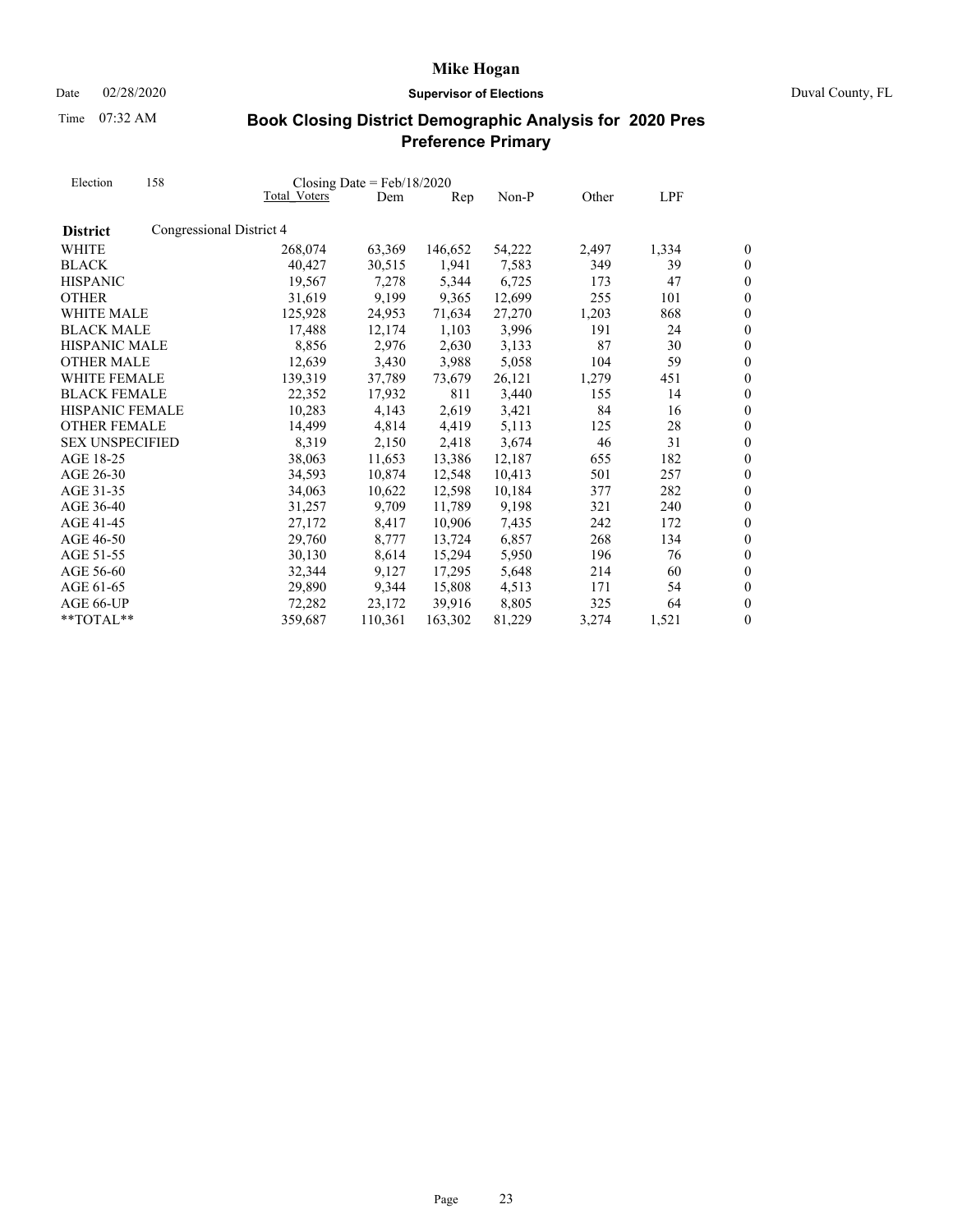# Mike Hogan

Date 02/28/2020 **Supervisor of Elections** Duval County, FL

Time 07:32 AM

## Book Closing District Demographic Analysis for 2020 Pres Preference Primary

Election 158 Closing Date = Feb/18/2020

| | Total Voters | Dem | Rep | Non-P | Other | LPF | |
|---|---|---|---|---|---|---|---|
| **District** Congressional District 4 | | | | | | | |
| WHITE | 268,074 | 63,369 | 146,652 | 54,222 | 2,497 | 1,334 | 0 |
| BLACK | 40,427 | 30,515 | 1,941 | 7,583 | 349 | 39 | 0 |
| HISPANIC | 19,567 | 7,278 | 5,344 | 6,725 | 173 | 47 | 0 |
| OTHER | 31,619 | 9,199 | 9,365 | 12,699 | 255 | 101 | 0 |
| WHITE MALE | 125,928 | 24,953 | 71,634 | 27,270 | 1,203 | 868 | 0 |
| BLACK MALE | 17,488 | 12,174 | 1,103 | 3,996 | 191 | 24 | 0 |
| HISPANIC MALE | 8,856 | 2,976 | 2,630 | 3,133 | 87 | 30 | 0 |
| OTHER MALE | 12,639 | 3,430 | 3,988 | 5,058 | 104 | 59 | 0 |
| WHITE FEMALE | 139,319 | 37,789 | 73,679 | 26,121 | 1,279 | 451 | 0 |
| BLACK FEMALE | 22,352 | 17,932 | 811 | 3,440 | 155 | 14 | 0 |
| HISPANIC FEMALE | 10,283 | 4,143 | 2,619 | 3,421 | 84 | 16 | 0 |
| OTHER FEMALE | 14,499 | 4,814 | 4,419 | 5,113 | 125 | 28 | 0 |
| SEX UNSPECIFIED | 8,319 | 2,150 | 2,418 | 3,674 | 46 | 31 | 0 |
| AGE 18-25 | 38,063 | 11,653 | 13,386 | 12,187 | 655 | 182 | 0 |
| AGE 26-30 | 34,593 | 10,874 | 12,548 | 10,413 | 501 | 257 | 0 |
| AGE 31-35 | 34,063 | 10,622 | 12,598 | 10,184 | 377 | 282 | 0 |
| AGE 36-40 | 31,257 | 9,709 | 11,789 | 9,198 | 321 | 240 | 0 |
| AGE 41-45 | 27,172 | 8,417 | 10,906 | 7,435 | 242 | 172 | 0 |
| AGE 46-50 | 29,760 | 8,777 | 13,724 | 6,857 | 268 | 134 | 0 |
| AGE 51-55 | 30,130 | 8,614 | 15,294 | 5,950 | 196 | 76 | 0 |
| AGE 56-60 | 32,344 | 9,127 | 17,295 | 5,648 | 214 | 60 | 0 |
| AGE 61-65 | 29,890 | 9,344 | 15,808 | 4,513 | 171 | 54 | 0 |
| AGE 66-UP | 72,282 | 23,172 | 39,916 | 8,805 | 325 | 64 | 0 |
| **TOTAL** | 359,687 | 110,361 | 163,302 | 81,229 | 3,274 | 1,521 | 0 |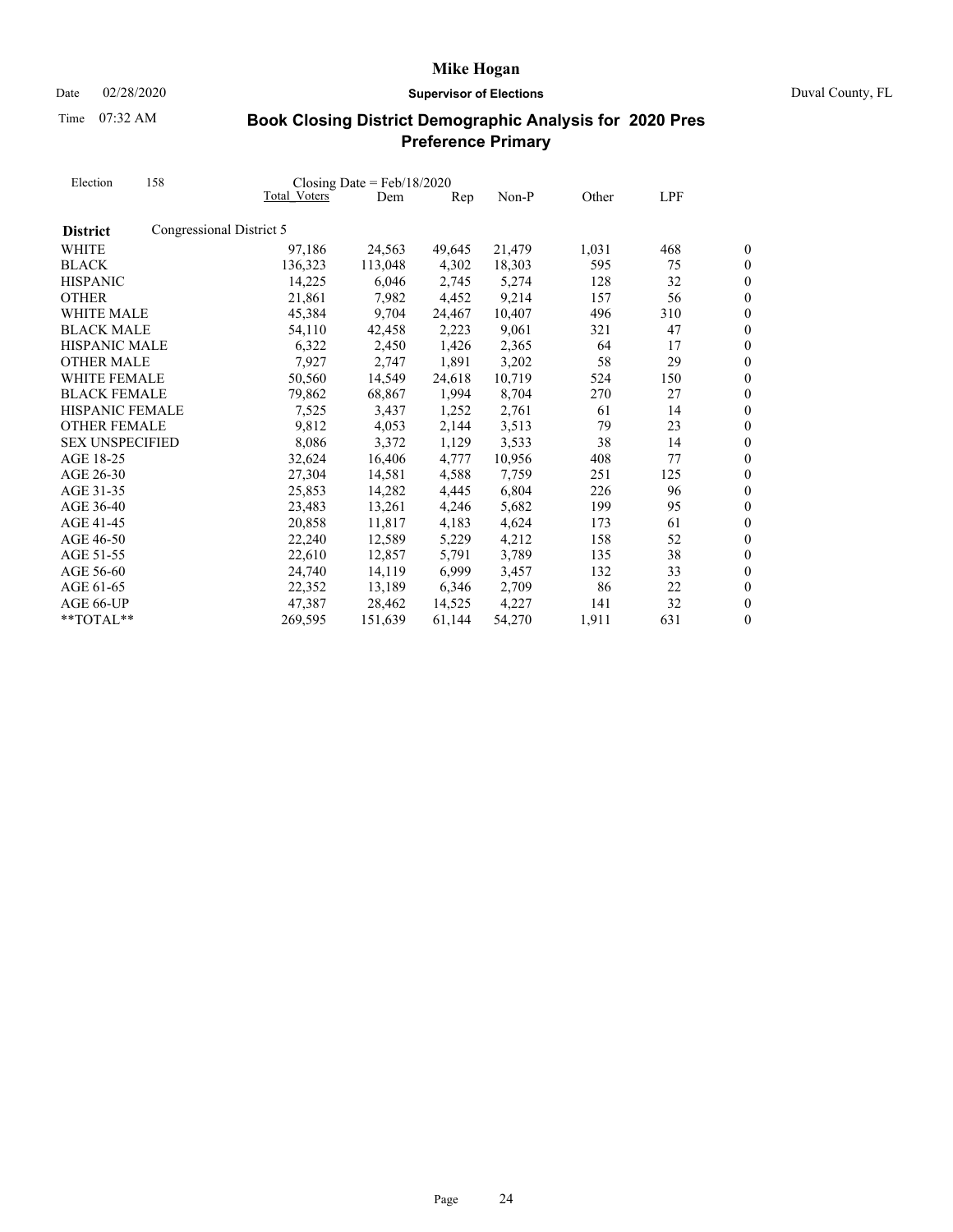# Mike Hogan

**Supervisor of Elections**

Date 02/28/2020

Time 07:32 AM

Duval County, FL

## Book Closing District Demographic Analysis for 2020 Pres Preference Primary

Election 158 Closing Date = Feb/18/2020

| | Total Voters | Dem | Rep | Non-P | Other | LPF | |
|---|---|---|---|---|---|---|---|
| **District** Congressional District 5 | | | | | | | |
| WHITE | 97,186 | 24,563 | 49,645 | 21,479 | 1,031 | 468 | 0 |
| BLACK | 136,323 | 113,048 | 4,302 | 18,303 | 595 | 75 | 0 |
| HISPANIC | 14,225 | 6,046 | 2,745 | 5,274 | 128 | 32 | 0 |
| OTHER | 21,861 | 7,982 | 4,452 | 9,214 | 157 | 56 | 0 |
| WHITE MALE | 45,384 | 9,704 | 24,467 | 10,407 | 496 | 310 | 0 |
| BLACK MALE | 54,110 | 42,458 | 2,223 | 9,061 | 321 | 47 | 0 |
| HISPANIC MALE | 6,322 | 2,450 | 1,426 | 2,365 | 64 | 17 | 0 |
| OTHER MALE | 7,927 | 2,747 | 1,891 | 3,202 | 58 | 29 | 0 |
| WHITE FEMALE | 50,560 | 14,549 | 24,618 | 10,719 | 524 | 150 | 0 |
| BLACK FEMALE | 79,862 | 68,867 | 1,994 | 8,704 | 270 | 27 | 0 |
| HISPANIC FEMALE | 7,525 | 3,437 | 1,252 | 2,761 | 61 | 14 | 0 |
| OTHER FEMALE | 9,812 | 4,053 | 2,144 | 3,513 | 79 | 23 | 0 |
| SEX UNSPECIFIED | 8,086 | 3,372 | 1,129 | 3,533 | 38 | 14 | 0 |
| AGE 18-25 | 32,624 | 16,406 | 4,777 | 10,956 | 408 | 77 | 0 |
| AGE 26-30 | 27,304 | 14,581 | 4,588 | 7,759 | 251 | 125 | 0 |
| AGE 31-35 | 25,853 | 14,282 | 4,445 | 6,804 | 226 | 96 | 0 |
| AGE 36-40 | 23,483 | 13,261 | 4,246 | 5,682 | 199 | 95 | 0 |
| AGE 41-45 | 20,858 | 11,817 | 4,183 | 4,624 | 173 | 61 | 0 |
| AGE 46-50 | 22,240 | 12,589 | 5,229 | 4,212 | 158 | 52 | 0 |
| AGE 51-55 | 22,610 | 12,857 | 5,791 | 3,789 | 135 | 38 | 0 |
| AGE 56-60 | 24,740 | 14,119 | 6,999 | 3,457 | 132 | 33 | 0 |
| AGE 61-65 | 22,352 | 13,189 | 6,346 | 2,709 | 86 | 22 | 0 |
| AGE 66-UP | 47,387 | 28,462 | 14,525 | 4,227 | 141 | 32 | 0 |
| **TOTAL** | 269,595 | 151,639 | 61,144 | 54,270 | 1,911 | 631 | 0 |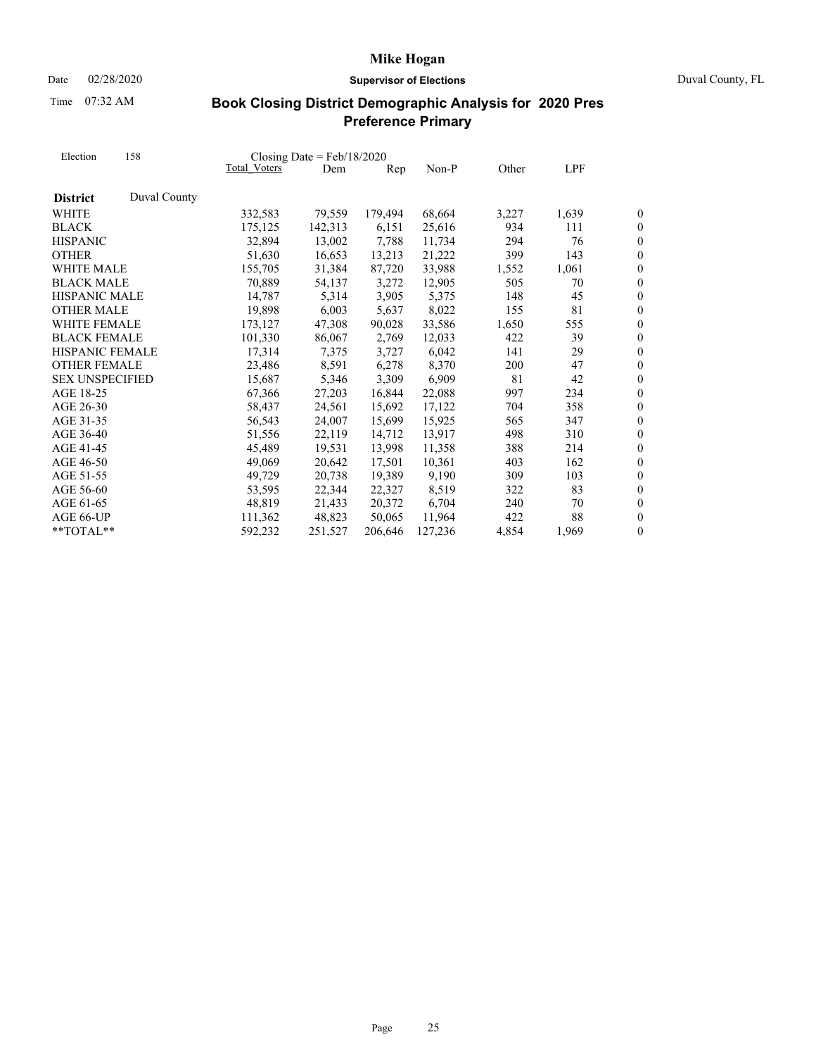# Mike Hogan

Date 02/28/2020 **Supervisor of Elections** Duval County, FL

Time 07:32 AM

## Book Closing District Demographic Analysis for 2020 Pres Preference Primary

Election 158 Closing Date = Feb/18/2020

| | Total Voters | Dem | Rep | Non-P | Other | LPF | |
|---|---|---|---|---|---|---|---|
| **District** Duval County | | | | | | | |
| WHITE | 332,583 | 79,559 | 179,494 | 68,664 | 3,227 | 1,639 | 0 |
| BLACK | 175,125 | 142,313 | 6,151 | 25,616 | 934 | 111 | 0 |
| HISPANIC | 32,894 | 13,002 | 7,788 | 11,734 | 294 | 76 | 0 |
| OTHER | 51,630 | 16,653 | 13,213 | 21,222 | 399 | 143 | 0 |
| WHITE MALE | 155,705 | 31,384 | 87,720 | 33,988 | 1,552 | 1,061 | 0 |
| BLACK MALE | 70,889 | 54,137 | 3,272 | 12,905 | 505 | 70 | 0 |
| HISPANIC MALE | 14,787 | 5,314 | 3,905 | 5,375 | 148 | 45 | 0 |
| OTHER MALE | 19,898 | 6,003 | 5,637 | 8,022 | 155 | 81 | 0 |
| WHITE FEMALE | 173,127 | 47,308 | 90,028 | 33,586 | 1,650 | 555 | 0 |
| BLACK FEMALE | 101,330 | 86,067 | 2,769 | 12,033 | 422 | 39 | 0 |
| HISPANIC FEMALE | 17,314 | 7,375 | 3,727 | 6,042 | 141 | 29 | 0 |
| OTHER FEMALE | 23,486 | 8,591 | 6,278 | 8,370 | 200 | 47 | 0 |
| SEX UNSPECIFIED | 15,687 | 5,346 | 3,309 | 6,909 | 81 | 42 | 0 |
| AGE 18-25 | 67,366 | 27,203 | 16,844 | 22,088 | 997 | 234 | 0 |
| AGE 26-30 | 58,437 | 24,561 | 15,692 | 17,122 | 704 | 358 | 0 |
| AGE 31-35 | 56,543 | 24,007 | 15,699 | 15,925 | 565 | 347 | 0 |
| AGE 36-40 | 51,556 | 22,119 | 14,712 | 13,917 | 498 | 310 | 0 |
| AGE 41-45 | 45,489 | 19,531 | 13,998 | 11,358 | 388 | 214 | 0 |
| AGE 46-50 | 49,069 | 20,642 | 17,501 | 10,361 | 403 | 162 | 0 |
| AGE 51-55 | 49,729 | 20,738 | 19,389 | 9,190 | 309 | 103 | 0 |
| AGE 56-60 | 53,595 | 22,344 | 22,327 | 8,519 | 322 | 83 | 0 |
| AGE 61-65 | 48,819 | 21,433 | 20,372 | 6,704 | 240 | 70 | 0 |
| AGE 66-UP | 111,362 | 48,823 | 50,065 | 11,964 | 422 | 88 | 0 |
| **TOTAL** | 592,232 | 251,527 | 206,646 | 127,236 | 4,854 | 1,969 | 0 |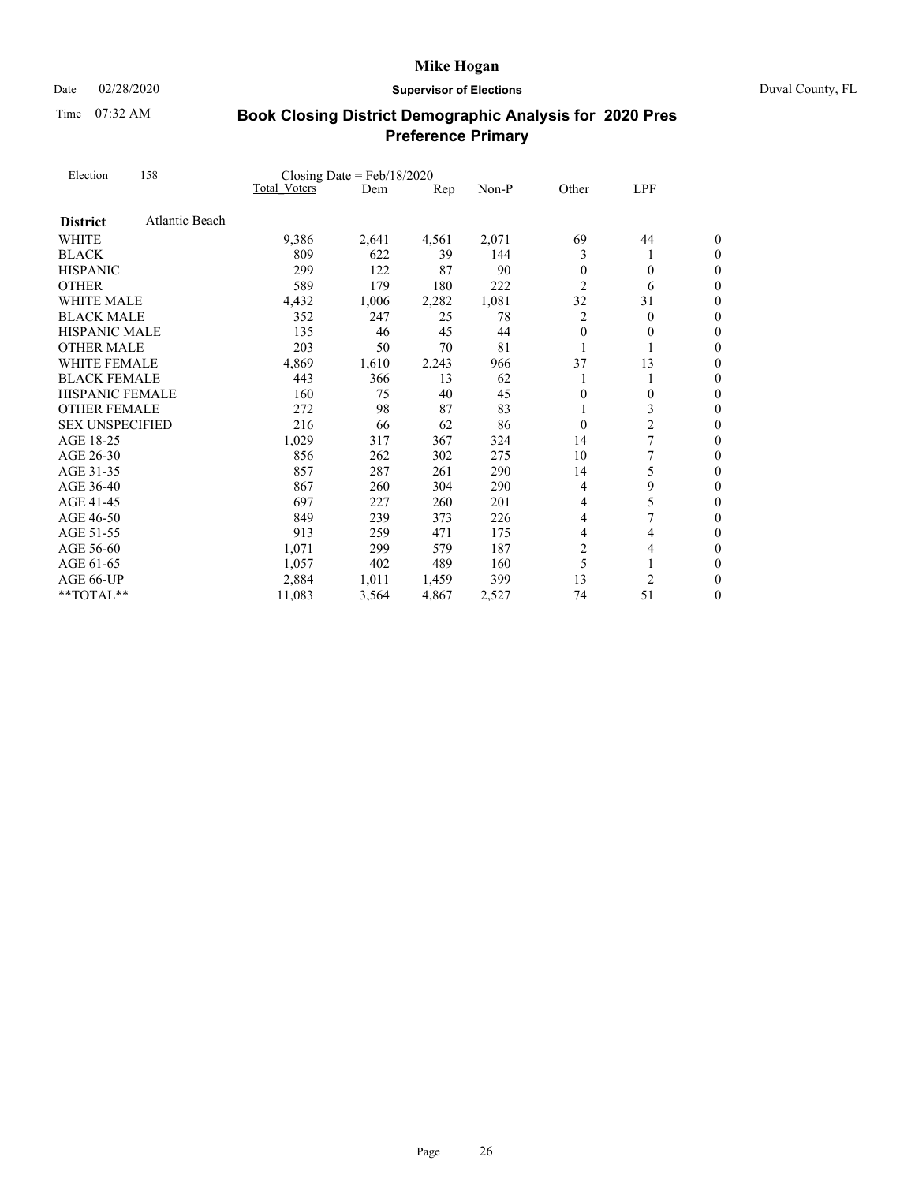# Mike Hogan

Date 02/28/2020 **Supervisor of Elections** Duval County, FL

Time 07:32 AM

## Book Closing District Demographic Analysis for 2020 Pres Preference Primary

Election 158 Closing Date = Feb/18/2020

| | Total Voters | Dem | Rep | Non-P | Other | LPF | |
|---|---|---|---|---|---|---|---|
| **District** Atlantic Beach | | | | | | | |
| WHITE | 9,386 | 2,641 | 4,561 | 2,071 | 69 | 44 | 0 |
| BLACK | 809 | 622 | 39 | 144 | 3 | 1 | 0 |
| HISPANIC | 299 | 122 | 87 | 90 | 0 | 0 | 0 |
| OTHER | 589 | 179 | 180 | 222 | 2 | 6 | 0 |
| WHITE MALE | 4,432 | 1,006 | 2,282 | 1,081 | 32 | 31 | 0 |
| BLACK MALE | 352 | 247 | 25 | 78 | 2 | 0 | 0 |
| HISPANIC MALE | 135 | 46 | 45 | 44 | 0 | 0 | 0 |
| OTHER MALE | 203 | 50 | 70 | 81 | 1 | 1 | 0 |
| WHITE FEMALE | 4,869 | 1,610 | 2,243 | 966 | 37 | 13 | 0 |
| BLACK FEMALE | 443 | 366 | 13 | 62 | 1 | 1 | 0 |
| HISPANIC FEMALE | 160 | 75 | 40 | 45 | 0 | 0 | 0 |
| OTHER FEMALE | 272 | 98 | 87 | 83 | 1 | 3 | 0 |
| SEX UNSPECIFIED | 216 | 66 | 62 | 86 | 0 | 2 | 0 |
| AGE 18-25 | 1,029 | 317 | 367 | 324 | 14 | 7 | 0 |
| AGE 26-30 | 856 | 262 | 302 | 275 | 10 | 7 | 0 |
| AGE 31-35 | 857 | 287 | 261 | 290 | 14 | 5 | 0 |
| AGE 36-40 | 867 | 260 | 304 | 290 | 4 | 9 | 0 |
| AGE 41-45 | 697 | 227 | 260 | 201 | 4 | 5 | 0 |
| AGE 46-50 | 849 | 239 | 373 | 226 | 4 | 7 | 0 |
| AGE 51-55 | 913 | 259 | 471 | 175 | 4 | 4 | 0 |
| AGE 56-60 | 1,071 | 299 | 579 | 187 | 2 | 4 | 0 |
| AGE 61-65 | 1,057 | 402 | 489 | 160 | 5 | 1 | 0 |
| AGE 66-UP | 2,884 | 1,011 | 1,459 | 399 | 13 | 2 | 0 |
| **TOTAL** | 11,083 | 3,564 | 4,867 | 2,527 | 74 | 51 | 0 |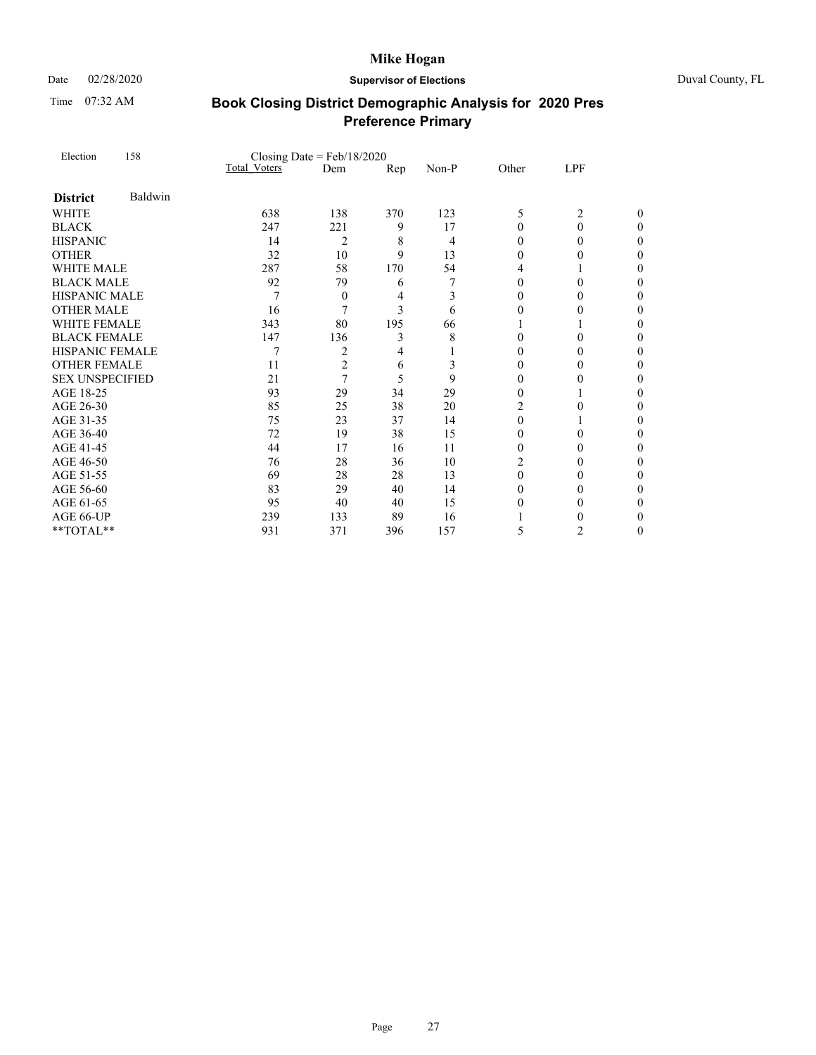# Mike Hogan

Date 02/28/2020 **Supervisor of Elections** Duval County, FL

Time 07:32 AM

## Book Closing District Demographic Analysis for 2020 Pres Preference Primary

Election 158 Closing Date = Feb/18/2020

| | Total Voters | Dem | Rep | Non-P | Other | LPF | |
|---|---|---|---|---|---|---|---|
| **District** Baldwin | | | | | | | |
| WHITE | 638 | 138 | 370 | 123 | 5 | 2 | 0 |
| BLACK | 247 | 221 | 9 | 17 | 0 | 0 | 0 |
| HISPANIC | 14 | 2 | 8 | 4 | 0 | 0 | 0 |
| OTHER | 32 | 10 | 9 | 13 | 0 | 0 | 0 |
| WHITE MALE | 287 | 58 | 170 | 54 | 4 | 1 | 0 |
| BLACK MALE | 92 | 79 | 6 | 7 | 0 | 0 | 0 |
| HISPANIC MALE | 7 | 0 | 4 | 3 | 0 | 0 | 0 |
| OTHER MALE | 16 | 7 | 3 | 6 | 0 | 0 | 0 |
| WHITE FEMALE | 343 | 80 | 195 | 66 | 1 | 1 | 0 |
| BLACK FEMALE | 147 | 136 | 3 | 8 | 0 | 0 | 0 |
| HISPANIC FEMALE | 7 | 2 | 4 | 1 | 0 | 0 | 0 |
| OTHER FEMALE | 11 | 2 | 6 | 3 | 0 | 0 | 0 |
| SEX UNSPECIFIED | 21 | 7 | 5 | 9 | 0 | 0 | 0 |
| AGE 18-25 | 93 | 29 | 34 | 29 | 0 | 1 | 0 |
| AGE 26-30 | 85 | 25 | 38 | 20 | 2 | 0 | 0 |
| AGE 31-35 | 75 | 23 | 37 | 14 | 0 | 1 | 0 |
| AGE 36-40 | 72 | 19 | 38 | 15 | 0 | 0 | 0 |
| AGE 41-45 | 44 | 17 | 16 | 11 | 0 | 0 | 0 |
| AGE 46-50 | 76 | 28 | 36 | 10 | 2 | 0 | 0 |
| AGE 51-55 | 69 | 28 | 28 | 13 | 0 | 0 | 0 |
| AGE 56-60 | 83 | 29 | 40 | 14 | 0 | 0 | 0 |
| AGE 61-65 | 95 | 40 | 40 | 15 | 0 | 0 | 0 |
| AGE 66-UP | 239 | 133 | 89 | 16 | 1 | 0 | 0 |
| **TOTAL** | 931 | 371 | 396 | 157 | 5 | 2 | 0 |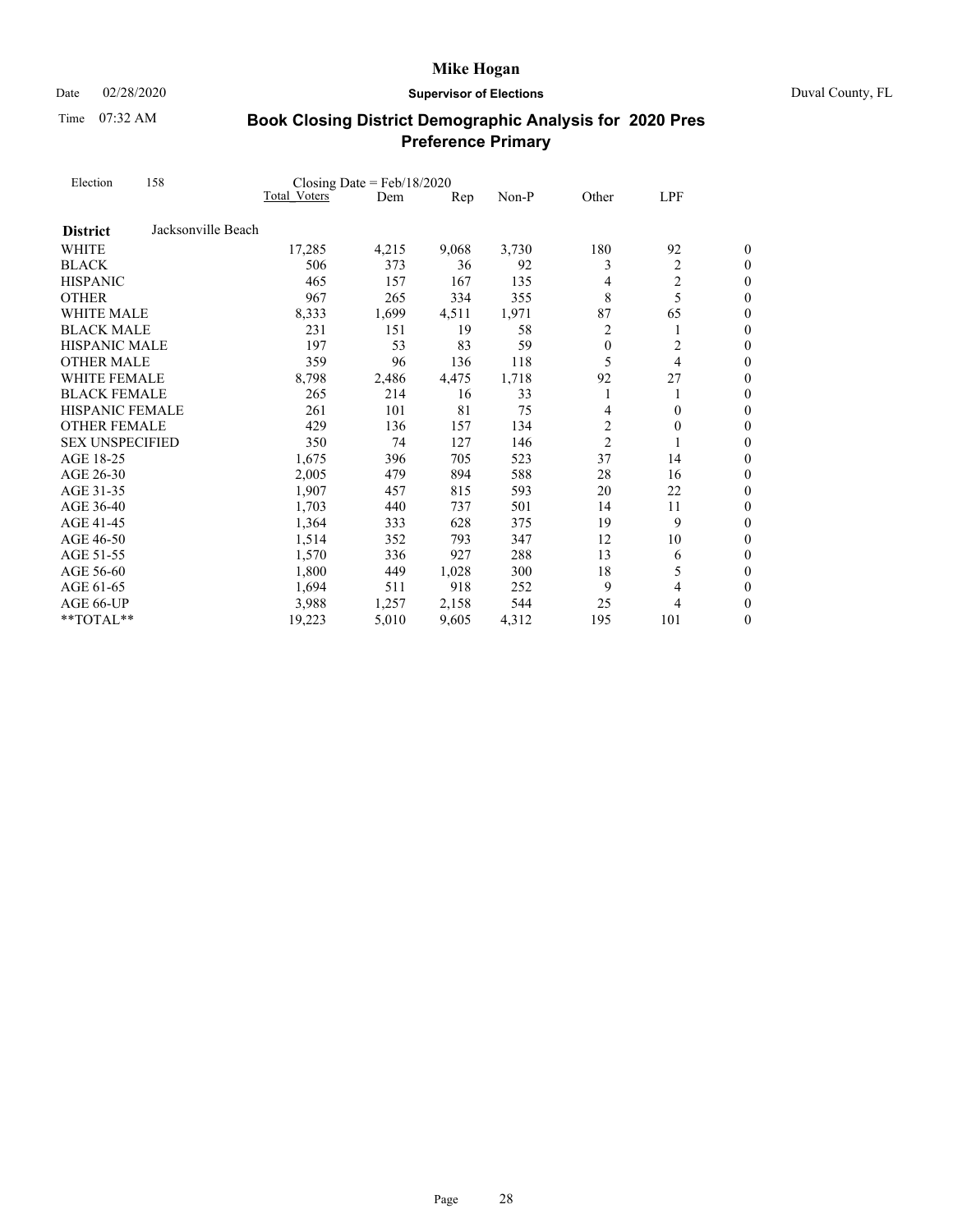# Mike Hogan

Date 02/28/2020 **Supervisor of Elections** Duval County, FL

Time 07:32 AM

## Book Closing District Demographic Analysis for 2020 Pres Preference Primary

Election 158 Closing Date = Feb/18/2020

| | Total Voters | Dem | Rep | Non-P | Other | LPF | |
|---|---|---|---|---|---|---|---|
| **District** Jacksonville Beach | | | | | | | |
| WHITE | 17,285 | 4,215 | 9,068 | 3,730 | 180 | 92 | 0 |
| BLACK | 506 | 373 | 36 | 92 | 3 | 2 | 0 |
| HISPANIC | 465 | 157 | 167 | 135 | 4 | 2 | 0 |
| OTHER | 967 | 265 | 334 | 355 | 8 | 5 | 0 |
| WHITE MALE | 8,333 | 1,699 | 4,511 | 1,971 | 87 | 65 | 0 |
| BLACK MALE | 231 | 151 | 19 | 58 | 2 | 1 | 0 |
| HISPANIC MALE | 197 | 53 | 83 | 59 | 0 | 2 | 0 |
| OTHER MALE | 359 | 96 | 136 | 118 | 5 | 4 | 0 |
| WHITE FEMALE | 8,798 | 2,486 | 4,475 | 1,718 | 92 | 27 | 0 |
| BLACK FEMALE | 265 | 214 | 16 | 33 | 1 | 1 | 0 |
| HISPANIC FEMALE | 261 | 101 | 81 | 75 | 4 | 0 | 0 |
| OTHER FEMALE | 429 | 136 | 157 | 134 | 2 | 0 | 0 |
| SEX UNSPECIFIED | 350 | 74 | 127 | 146 | 2 | 1 | 0 |
| AGE 18-25 | 1,675 | 396 | 705 | 523 | 37 | 14 | 0 |
| AGE 26-30 | 2,005 | 479 | 894 | 588 | 28 | 16 | 0 |
| AGE 31-35 | 1,907 | 457 | 815 | 593 | 20 | 22 | 0 |
| AGE 36-40 | 1,703 | 440 | 737 | 501 | 14 | 11 | 0 |
| AGE 41-45 | 1,364 | 333 | 628 | 375 | 19 | 9 | 0 |
| AGE 46-50 | 1,514 | 352 | 793 | 347 | 12 | 10 | 0 |
| AGE 51-55 | 1,570 | 336 | 927 | 288 | 13 | 6 | 0 |
| AGE 56-60 | 1,800 | 449 | 1,028 | 300 | 18 | 5 | 0 |
| AGE 61-65 | 1,694 | 511 | 918 | 252 | 9 | 4 | 0 |
| AGE 66-UP | 3,988 | 1,257 | 2,158 | 544 | 25 | 4 | 0 |
| **TOTAL** | 19,223 | 5,010 | 9,605 | 4,312 | 195 | 101 | 0 |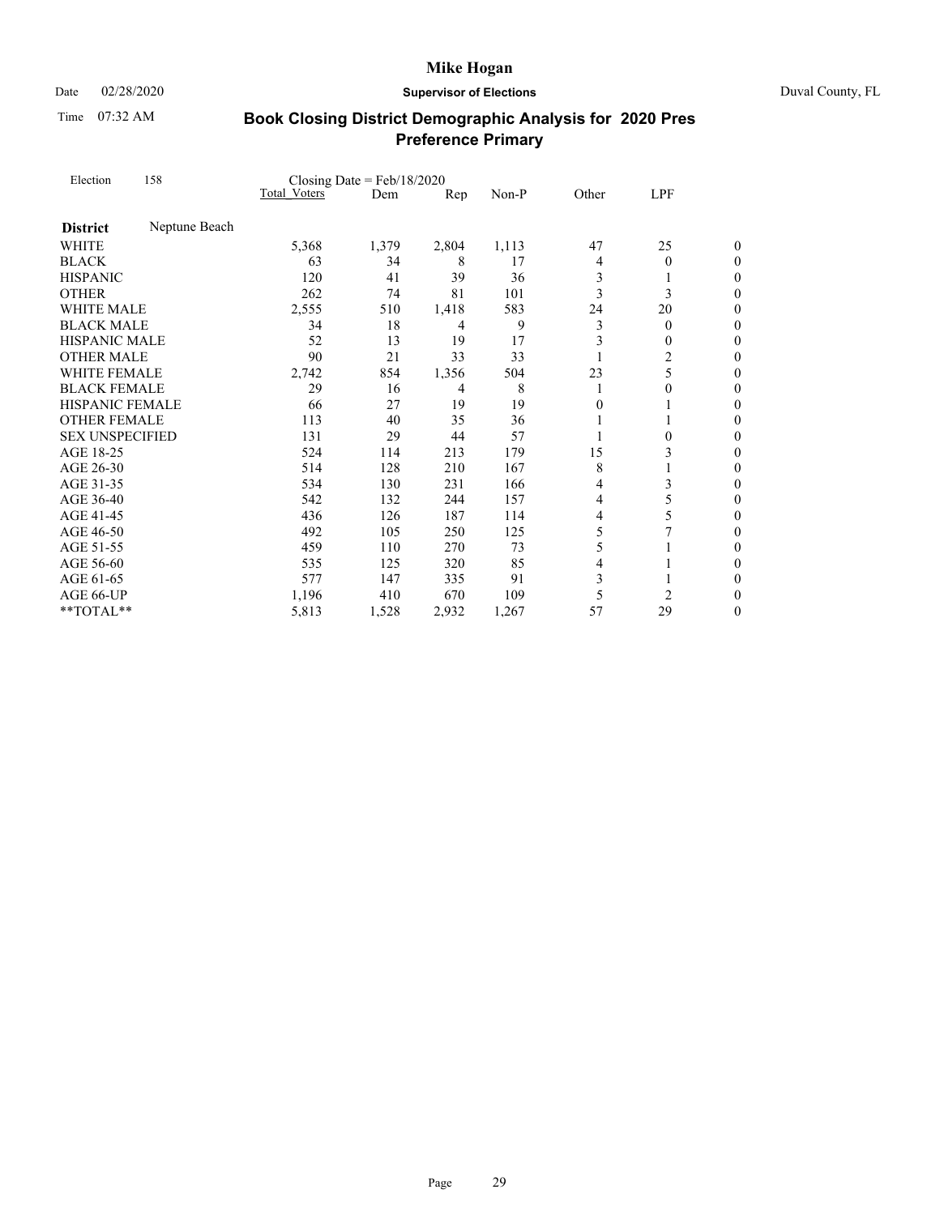# Book Closing District Demographic Analysis for 2020 Pres Preference Primary

Election 158 — Closing Date = Feb/18/2020

| | Total Voters | Dem | Rep | Non-P | Other | LPF | |
|---|---|---|---|---|---|---|---|
| **District** Neptune Beach | | | | | | | |
| WHITE | 5,368 | 1,379 | 2,804 | 1,113 | 47 | 25 | 0 |
| BLACK | 63 | 34 | 8 | 17 | 4 | 0 | 0 |
| HISPANIC | 120 | 41 | 39 | 36 | 3 | 1 | 0 |
| OTHER | 262 | 74 | 81 | 101 | 3 | 3 | 0 |
| WHITE MALE | 2,555 | 510 | 1,418 | 583 | 24 | 20 | 0 |
| BLACK MALE | 34 | 18 | 4 | 9 | 3 | 0 | 0 |
| HISPANIC MALE | 52 | 13 | 19 | 17 | 3 | 0 | 0 |
| OTHER MALE | 90 | 21 | 33 | 33 | 1 | 2 | 0 |
| WHITE FEMALE | 2,742 | 854 | 1,356 | 504 | 23 | 5 | 0 |
| BLACK FEMALE | 29 | 16 | 4 | 8 | 1 | 0 | 0 |
| HISPANIC FEMALE | 66 | 27 | 19 | 19 | 0 | 1 | 0 |
| OTHER FEMALE | 113 | 40 | 35 | 36 | 1 | 1 | 0 |
| SEX UNSPECIFIED | 131 | 29 | 44 | 57 | 1 | 0 | 0 |
| AGE 18-25 | 524 | 114 | 213 | 179 | 15 | 3 | 0 |
| AGE 26-30 | 514 | 128 | 210 | 167 | 8 | 1 | 0 |
| AGE 31-35 | 534 | 130 | 231 | 166 | 4 | 3 | 0 |
| AGE 36-40 | 542 | 132 | 244 | 157 | 4 | 5 | 0 |
| AGE 41-45 | 436 | 126 | 187 | 114 | 4 | 5 | 0 |
| AGE 46-50 | 492 | 105 | 250 | 125 | 5 | 7 | 0 |
| AGE 51-55 | 459 | 110 | 270 | 73 | 5 | 1 | 0 |
| AGE 56-60 | 535 | 125 | 320 | 85 | 4 | 1 | 0 |
| AGE 61-65 | 577 | 147 | 335 | 91 | 3 | 1 | 0 |
| AGE 66-UP | 1,196 | 410 | 670 | 109 | 5 | 2 | 0 |
| **TOTAL** | 5,813 | 1,528 | 2,932 | 1,267 | 57 | 29 | 0 |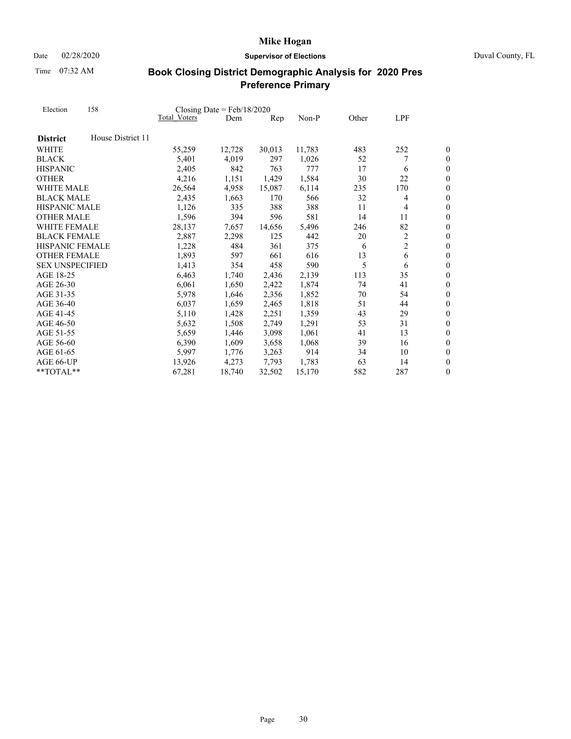# Mike Hogan

Date 02/28/2020 **Supervisor of Elections** Duval County, FL

Time 07:32 AM

## Book Closing District Demographic Analysis for 2020 Pres Preference Primary

Election 158 Closing Date = Feb/18/2020

| | Total Voters | Dem | Rep | Non-P | Other | LPF | |
|---|---|---|---|---|---|---|---|
| **District** House District 11 | | | | | | | |
| WHITE | 55,259 | 12,728 | 30,013 | 11,783 | 483 | 252 | 0 |
| BLACK | 5,401 | 4,019 | 297 | 1,026 | 52 | 7 | 0 |
| HISPANIC | 2,405 | 842 | 763 | 777 | 17 | 6 | 0 |
| OTHER | 4,216 | 1,151 | 1,429 | 1,584 | 30 | 22 | 0 |
| WHITE MALE | 26,564 | 4,958 | 15,087 | 6,114 | 235 | 170 | 0 |
| BLACK MALE | 2,435 | 1,663 | 170 | 566 | 32 | 4 | 0 |
| HISPANIC MALE | 1,126 | 335 | 388 | 388 | 11 | 4 | 0 |
| OTHER MALE | 1,596 | 394 | 596 | 581 | 14 | 11 | 0 |
| WHITE FEMALE | 28,137 | 7,657 | 14,656 | 5,496 | 246 | 82 | 0 |
| BLACK FEMALE | 2,887 | 2,298 | 125 | 442 | 20 | 2 | 0 |
| HISPANIC FEMALE | 1,228 | 484 | 361 | 375 | 6 | 2 | 0 |
| OTHER FEMALE | 1,893 | 597 | 661 | 616 | 13 | 6 | 0 |
| SEX UNSPECIFIED | 1,413 | 354 | 458 | 590 | 5 | 6 | 0 |
| AGE 18-25 | 6,463 | 1,740 | 2,436 | 2,139 | 113 | 35 | 0 |
| AGE 26-30 | 6,061 | 1,650 | 2,422 | 1,874 | 74 | 41 | 0 |
| AGE 31-35 | 5,978 | 1,646 | 2,356 | 1,852 | 70 | 54 | 0 |
| AGE 36-40 | 6,037 | 1,659 | 2,465 | 1,818 | 51 | 44 | 0 |
| AGE 41-45 | 5,110 | 1,428 | 2,251 | 1,359 | 43 | 29 | 0 |
| AGE 46-50 | 5,632 | 1,508 | 2,749 | 1,291 | 53 | 31 | 0 |
| AGE 51-55 | 5,659 | 1,446 | 3,098 | 1,061 | 41 | 13 | 0 |
| AGE 56-60 | 6,390 | 1,609 | 3,658 | 1,068 | 39 | 16 | 0 |
| AGE 61-65 | 5,997 | 1,776 | 3,263 | 914 | 34 | 10 | 0 |
| AGE 66-UP | 13,926 | 4,273 | 7,793 | 1,783 | 63 | 14 | 0 |
| **TOTAL** | 67,281 | 18,740 | 32,502 | 15,170 | 582 | 287 | 0 |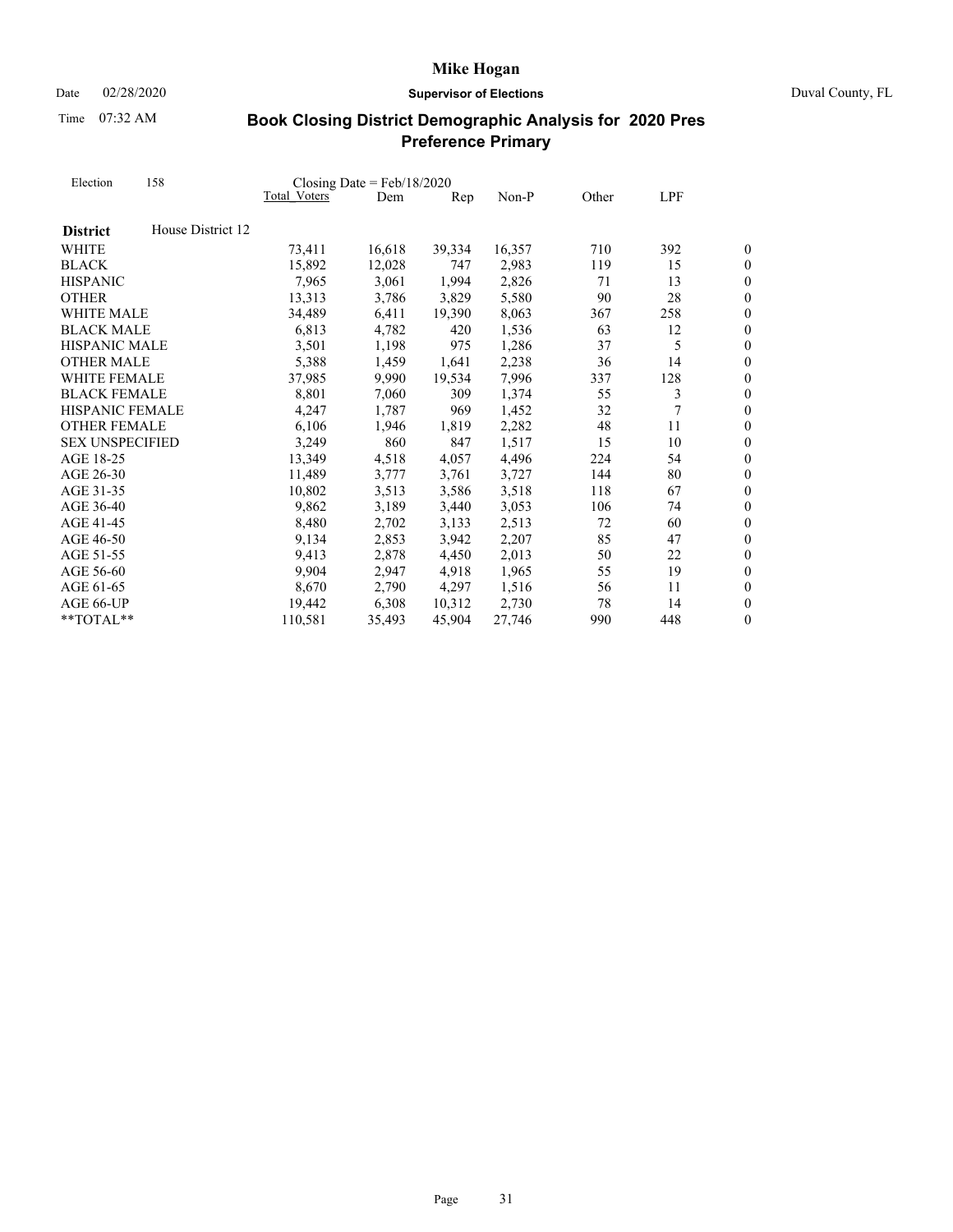# Mike Hogan

Date 02/28/2020 **Supervisor of Elections** Duval County, FL

Time 07:32 AM

## Book Closing District Demographic Analysis for 2020 Pres Preference Primary

Election 158 Closing Date = Feb/18/2020

| | Total Voters | Dem | Rep | Non-P | Other | LPF | |
|---|---|---|---|---|---|---|---|
| **District** House District 12 | | | | | | | |
| WHITE | 73,411 | 16,618 | 39,334 | 16,357 | 710 | 392 | 0 |
| BLACK | 15,892 | 12,028 | 747 | 2,983 | 119 | 15 | 0 |
| HISPANIC | 7,965 | 3,061 | 1,994 | 2,826 | 71 | 13 | 0 |
| OTHER | 13,313 | 3,786 | 3,829 | 5,580 | 90 | 28 | 0 |
| WHITE MALE | 34,489 | 6,411 | 19,390 | 8,063 | 367 | 258 | 0 |
| BLACK MALE | 6,813 | 4,782 | 420 | 1,536 | 63 | 12 | 0 |
| HISPANIC MALE | 3,501 | 1,198 | 975 | 1,286 | 37 | 5 | 0 |
| OTHER MALE | 5,388 | 1,459 | 1,641 | 2,238 | 36 | 14 | 0 |
| WHITE FEMALE | 37,985 | 9,990 | 19,534 | 7,996 | 337 | 128 | 0 |
| BLACK FEMALE | 8,801 | 7,060 | 309 | 1,374 | 55 | 3 | 0 |
| HISPANIC FEMALE | 4,247 | 1,787 | 969 | 1,452 | 32 | 7 | 0 |
| OTHER FEMALE | 6,106 | 1,946 | 1,819 | 2,282 | 48 | 11 | 0 |
| SEX UNSPECIFIED | 3,249 | 860 | 847 | 1,517 | 15 | 10 | 0 |
| AGE 18-25 | 13,349 | 4,518 | 4,057 | 4,496 | 224 | 54 | 0 |
| AGE 26-30 | 11,489 | 3,777 | 3,761 | 3,727 | 144 | 80 | 0 |
| AGE 31-35 | 10,802 | 3,513 | 3,586 | 3,518 | 118 | 67 | 0 |
| AGE 36-40 | 9,862 | 3,189 | 3,440 | 3,053 | 106 | 74 | 0 |
| AGE 41-45 | 8,480 | 2,702 | 3,133 | 2,513 | 72 | 60 | 0 |
| AGE 46-50 | 9,134 | 2,853 | 3,942 | 2,207 | 85 | 47 | 0 |
| AGE 51-55 | 9,413 | 2,878 | 4,450 | 2,013 | 50 | 22 | 0 |
| AGE 56-60 | 9,904 | 2,947 | 4,918 | 1,965 | 55 | 19 | 0 |
| AGE 61-65 | 8,670 | 2,790 | 4,297 | 1,516 | 56 | 11 | 0 |
| AGE 66-UP | 19,442 | 6,308 | 10,312 | 2,730 | 78 | 14 | 0 |
| **TOTAL** | 110,581 | 35,493 | 45,904 | 27,746 | 990 | 448 | 0 |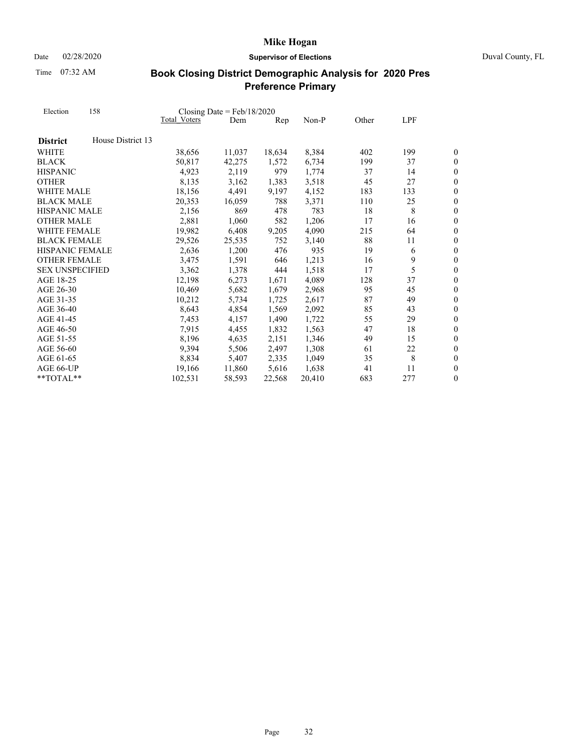# Mike Hogan

Date 02/28/2020 **Supervisor of Elections** Duval County, FL

Time 07:32 AM

## Book Closing District Demographic Analysis for 2020 Pres Preference Primary

Election 158 Closing Date = Feb/18/2020

| | Total Voters | Dem | Rep | Non-P | Other | LPF | |
|---|---|---|---|---|---|---|---|
| **District** House District 13 | | | | | | | |
| WHITE | 38,656 | 11,037 | 18,634 | 8,384 | 402 | 199 | 0 |
| BLACK | 50,817 | 42,275 | 1,572 | 6,734 | 199 | 37 | 0 |
| HISPANIC | 4,923 | 2,119 | 979 | 1,774 | 37 | 14 | 0 |
| OTHER | 8,135 | 3,162 | 1,383 | 3,518 | 45 | 27 | 0 |
| WHITE MALE | 18,156 | 4,491 | 9,197 | 4,152 | 183 | 133 | 0 |
| BLACK MALE | 20,353 | 16,059 | 788 | 3,371 | 110 | 25 | 0 |
| HISPANIC MALE | 2,156 | 869 | 478 | 783 | 18 | 8 | 0 |
| OTHER MALE | 2,881 | 1,060 | 582 | 1,206 | 17 | 16 | 0 |
| WHITE FEMALE | 19,982 | 6,408 | 9,205 | 4,090 | 215 | 64 | 0 |
| BLACK FEMALE | 29,526 | 25,535 | 752 | 3,140 | 88 | 11 | 0 |
| HISPANIC FEMALE | 2,636 | 1,200 | 476 | 935 | 19 | 6 | 0 |
| OTHER FEMALE | 3,475 | 1,591 | 646 | 1,213 | 16 | 9 | 0 |
| SEX UNSPECIFIED | 3,362 | 1,378 | 444 | 1,518 | 17 | 5 | 0 |
| AGE 18-25 | 12,198 | 6,273 | 1,671 | 4,089 | 128 | 37 | 0 |
| AGE 26-30 | 10,469 | 5,682 | 1,679 | 2,968 | 95 | 45 | 0 |
| AGE 31-35 | 10,212 | 5,734 | 1,725 | 2,617 | 87 | 49 | 0 |
| AGE 36-40 | 8,643 | 4,854 | 1,569 | 2,092 | 85 | 43 | 0 |
| AGE 41-45 | 7,453 | 4,157 | 1,490 | 1,722 | 55 | 29 | 0 |
| AGE 46-50 | 7,915 | 4,455 | 1,832 | 1,563 | 47 | 18 | 0 |
| AGE 51-55 | 8,196 | 4,635 | 2,151 | 1,346 | 49 | 15 | 0 |
| AGE 56-60 | 9,394 | 5,506 | 2,497 | 1,308 | 61 | 22 | 0 |
| AGE 61-65 | 8,834 | 5,407 | 2,335 | 1,049 | 35 | 8 | 0 |
| AGE 66-UP | 19,166 | 11,860 | 5,616 | 1,638 | 41 | 11 | 0 |
| **TOTAL** | 102,531 | 58,593 | 22,568 | 20,410 | 683 | 277 | 0 |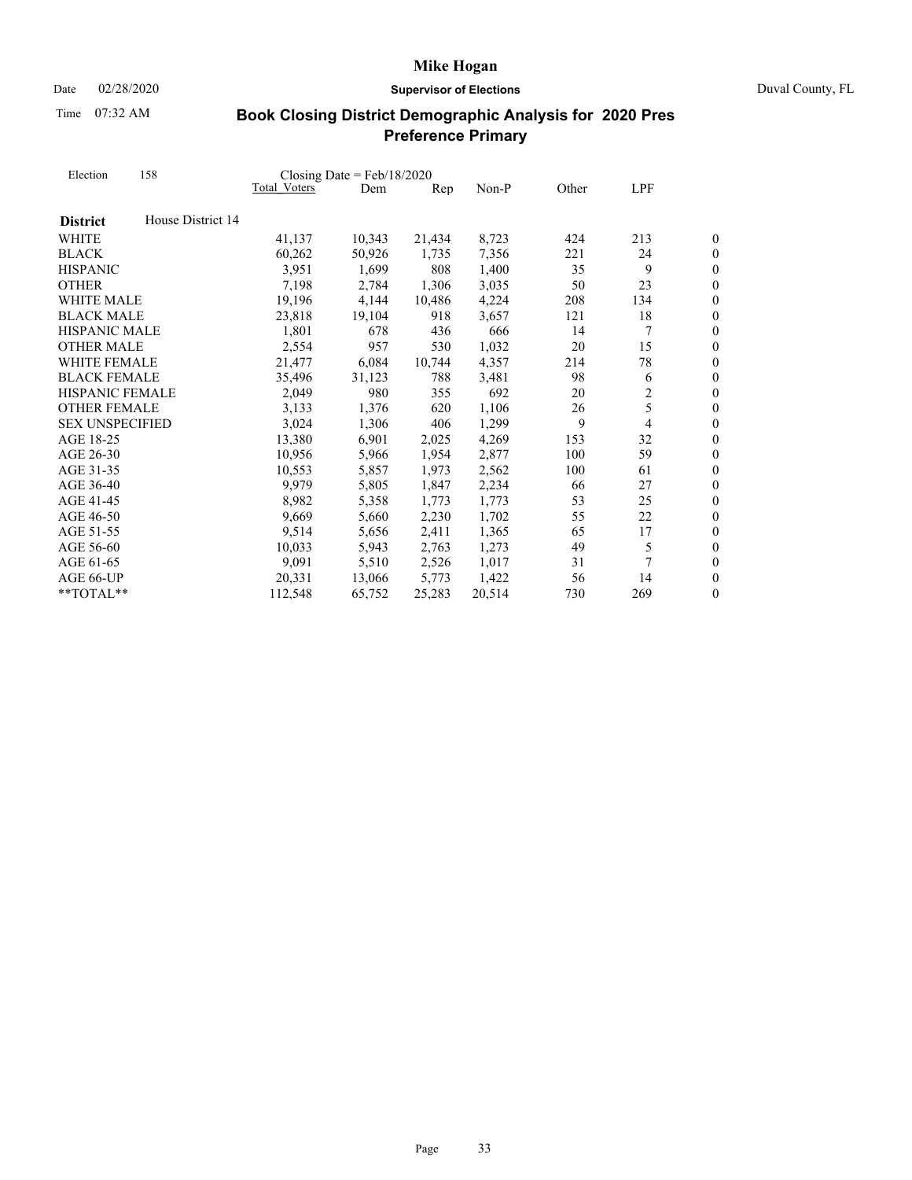# Mike Hogan

Date 02/28/2020 **Supervisor of Elections** Duval County, FL

Time 07:32 AM

## Book Closing District Demographic Analysis for 2020 Pres Preference Primary

Election 158 Closing Date = Feb/18/2020

| | Total Voters | Dem | Rep | Non-P | Other | LPF | |
|---|---|---|---|---|---|---|---|
| **District** House District 14 | | | | | | | |
| WHITE | 41,137 | 10,343 | 21,434 | 8,723 | 424 | 213 | 0 |
| BLACK | 60,262 | 50,926 | 1,735 | 7,356 | 221 | 24 | 0 |
| HISPANIC | 3,951 | 1,699 | 808 | 1,400 | 35 | 9 | 0 |
| OTHER | 7,198 | 2,784 | 1,306 | 3,035 | 50 | 23 | 0 |
| WHITE MALE | 19,196 | 4,144 | 10,486 | 4,224 | 208 | 134 | 0 |
| BLACK MALE | 23,818 | 19,104 | 918 | 3,657 | 121 | 18 | 0 |
| HISPANIC MALE | 1,801 | 678 | 436 | 666 | 14 | 7 | 0 |
| OTHER MALE | 2,554 | 957 | 530 | 1,032 | 20 | 15 | 0 |
| WHITE FEMALE | 21,477 | 6,084 | 10,744 | 4,357 | 214 | 78 | 0 |
| BLACK FEMALE | 35,496 | 31,123 | 788 | 3,481 | 98 | 6 | 0 |
| HISPANIC FEMALE | 2,049 | 980 | 355 | 692 | 20 | 2 | 0 |
| OTHER FEMALE | 3,133 | 1,376 | 620 | 1,106 | 26 | 5 | 0 |
| SEX UNSPECIFIED | 3,024 | 1,306 | 406 | 1,299 | 9 | 4 | 0 |
| AGE 18-25 | 13,380 | 6,901 | 2,025 | 4,269 | 153 | 32 | 0 |
| AGE 26-30 | 10,956 | 5,966 | 1,954 | 2,877 | 100 | 59 | 0 |
| AGE 31-35 | 10,553 | 5,857 | 1,973 | 2,562 | 100 | 61 | 0 |
| AGE 36-40 | 9,979 | 5,805 | 1,847 | 2,234 | 66 | 27 | 0 |
| AGE 41-45 | 8,982 | 5,358 | 1,773 | 1,773 | 53 | 25 | 0 |
| AGE 46-50 | 9,669 | 5,660 | 2,230 | 1,702 | 55 | 22 | 0 |
| AGE 51-55 | 9,514 | 5,656 | 2,411 | 1,365 | 65 | 17 | 0 |
| AGE 56-60 | 10,033 | 5,943 | 2,763 | 1,273 | 49 | 5 | 0 |
| AGE 61-65 | 9,091 | 5,510 | 2,526 | 1,017 | 31 | 7 | 0 |
| AGE 66-UP | 20,331 | 13,066 | 5,773 | 1,422 | 56 | 14 | 0 |
| **TOTAL** | 112,548 | 65,752 | 25,283 | 20,514 | 730 | 269 | 0 |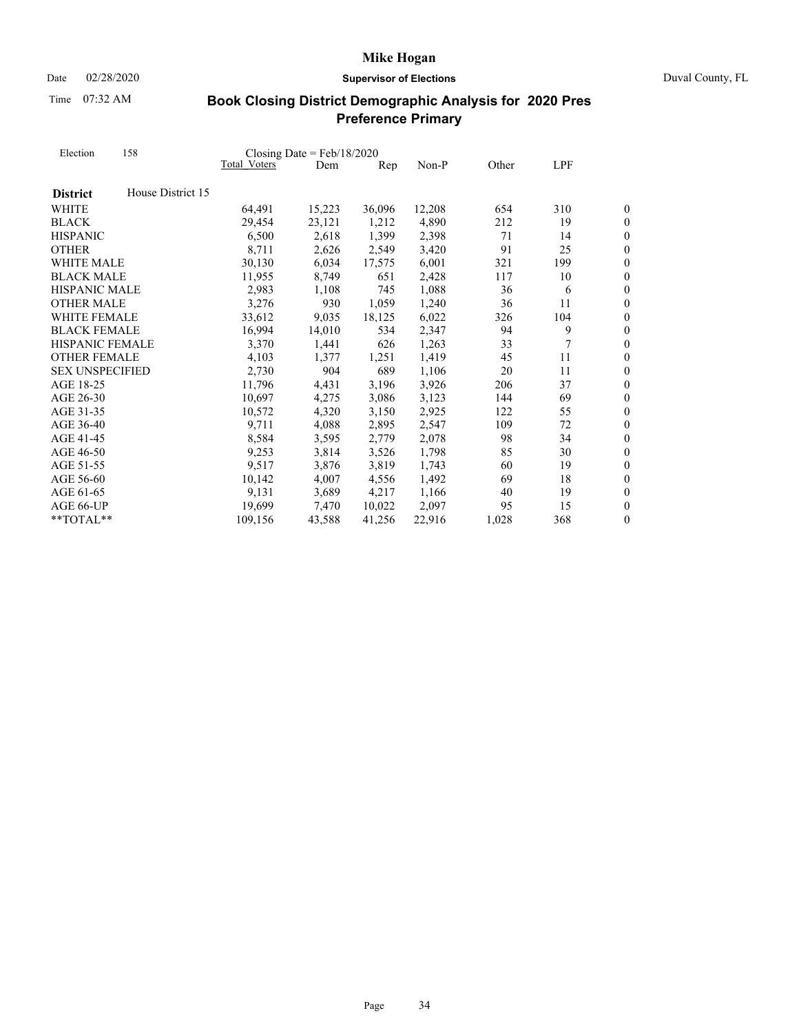# Book Closing District Demographic Analysis for 2020 Pres Preference Primary

Election 158 — Closing Date = Feb/18/2020

| District: House District 15 | Total Voters | Dem | Rep | Non-P | Other | LPF | |
|---|---|---|---|---|---|---|---|
| WHITE | 64,491 | 15,223 | 36,096 | 12,208 | 654 | 310 | 0 |
| BLACK | 29,454 | 23,121 | 1,212 | 4,890 | 212 | 19 | 0 |
| HISPANIC | 6,500 | 2,618 | 1,399 | 2,398 | 71 | 14 | 0 |
| OTHER | 8,711 | 2,626 | 2,549 | 3,420 | 91 | 25 | 0 |
| WHITE MALE | 30,130 | 6,034 | 17,575 | 6,001 | 321 | 199 | 0 |
| BLACK MALE | 11,955 | 8,749 | 651 | 2,428 | 117 | 10 | 0 |
| HISPANIC MALE | 2,983 | 1,108 | 745 | 1,088 | 36 | 6 | 0 |
| OTHER MALE | 3,276 | 930 | 1,059 | 1,240 | 36 | 11 | 0 |
| WHITE FEMALE | 33,612 | 9,035 | 18,125 | 6,022 | 326 | 104 | 0 |
| BLACK FEMALE | 16,994 | 14,010 | 534 | 2,347 | 94 | 9 | 0 |
| HISPANIC FEMALE | 3,370 | 1,441 | 626 | 1,263 | 33 | 7 | 0 |
| OTHER FEMALE | 4,103 | 1,377 | 1,251 | 1,419 | 45 | 11 | 0 |
| SEX UNSPECIFIED | 2,730 | 904 | 689 | 1,106 | 20 | 11 | 0 |
| AGE 18-25 | 11,796 | 4,431 | 3,196 | 3,926 | 206 | 37 | 0 |
| AGE 26-30 | 10,697 | 4,275 | 3,086 | 3,123 | 144 | 69 | 0 |
| AGE 31-35 | 10,572 | 4,320 | 3,150 | 2,925 | 122 | 55 | 0 |
| AGE 36-40 | 9,711 | 4,088 | 2,895 | 2,547 | 109 | 72 | 0 |
| AGE 41-45 | 8,584 | 3,595 | 2,779 | 2,078 | 98 | 34 | 0 |
| AGE 46-50 | 9,253 | 3,814 | 3,526 | 1,798 | 85 | 30 | 0 |
| AGE 51-55 | 9,517 | 3,876 | 3,819 | 1,743 | 60 | 19 | 0 |
| AGE 56-60 | 10,142 | 4,007 | 4,556 | 1,492 | 69 | 18 | 0 |
| AGE 61-65 | 9,131 | 3,689 | 4,217 | 1,166 | 40 | 19 | 0 |
| AGE 66-UP | 19,699 | 7,470 | 10,022 | 2,097 | 95 | 15 | 0 |
| **TOTAL** | 109,156 | 43,588 | 41,256 | 22,916 | 1,028 | 368 | 0 |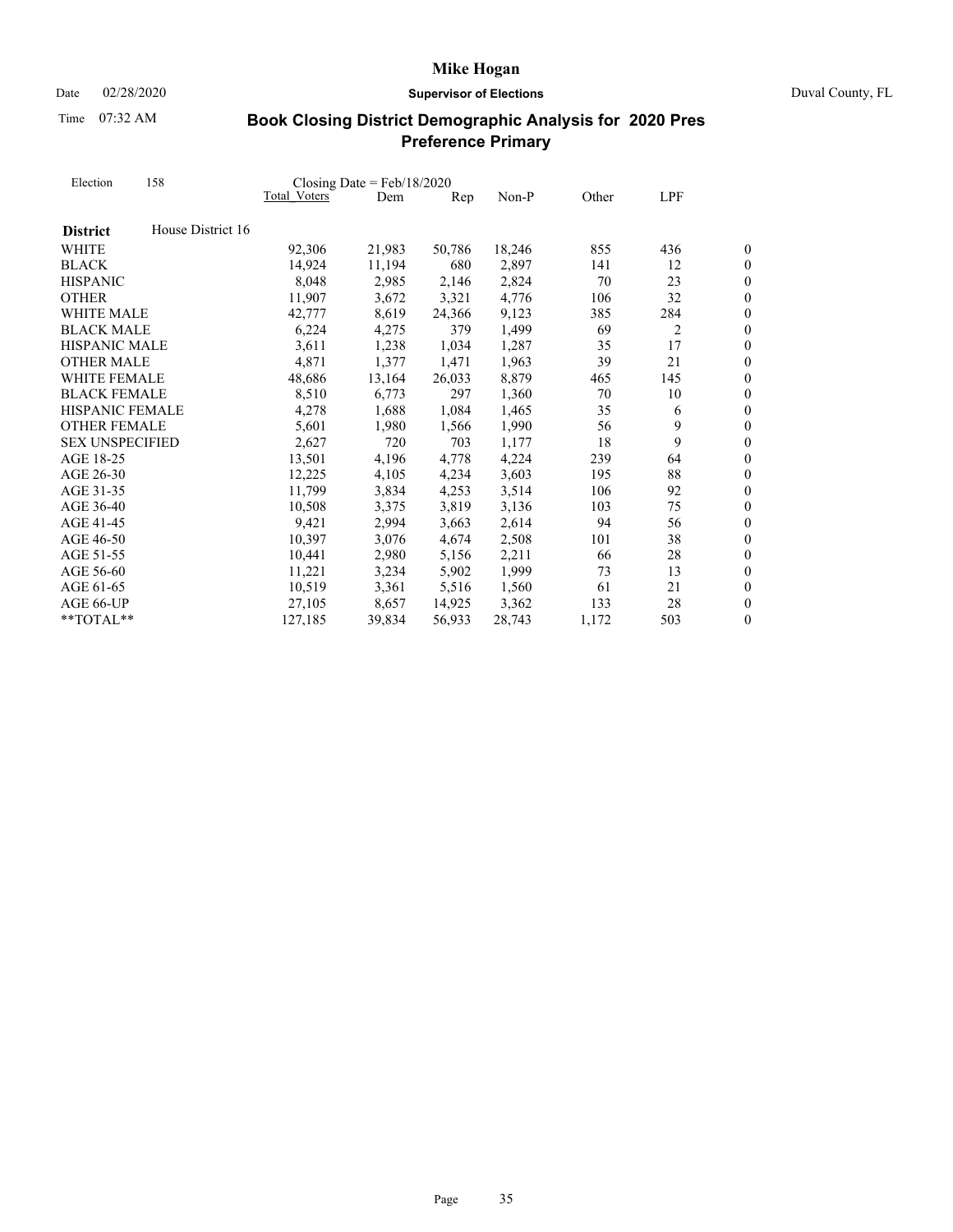# Mike Hogan

Date 02/28/2020 **Supervisor of Elections** Duval County, FL

Time 07:32 AM

## Book Closing District Demographic Analysis for 2020 Pres Preference Primary

Election 158 Closing Date = Feb/18/2020

| District | Total Voters | Dem | Rep | Non-P | Other | LPF | |
|---|---|---|---|---|---|---|---|
| **House District 16** | | | | | | | |
| WHITE | 92,306 | 21,983 | 50,786 | 18,246 | 855 | 436 | 0 |
| BLACK | 14,924 | 11,194 | 680 | 2,897 | 141 | 12 | 0 |
| HISPANIC | 8,048 | 2,985 | 2,146 | 2,824 | 70 | 23 | 0 |
| OTHER | 11,907 | 3,672 | 3,321 | 4,776 | 106 | 32 | 0 |
| WHITE MALE | 42,777 | 8,619 | 24,366 | 9,123 | 385 | 284 | 0 |
| BLACK MALE | 6,224 | 4,275 | 379 | 1,499 | 69 | 2 | 0 |
| HISPANIC MALE | 3,611 | 1,238 | 1,034 | 1,287 | 35 | 17 | 0 |
| OTHER MALE | 4,871 | 1,377 | 1,471 | 1,963 | 39 | 21 | 0 |
| WHITE FEMALE | 48,686 | 13,164 | 26,033 | 8,879 | 465 | 145 | 0 |
| BLACK FEMALE | 8,510 | 6,773 | 297 | 1,360 | 70 | 10 | 0 |
| HISPANIC FEMALE | 4,278 | 1,688 | 1,084 | 1,465 | 35 | 6 | 0 |
| OTHER FEMALE | 5,601 | 1,980 | 1,566 | 1,990 | 56 | 9 | 0 |
| SEX UNSPECIFIED | 2,627 | 720 | 703 | 1,177 | 18 | 9 | 0 |
| AGE 18-25 | 13,501 | 4,196 | 4,778 | 4,224 | 239 | 64 | 0 |
| AGE 26-30 | 12,225 | 4,105 | 4,234 | 3,603 | 195 | 88 | 0 |
| AGE 31-35 | 11,799 | 3,834 | 4,253 | 3,514 | 106 | 92 | 0 |
| AGE 36-40 | 10,508 | 3,375 | 3,819 | 3,136 | 103 | 75 | 0 |
| AGE 41-45 | 9,421 | 2,994 | 3,663 | 2,614 | 94 | 56 | 0 |
| AGE 46-50 | 10,397 | 3,076 | 4,674 | 2,508 | 101 | 38 | 0 |
| AGE 51-55 | 10,441 | 2,980 | 5,156 | 2,211 | 66 | 28 | 0 |
| AGE 56-60 | 11,221 | 3,234 | 5,902 | 1,999 | 73 | 13 | 0 |
| AGE 61-65 | 10,519 | 3,361 | 5,516 | 1,560 | 61 | 21 | 0 |
| AGE 66-UP | 27,105 | 8,657 | 14,925 | 3,362 | 133 | 28 | 0 |
| **TOTAL** | 127,185 | 39,834 | 56,933 | 28,743 | 1,172 | 503 | 0 |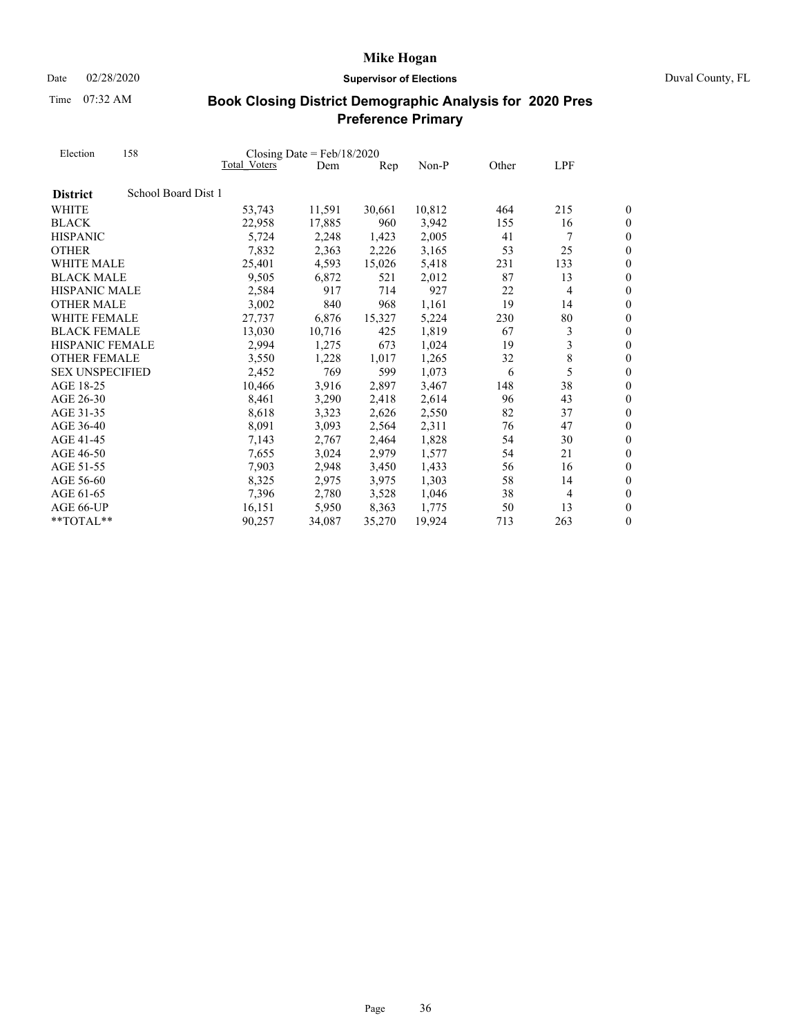**Mike Hogan**

Date 02/28/2020 **Supervisor of Elections** Duval County, FL

Time 07:32 AM

## Book Closing District Demographic Analysis for 2020 Pres Preference Primary

Election 158 Closing Date = Feb/18/2020

| | Total Voters | Dem | Rep | Non-P | Other | LPF | |
|---|---|---|---|---|---|---|---|
| **District** School Board Dist 1 | | | | | | | |
| WHITE | 53,743 | 11,591 | 30,661 | 10,812 | 464 | 215 | 0 |
| BLACK | 22,958 | 17,885 | 960 | 3,942 | 155 | 16 | 0 |
| HISPANIC | 5,724 | 2,248 | 1,423 | 2,005 | 41 | 7 | 0 |
| OTHER | 7,832 | 2,363 | 2,226 | 3,165 | 53 | 25 | 0 |
| WHITE MALE | 25,401 | 4,593 | 15,026 | 5,418 | 231 | 133 | 0 |
| BLACK MALE | 9,505 | 6,872 | 521 | 2,012 | 87 | 13 | 0 |
| HISPANIC MALE | 2,584 | 917 | 714 | 927 | 22 | 4 | 0 |
| OTHER MALE | 3,002 | 840 | 968 | 1,161 | 19 | 14 | 0 |
| WHITE FEMALE | 27,737 | 6,876 | 15,327 | 5,224 | 230 | 80 | 0 |
| BLACK FEMALE | 13,030 | 10,716 | 425 | 1,819 | 67 | 3 | 0 |
| HISPANIC FEMALE | 2,994 | 1,275 | 673 | 1,024 | 19 | 3 | 0 |
| OTHER FEMALE | 3,550 | 1,228 | 1,017 | 1,265 | 32 | 8 | 0 |
| SEX UNSPECIFIED | 2,452 | 769 | 599 | 1,073 | 6 | 5 | 0 |
| AGE 18-25 | 10,466 | 3,916 | 2,897 | 3,467 | 148 | 38 | 0 |
| AGE 26-30 | 8,461 | 3,290 | 2,418 | 2,614 | 96 | 43 | 0 |
| AGE 31-35 | 8,618 | 3,323 | 2,626 | 2,550 | 82 | 37 | 0 |
| AGE 36-40 | 8,091 | 3,093 | 2,564 | 2,311 | 76 | 47 | 0 |
| AGE 41-45 | 7,143 | 2,767 | 2,464 | 1,828 | 54 | 30 | 0 |
| AGE 46-50 | 7,655 | 3,024 | 2,979 | 1,577 | 54 | 21 | 0 |
| AGE 51-55 | 7,903 | 2,948 | 3,450 | 1,433 | 56 | 16 | 0 |
| AGE 56-60 | 8,325 | 2,975 | 3,975 | 1,303 | 58 | 14 | 0 |
| AGE 61-65 | 7,396 | 2,780 | 3,528 | 1,046 | 38 | 4 | 0 |
| AGE 66-UP | 16,151 | 5,950 | 8,363 | 1,775 | 50 | 13 | 0 |
| **TOTAL** | 90,257 | 34,087 | 35,270 | 19,924 | 713 | 263 | 0 |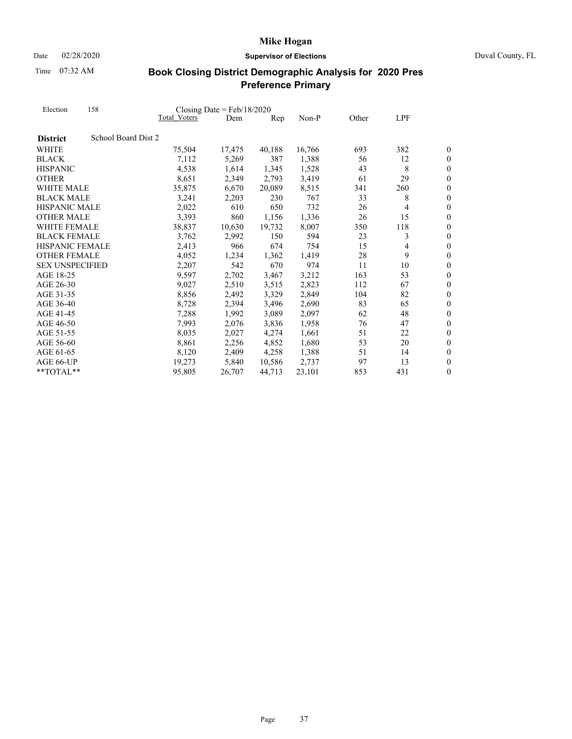# Mike Hogan

Date 02/28/2020 **Supervisor of Elections** Duval County, FL

Time 07:32 AM

## Book Closing District Demographic Analysis for 2020 Pres Preference Primary

Election 158 Closing Date = Feb/18/2020

| | Total Voters | Dem | Rep | Non-P | Other | LPF | |
|---|---|---|---|---|---|---|---|
| **District** School Board Dist 2 | | | | | | | |
| WHITE | 75,504 | 17,475 | 40,188 | 16,766 | 693 | 382 | 0 |
| BLACK | 7,112 | 5,269 | 387 | 1,388 | 56 | 12 | 0 |
| HISPANIC | 4,538 | 1,614 | 1,345 | 1,528 | 43 | 8 | 0 |
| OTHER | 8,651 | 2,349 | 2,793 | 3,419 | 61 | 29 | 0 |
| WHITE MALE | 35,875 | 6,670 | 20,089 | 8,515 | 341 | 260 | 0 |
| BLACK MALE | 3,241 | 2,203 | 230 | 767 | 33 | 8 | 0 |
| HISPANIC MALE | 2,022 | 610 | 650 | 732 | 26 | 4 | 0 |
| OTHER MALE | 3,393 | 860 | 1,156 | 1,336 | 26 | 15 | 0 |
| WHITE FEMALE | 38,837 | 10,630 | 19,732 | 8,007 | 350 | 118 | 0 |
| BLACK FEMALE | 3,762 | 2,992 | 150 | 594 | 23 | 3 | 0 |
| HISPANIC FEMALE | 2,413 | 966 | 674 | 754 | 15 | 4 | 0 |
| OTHER FEMALE | 4,052 | 1,234 | 1,362 | 1,419 | 28 | 9 | 0 |
| SEX UNSPECIFIED | 2,207 | 542 | 670 | 974 | 11 | 10 | 0 |
| AGE 18-25 | 9,597 | 2,702 | 3,467 | 3,212 | 163 | 53 | 0 |
| AGE 26-30 | 9,027 | 2,510 | 3,515 | 2,823 | 112 | 67 | 0 |
| AGE 31-35 | 8,856 | 2,492 | 3,329 | 2,849 | 104 | 82 | 0 |
| AGE 36-40 | 8,728 | 2,394 | 3,496 | 2,690 | 83 | 65 | 0 |
| AGE 41-45 | 7,288 | 1,992 | 3,089 | 2,097 | 62 | 48 | 0 |
| AGE 46-50 | 7,993 | 2,076 | 3,836 | 1,958 | 76 | 47 | 0 |
| AGE 51-55 | 8,035 | 2,027 | 4,274 | 1,661 | 51 | 22 | 0 |
| AGE 56-60 | 8,861 | 2,256 | 4,852 | 1,680 | 53 | 20 | 0 |
| AGE 61-65 | 8,120 | 2,409 | 4,258 | 1,388 | 51 | 14 | 0 |
| AGE 66-UP | 19,273 | 5,840 | 10,586 | 2,737 | 97 | 13 | 0 |
| **TOTAL** | 95,805 | 26,707 | 44,713 | 23,101 | 853 | 431 | 0 |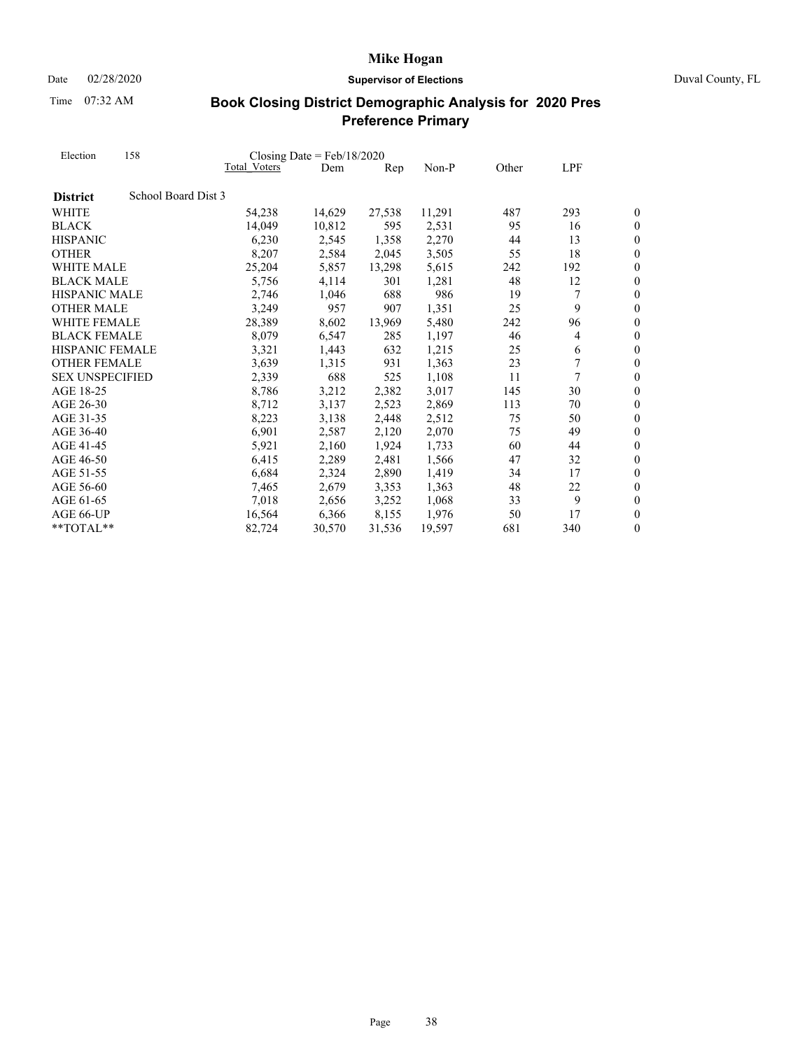# Mike Hogan

Date 02/28/2020 **Supervisor of Elections** Duval County, FL

Time 07:32 AM

## Book Closing District Demographic Analysis for 2020 Pres Preference Primary

Election 158 Closing Date = Feb/18/2020

| | Total Voters | Dem | Rep | Non-P | Other | LPF | |
|---|---|---|---|---|---|---|---|
| **District** School Board Dist 3 | | | | | | | |
| WHITE | 54,238 | 14,629 | 27,538 | 11,291 | 487 | 293 | 0 |
| BLACK | 14,049 | 10,812 | 595 | 2,531 | 95 | 16 | 0 |
| HISPANIC | 6,230 | 2,545 | 1,358 | 2,270 | 44 | 13 | 0 |
| OTHER | 8,207 | 2,584 | 2,045 | 3,505 | 55 | 18 | 0 |
| WHITE MALE | 25,204 | 5,857 | 13,298 | 5,615 | 242 | 192 | 0 |
| BLACK MALE | 5,756 | 4,114 | 301 | 1,281 | 48 | 12 | 0 |
| HISPANIC MALE | 2,746 | 1,046 | 688 | 986 | 19 | 7 | 0 |
| OTHER MALE | 3,249 | 957 | 907 | 1,351 | 25 | 9 | 0 |
| WHITE FEMALE | 28,389 | 8,602 | 13,969 | 5,480 | 242 | 96 | 0 |
| BLACK FEMALE | 8,079 | 6,547 | 285 | 1,197 | 46 | 4 | 0 |
| HISPANIC FEMALE | 3,321 | 1,443 | 632 | 1,215 | 25 | 6 | 0 |
| OTHER FEMALE | 3,639 | 1,315 | 931 | 1,363 | 23 | 7 | 0 |
| SEX UNSPECIFIED | 2,339 | 688 | 525 | 1,108 | 11 | 7 | 0 |
| AGE 18-25 | 8,786 | 3,212 | 2,382 | 3,017 | 145 | 30 | 0 |
| AGE 26-30 | 8,712 | 3,137 | 2,523 | 2,869 | 113 | 70 | 0 |
| AGE 31-35 | 8,223 | 3,138 | 2,448 | 2,512 | 75 | 50 | 0 |
| AGE 36-40 | 6,901 | 2,587 | 2,120 | 2,070 | 75 | 49 | 0 |
| AGE 41-45 | 5,921 | 2,160 | 1,924 | 1,733 | 60 | 44 | 0 |
| AGE 46-50 | 6,415 | 2,289 | 2,481 | 1,566 | 47 | 32 | 0 |
| AGE 51-55 | 6,684 | 2,324 | 2,890 | 1,419 | 34 | 17 | 0 |
| AGE 56-60 | 7,465 | 2,679 | 3,353 | 1,363 | 48 | 22 | 0 |
| AGE 61-65 | 7,018 | 2,656 | 3,252 | 1,068 | 33 | 9 | 0 |
| AGE 66-UP | 16,564 | 6,366 | 8,155 | 1,976 | 50 | 17 | 0 |
| \*\*TOTAL\*\* | 82,724 | 30,570 | 31,536 | 19,597 | 681 | 340 | 0 |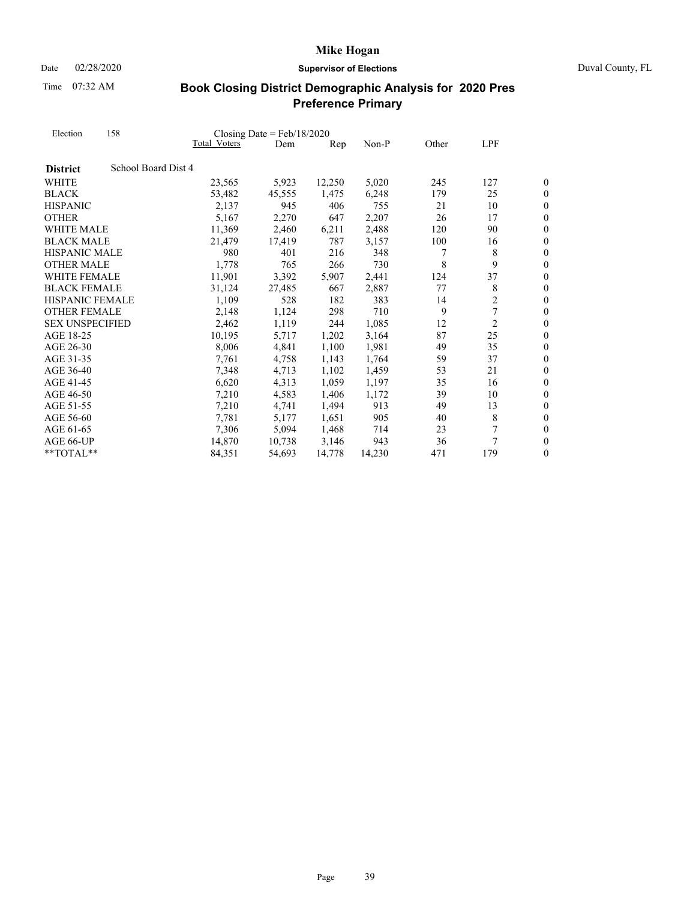**Mike Hogan**

Date 02/28/2020 **Supervisor of Elections** Duval County, FL

Time 07:32 AM

## Book Closing District Demographic Analysis for 2020 Pres Preference Primary

Election 158 Closing Date = Feb/18/2020

| | Total Voters | Dem | Rep | Non-P | Other | LPF | |
|---|---|---|---|---|---|---|---|
| **District** School Board Dist 4 | | | | | | | |
| WHITE | 23,565 | 5,923 | 12,250 | 5,020 | 245 | 127 | 0 |
| BLACK | 53,482 | 45,555 | 1,475 | 6,248 | 179 | 25 | 0 |
| HISPANIC | 2,137 | 945 | 406 | 755 | 21 | 10 | 0 |
| OTHER | 5,167 | 2,270 | 647 | 2,207 | 26 | 17 | 0 |
| WHITE MALE | 11,369 | 2,460 | 6,211 | 2,488 | 120 | 90 | 0 |
| BLACK MALE | 21,479 | 17,419 | 787 | 3,157 | 100 | 16 | 0 |
| HISPANIC MALE | 980 | 401 | 216 | 348 | 7 | 8 | 0 |
| OTHER MALE | 1,778 | 765 | 266 | 730 | 8 | 9 | 0 |
| WHITE FEMALE | 11,901 | 3,392 | 5,907 | 2,441 | 124 | 37 | 0 |
| BLACK FEMALE | 31,124 | 27,485 | 667 | 2,887 | 77 | 8 | 0 |
| HISPANIC FEMALE | 1,109 | 528 | 182 | 383 | 14 | 2 | 0 |
| OTHER FEMALE | 2,148 | 1,124 | 298 | 710 | 9 | 7 | 0 |
| SEX UNSPECIFIED | 2,462 | 1,119 | 244 | 1,085 | 12 | 2 | 0 |
| AGE 18-25 | 10,195 | 5,717 | 1,202 | 3,164 | 87 | 25 | 0 |
| AGE 26-30 | 8,006 | 4,841 | 1,100 | 1,981 | 49 | 35 | 0 |
| AGE 31-35 | 7,761 | 4,758 | 1,143 | 1,764 | 59 | 37 | 0 |
| AGE 36-40 | 7,348 | 4,713 | 1,102 | 1,459 | 53 | 21 | 0 |
| AGE 41-45 | 6,620 | 4,313 | 1,059 | 1,197 | 35 | 16 | 0 |
| AGE 46-50 | 7,210 | 4,583 | 1,406 | 1,172 | 39 | 10 | 0 |
| AGE 51-55 | 7,210 | 4,741 | 1,494 | 913 | 49 | 13 | 0 |
| AGE 56-60 | 7,781 | 5,177 | 1,651 | 905 | 40 | 8 | 0 |
| AGE 61-65 | 7,306 | 5,094 | 1,468 | 714 | 23 | 7 | 0 |
| AGE 66-UP | 14,870 | 10,738 | 3,146 | 943 | 36 | 7 | 0 |
| **TOTAL** | 84,351 | 54,693 | 14,778 | 14,230 | 471 | 179 | 0 |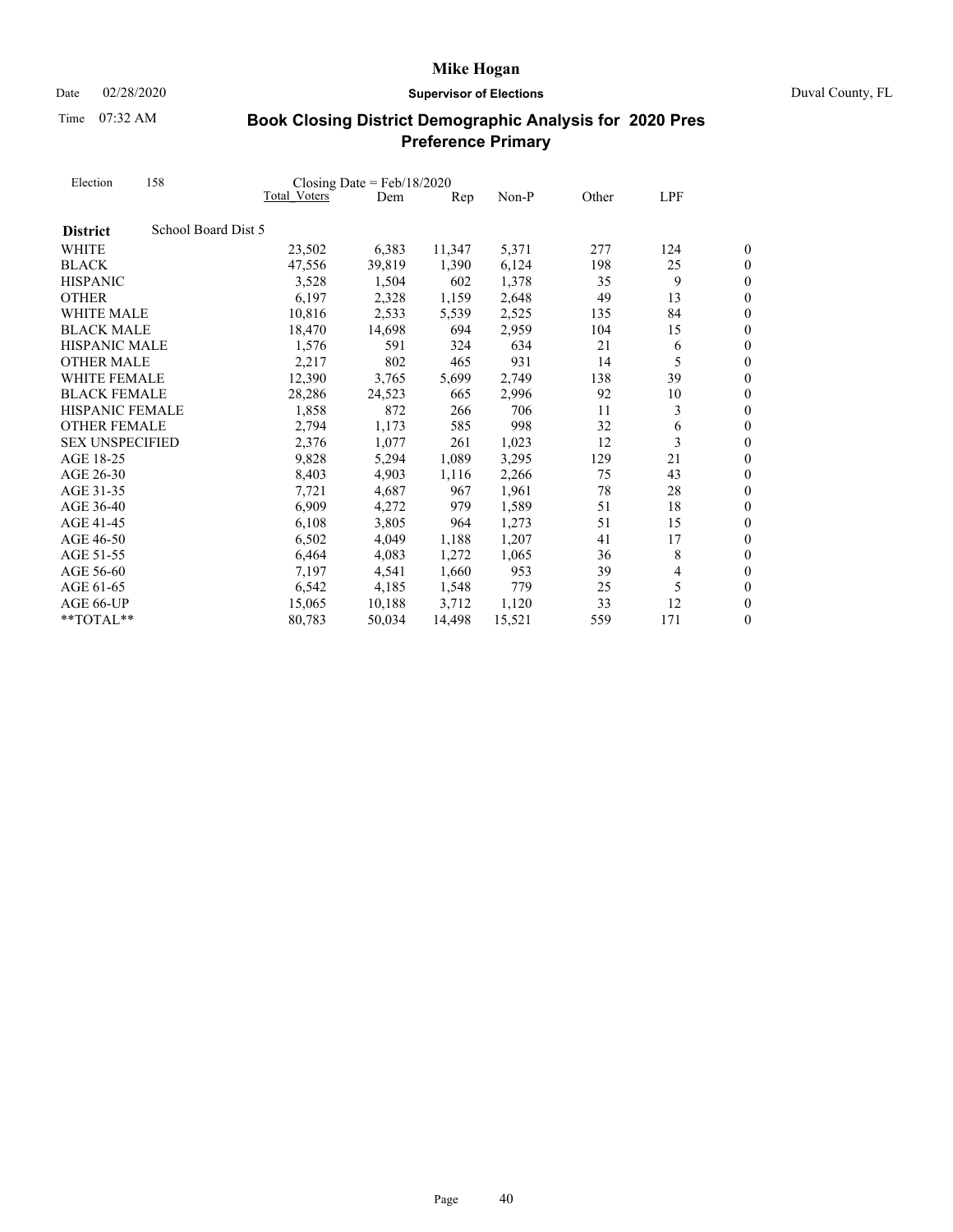# Mike Hogan

Date 02/28/2020 **Supervisor of Elections** Duval County, FL

Time 07:32 AM

## Book Closing District Demographic Analysis for 2020 Pres Preference Primary

Election 158 Closing Date = Feb/18/2020

| | Total Voters | Dem | Rep | Non-P | Other | LPF | |
|---|---|---|---|---|---|---|---|
| **District** School Board Dist 5 | | | | | | | |
| WHITE | 23,502 | 6,383 | 11,347 | 5,371 | 277 | 124 | 0 |
| BLACK | 47,556 | 39,819 | 1,390 | 6,124 | 198 | 25 | 0 |
| HISPANIC | 3,528 | 1,504 | 602 | 1,378 | 35 | 9 | 0 |
| OTHER | 6,197 | 2,328 | 1,159 | 2,648 | 49 | 13 | 0 |
| WHITE MALE | 10,816 | 2,533 | 5,539 | 2,525 | 135 | 84 | 0 |
| BLACK MALE | 18,470 | 14,698 | 694 | 2,959 | 104 | 15 | 0 |
| HISPANIC MALE | 1,576 | 591 | 324 | 634 | 21 | 6 | 0 |
| OTHER MALE | 2,217 | 802 | 465 | 931 | 14 | 5 | 0 |
| WHITE FEMALE | 12,390 | 3,765 | 5,699 | 2,749 | 138 | 39 | 0 |
| BLACK FEMALE | 28,286 | 24,523 | 665 | 2,996 | 92 | 10 | 0 |
| HISPANIC FEMALE | 1,858 | 872 | 266 | 706 | 11 | 3 | 0 |
| OTHER FEMALE | 2,794 | 1,173 | 585 | 998 | 32 | 6 | 0 |
| SEX UNSPECIFIED | 2,376 | 1,077 | 261 | 1,023 | 12 | 3 | 0 |
| AGE 18-25 | 9,828 | 5,294 | 1,089 | 3,295 | 129 | 21 | 0 |
| AGE 26-30 | 8,403 | 4,903 | 1,116 | 2,266 | 75 | 43 | 0 |
| AGE 31-35 | 7,721 | 4,687 | 967 | 1,961 | 78 | 28 | 0 |
| AGE 36-40 | 6,909 | 4,272 | 979 | 1,589 | 51 | 18 | 0 |
| AGE 41-45 | 6,108 | 3,805 | 964 | 1,273 | 51 | 15 | 0 |
| AGE 46-50 | 6,502 | 4,049 | 1,188 | 1,207 | 41 | 17 | 0 |
| AGE 51-55 | 6,464 | 4,083 | 1,272 | 1,065 | 36 | 8 | 0 |
| AGE 56-60 | 7,197 | 4,541 | 1,660 | 953 | 39 | 4 | 0 |
| AGE 61-65 | 6,542 | 4,185 | 1,548 | 779 | 25 | 5 | 0 |
| AGE 66-UP | 15,065 | 10,188 | 3,712 | 1,120 | 33 | 12 | 0 |
| **TOTAL** | 80,783 | 50,034 | 14,498 | 15,521 | 559 | 171 | 0 |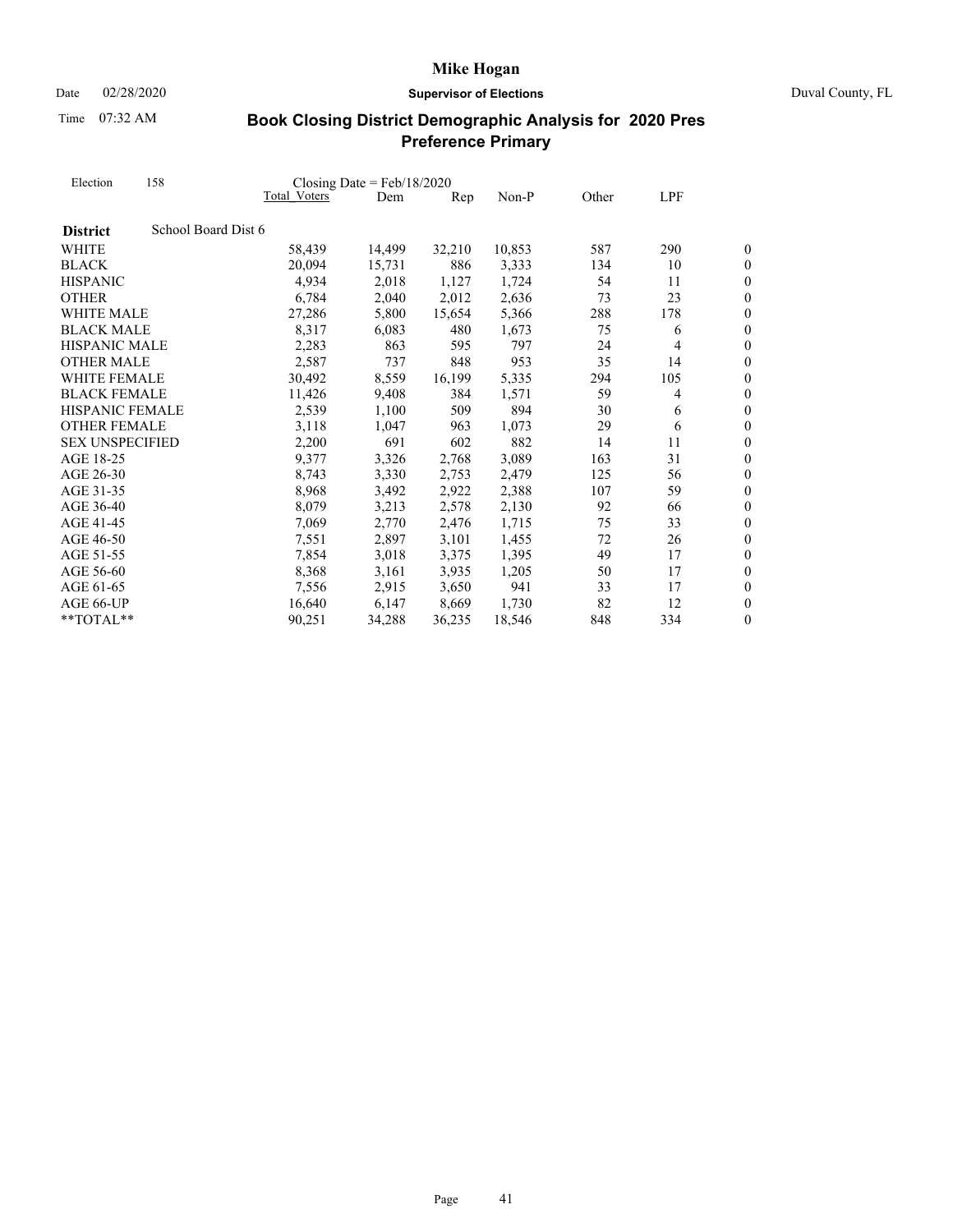# Mike Hogan

Date 02/28/2020 **Supervisor of Elections** Duval County, FL

Time 07:32 AM

## Book Closing District Demographic Analysis for 2020 Pres Preference Primary

Election 158 Closing Date = Feb/18/2020

| | Total Voters | Dem | Rep | Non-P | Other | LPF | |
|---|---|---|---|---|---|---|---|
| **District** School Board Dist 6 | | | | | | | |
| WHITE | 58,439 | 14,499 | 32,210 | 10,853 | 587 | 290 | 0 |
| BLACK | 20,094 | 15,731 | 886 | 3,333 | 134 | 10 | 0 |
| HISPANIC | 4,934 | 2,018 | 1,127 | 1,724 | 54 | 11 | 0 |
| OTHER | 6,784 | 2,040 | 2,012 | 2,636 | 73 | 23 | 0 |
| WHITE MALE | 27,286 | 5,800 | 15,654 | 5,366 | 288 | 178 | 0 |
| BLACK MALE | 8,317 | 6,083 | 480 | 1,673 | 75 | 6 | 0 |
| HISPANIC MALE | 2,283 | 863 | 595 | 797 | 24 | 4 | 0 |
| OTHER MALE | 2,587 | 737 | 848 | 953 | 35 | 14 | 0 |
| WHITE FEMALE | 30,492 | 8,559 | 16,199 | 5,335 | 294 | 105 | 0 |
| BLACK FEMALE | 11,426 | 9,408 | 384 | 1,571 | 59 | 4 | 0 |
| HISPANIC FEMALE | 2,539 | 1,100 | 509 | 894 | 30 | 6 | 0 |
| OTHER FEMALE | 3,118 | 1,047 | 963 | 1,073 | 29 | 6 | 0 |
| SEX UNSPECIFIED | 2,200 | 691 | 602 | 882 | 14 | 11 | 0 |
| AGE 18-25 | 9,377 | 3,326 | 2,768 | 3,089 | 163 | 31 | 0 |
| AGE 26-30 | 8,743 | 3,330 | 2,753 | 2,479 | 125 | 56 | 0 |
| AGE 31-35 | 8,968 | 3,492 | 2,922 | 2,388 | 107 | 59 | 0 |
| AGE 36-40 | 8,079 | 3,213 | 2,578 | 2,130 | 92 | 66 | 0 |
| AGE 41-45 | 7,069 | 2,770 | 2,476 | 1,715 | 75 | 33 | 0 |
| AGE 46-50 | 7,551 | 2,897 | 3,101 | 1,455 | 72 | 26 | 0 |
| AGE 51-55 | 7,854 | 3,018 | 3,375 | 1,395 | 49 | 17 | 0 |
| AGE 56-60 | 8,368 | 3,161 | 3,935 | 1,205 | 50 | 17 | 0 |
| AGE 61-65 | 7,556 | 2,915 | 3,650 | 941 | 33 | 17 | 0 |
| AGE 66-UP | 16,640 | 6,147 | 8,669 | 1,730 | 82 | 12 | 0 |
| **TOTAL** | 90,251 | 34,288 | 36,235 | 18,546 | 848 | 334 | 0 |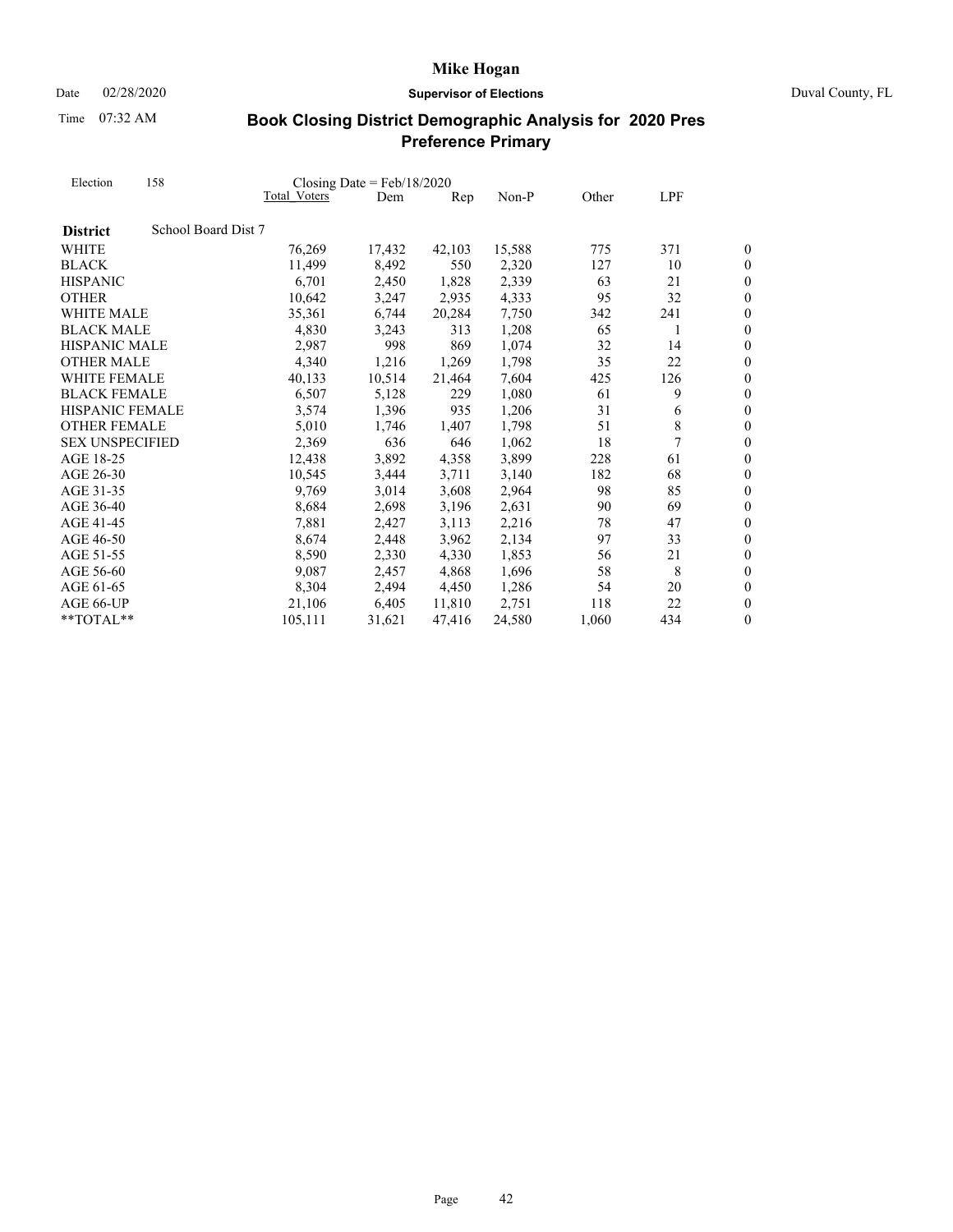# Book Closing District Demographic Analysis for 2020 Pres Preference Primary

Election 158 — Closing Date = Feb/18/2020

| District: School Board Dist 7 | Total Voters | Dem | Rep | Non-P | Other | LPF | |
|---|---|---|---|---|---|---|---|
| WHITE | 76,269 | 17,432 | 42,103 | 15,588 | 775 | 371 | 0 |
| BLACK | 11,499 | 8,492 | 550 | 2,320 | 127 | 10 | 0 |
| HISPANIC | 6,701 | 2,450 | 1,828 | 2,339 | 63 | 21 | 0 |
| OTHER | 10,642 | 3,247 | 2,935 | 4,333 | 95 | 32 | 0 |
| WHITE MALE | 35,361 | 6,744 | 20,284 | 7,750 | 342 | 241 | 0 |
| BLACK MALE | 4,830 | 3,243 | 313 | 1,208 | 65 | 1 | 0 |
| HISPANIC MALE | 2,987 | 998 | 869 | 1,074 | 32 | 14 | 0 |
| OTHER MALE | 4,340 | 1,216 | 1,269 | 1,798 | 35 | 22 | 0 |
| WHITE FEMALE | 40,133 | 10,514 | 21,464 | 7,604 | 425 | 126 | 0 |
| BLACK FEMALE | 6,507 | 5,128 | 229 | 1,080 | 61 | 9 | 0 |
| HISPANIC FEMALE | 3,574 | 1,396 | 935 | 1,206 | 31 | 6 | 0 |
| OTHER FEMALE | 5,010 | 1,746 | 1,407 | 1,798 | 51 | 8 | 0 |
| SEX UNSPECIFIED | 2,369 | 636 | 646 | 1,062 | 18 | 7 | 0 |
| AGE 18-25 | 12,438 | 3,892 | 4,358 | 3,899 | 228 | 61 | 0 |
| AGE 26-30 | 10,545 | 3,444 | 3,711 | 3,140 | 182 | 68 | 0 |
| AGE 31-35 | 9,769 | 3,014 | 3,608 | 2,964 | 98 | 85 | 0 |
| AGE 36-40 | 8,684 | 2,698 | 3,196 | 2,631 | 90 | 69 | 0 |
| AGE 41-45 | 7,881 | 2,427 | 3,113 | 2,216 | 78 | 47 | 0 |
| AGE 46-50 | 8,674 | 2,448 | 3,962 | 2,134 | 97 | 33 | 0 |
| AGE 51-55 | 8,590 | 2,330 | 4,330 | 1,853 | 56 | 21 | 0 |
| AGE 56-60 | 9,087 | 2,457 | 4,868 | 1,696 | 58 | 8 | 0 |
| AGE 61-65 | 8,304 | 2,494 | 4,450 | 1,286 | 54 | 20 | 0 |
| AGE 66-UP | 21,106 | 6,405 | 11,810 | 2,751 | 118 | 22 | 0 |
| **TOTAL** | 105,111 | 31,621 | 47,416 | 24,580 | 1,060 | 434 | 0 |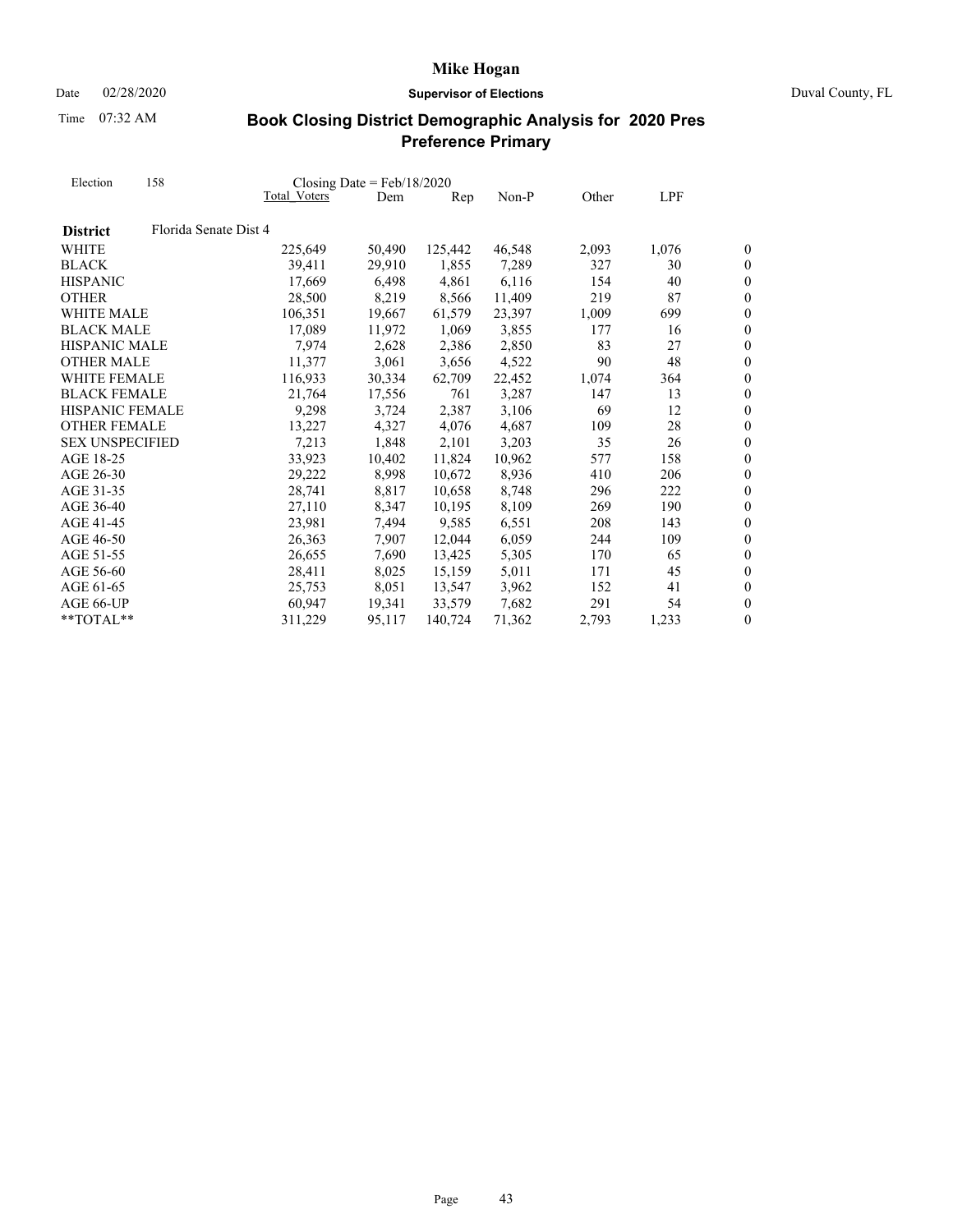# Mike Hogan

**Supervisor of Elections**

Date 02/28/2020

Time 07:32 AM

Duval County, FL

## Book Closing District Demographic Analysis for 2020 Pres Preference Primary

Election 158 &nbsp;&nbsp;&nbsp; Closing Date = Feb/18/2020

**District** Florida Senate Dist 4

| | Total Voters | Dem | Rep | Non-P | Other | LPF | |
|---|---|---|---|---|---|---|---|
| WHITE | 225,649 | 50,490 | 125,442 | 46,548 | 2,093 | 1,076 | 0 |
| BLACK | 39,411 | 29,910 | 1,855 | 7,289 | 327 | 30 | 0 |
| HISPANIC | 17,669 | 6,498 | 4,861 | 6,116 | 154 | 40 | 0 |
| OTHER | 28,500 | 8,219 | 8,566 | 11,409 | 219 | 87 | 0 |
| WHITE MALE | 106,351 | 19,667 | 61,579 | 23,397 | 1,009 | 699 | 0 |
| BLACK MALE | 17,089 | 11,972 | 1,069 | 3,855 | 177 | 16 | 0 |
| HISPANIC MALE | 7,974 | 2,628 | 2,386 | 2,850 | 83 | 27 | 0 |
| OTHER MALE | 11,377 | 3,061 | 3,656 | 4,522 | 90 | 48 | 0 |
| WHITE FEMALE | 116,933 | 30,334 | 62,709 | 22,452 | 1,074 | 364 | 0 |
| BLACK FEMALE | 21,764 | 17,556 | 761 | 3,287 | 147 | 13 | 0 |
| HISPANIC FEMALE | 9,298 | 3,724 | 2,387 | 3,106 | 69 | 12 | 0 |
| OTHER FEMALE | 13,227 | 4,327 | 4,076 | 4,687 | 109 | 28 | 0 |
| SEX UNSPECIFIED | 7,213 | 1,848 | 2,101 | 3,203 | 35 | 26 | 0 |
| AGE 18-25 | 33,923 | 10,402 | 11,824 | 10,962 | 577 | 158 | 0 |
| AGE 26-30 | 29,222 | 8,998 | 10,672 | 8,936 | 410 | 206 | 0 |
| AGE 31-35 | 28,741 | 8,817 | 10,658 | 8,748 | 296 | 222 | 0 |
| AGE 36-40 | 27,110 | 8,347 | 10,195 | 8,109 | 269 | 190 | 0 |
| AGE 41-45 | 23,981 | 7,494 | 9,585 | 6,551 | 208 | 143 | 0 |
| AGE 46-50 | 26,363 | 7,907 | 12,044 | 6,059 | 244 | 109 | 0 |
| AGE 51-55 | 26,655 | 7,690 | 13,425 | 5,305 | 170 | 65 | 0 |
| AGE 56-60 | 28,411 | 8,025 | 15,159 | 5,011 | 171 | 45 | 0 |
| AGE 61-65 | 25,753 | 8,051 | 13,547 | 3,962 | 152 | 41 | 0 |
| AGE 66-UP | 60,947 | 19,341 | 33,579 | 7,682 | 291 | 54 | 0 |
| **TOTAL** | 311,229 | 95,117 | 140,724 | 71,362 | 2,793 | 1,233 | 0 |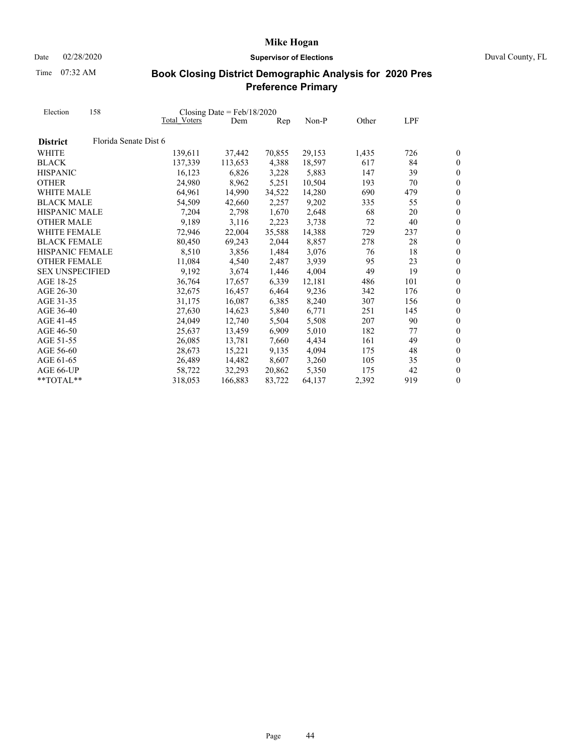# Mike Hogan

**Supervisor of Elections**

Date 02/28/2020

Time 07:32 AM

Duval County, FL

## Book Closing District Demographic Analysis for 2020 Pres Preference Primary

Election 158 Closing Date = Feb/18/2020

| | Total Voters | Dem | Rep | Non-P | Other | LPF | |
|---|---|---|---|---|---|---|---|
| **District** Florida Senate Dist 6 | | | | | | | |
| WHITE | 139,611 | 37,442 | 70,855 | 29,153 | 1,435 | 726 | 0 |
| BLACK | 137,339 | 113,653 | 4,388 | 18,597 | 617 | 84 | 0 |
| HISPANIC | 16,123 | 6,826 | 3,228 | 5,883 | 147 | 39 | 0 |
| OTHER | 24,980 | 8,962 | 5,251 | 10,504 | 193 | 70 | 0 |
| WHITE MALE | 64,961 | 14,990 | 34,522 | 14,280 | 690 | 479 | 0 |
| BLACK MALE | 54,509 | 42,660 | 2,257 | 9,202 | 335 | 55 | 0 |
| HISPANIC MALE | 7,204 | 2,798 | 1,670 | 2,648 | 68 | 20 | 0 |
| OTHER MALE | 9,189 | 3,116 | 2,223 | 3,738 | 72 | 40 | 0 |
| WHITE FEMALE | 72,946 | 22,004 | 35,588 | 14,388 | 729 | 237 | 0 |
| BLACK FEMALE | 80,450 | 69,243 | 2,044 | 8,857 | 278 | 28 | 0 |
| HISPANIC FEMALE | 8,510 | 3,856 | 1,484 | 3,076 | 76 | 18 | 0 |
| OTHER FEMALE | 11,084 | 4,540 | 2,487 | 3,939 | 95 | 23 | 0 |
| SEX UNSPECIFIED | 9,192 | 3,674 | 1,446 | 4,004 | 49 | 19 | 0 |
| AGE 18-25 | 36,764 | 17,657 | 6,339 | 12,181 | 486 | 101 | 0 |
| AGE 26-30 | 32,675 | 16,457 | 6,464 | 9,236 | 342 | 176 | 0 |
| AGE 31-35 | 31,175 | 16,087 | 6,385 | 8,240 | 307 | 156 | 0 |
| AGE 36-40 | 27,630 | 14,623 | 5,840 | 6,771 | 251 | 145 | 0 |
| AGE 41-45 | 24,049 | 12,740 | 5,504 | 5,508 | 207 | 90 | 0 |
| AGE 46-50 | 25,637 | 13,459 | 6,909 | 5,010 | 182 | 77 | 0 |
| AGE 51-55 | 26,085 | 13,781 | 7,660 | 4,434 | 161 | 49 | 0 |
| AGE 56-60 | 28,673 | 15,221 | 9,135 | 4,094 | 175 | 48 | 0 |
| AGE 61-65 | 26,489 | 14,482 | 8,607 | 3,260 | 105 | 35 | 0 |
| AGE 66-UP | 58,722 | 32,293 | 20,862 | 5,350 | 175 | 42 | 0 |
| **TOTAL** | 318,053 | 166,883 | 83,722 | 64,137 | 2,392 | 919 | 0 |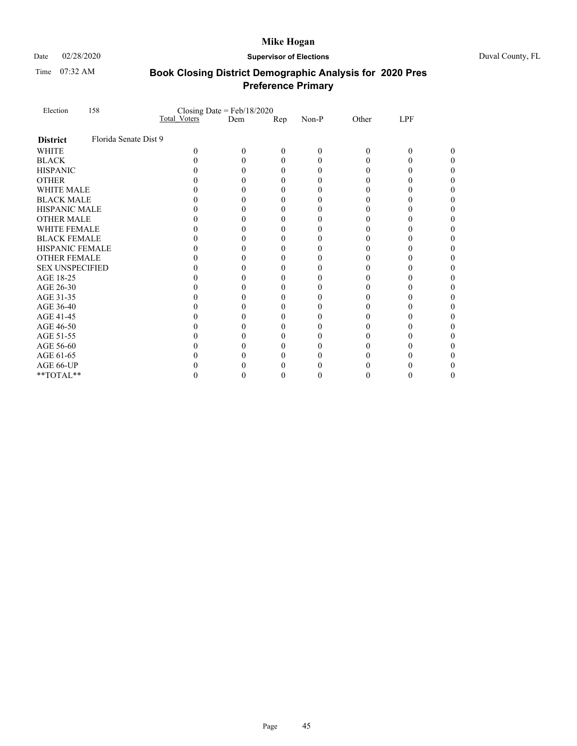**Mike Hogan**

Date 02/28/2020 **Supervisor of Elections** Duval County, FL

Time 07:32 AM

## Book Closing District Demographic Analysis for 2020 Pres Preference Primary

| Election 158 | Closing Date = Feb/18/2020 Total_Voters | Dem | Rep | Non-P | Other | LPF | |
|---|---|---|---|---|---|---|---|
| **District** Florida Senate Dist 9 | | | | | | | |
| WHITE | 0 | 0 | 0 | 0 | 0 | 0 | 0 |
| BLACK | 0 | 0 | 0 | 0 | 0 | 0 | 0 |
| HISPANIC | 0 | 0 | 0 | 0 | 0 | 0 | 0 |
| OTHER | 0 | 0 | 0 | 0 | 0 | 0 | 0 |
| WHITE MALE | 0 | 0 | 0 | 0 | 0 | 0 | 0 |
| BLACK MALE | 0 | 0 | 0 | 0 | 0 | 0 | 0 |
| HISPANIC MALE | 0 | 0 | 0 | 0 | 0 | 0 | 0 |
| OTHER MALE | 0 | 0 | 0 | 0 | 0 | 0 | 0 |
| WHITE FEMALE | 0 | 0 | 0 | 0 | 0 | 0 | 0 |
| BLACK FEMALE | 0 | 0 | 0 | 0 | 0 | 0 | 0 |
| HISPANIC FEMALE | 0 | 0 | 0 | 0 | 0 | 0 | 0 |
| OTHER FEMALE | 0 | 0 | 0 | 0 | 0 | 0 | 0 |
| SEX UNSPECIFIED | 0 | 0 | 0 | 0 | 0 | 0 | 0 |
| AGE 18-25 | 0 | 0 | 0 | 0 | 0 | 0 | 0 |
| AGE 26-30 | 0 | 0 | 0 | 0 | 0 | 0 | 0 |
| AGE 31-35 | 0 | 0 | 0 | 0 | 0 | 0 | 0 |
| AGE 36-40 | 0 | 0 | 0 | 0 | 0 | 0 | 0 |
| AGE 41-45 | 0 | 0 | 0 | 0 | 0 | 0 | 0 |
| AGE 46-50 | 0 | 0 | 0 | 0 | 0 | 0 | 0 |
| AGE 51-55 | 0 | 0 | 0 | 0 | 0 | 0 | 0 |
| AGE 56-60 | 0 | 0 | 0 | 0 | 0 | 0 | 0 |
| AGE 61-65 | 0 | 0 | 0 | 0 | 0 | 0 | 0 |
| AGE 66-UP | 0 | 0 | 0 | 0 | 0 | 0 | 0 |
| **TOTAL** | 0 | 0 | 0 | 0 | 0 | 0 | 0 |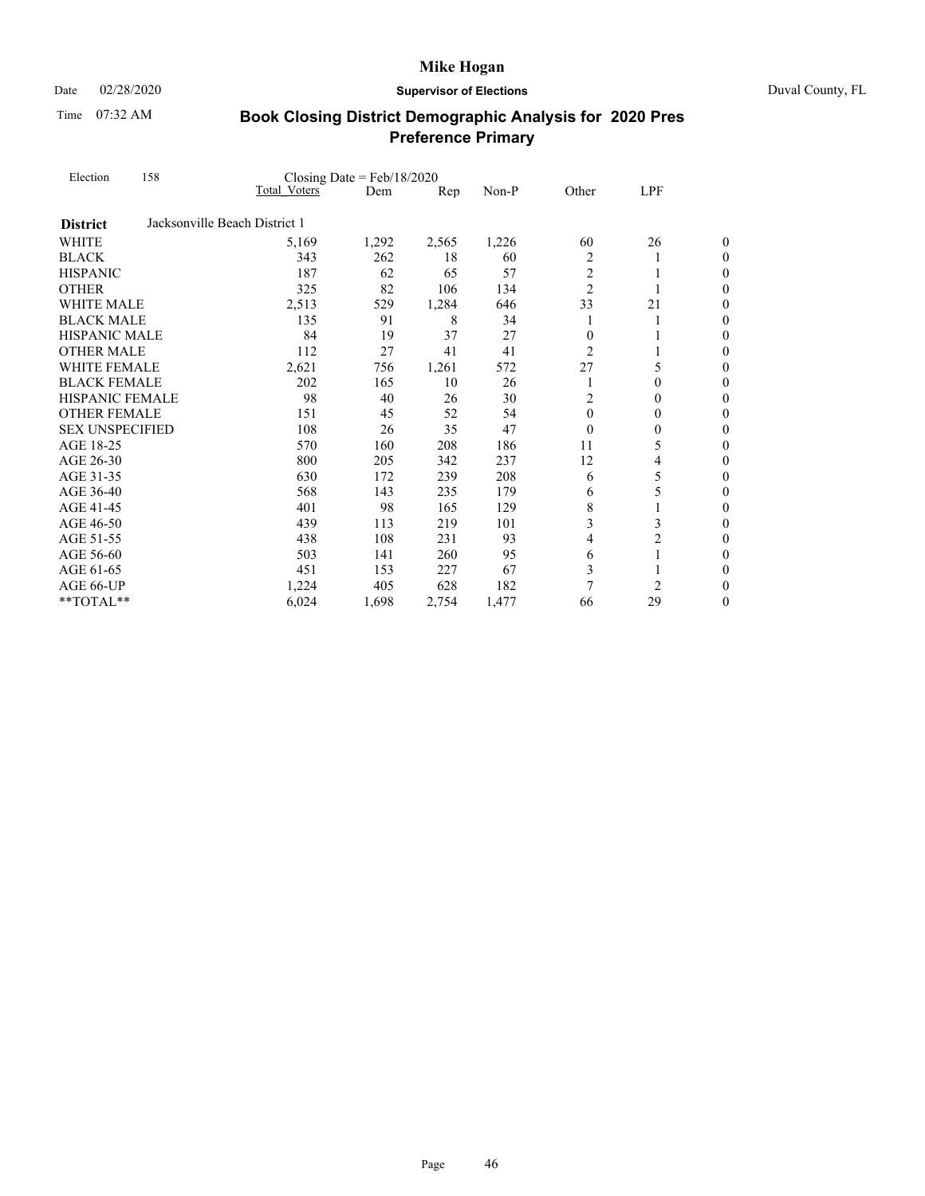# Mike Hogan

Date 02/28/2020 **Supervisor of Elections** Duval County, FL

Time 07:32 AM

## Book Closing District Demographic Analysis for 2020 Pres Preference Primary

Election 158 Closing Date = Feb/18/2020

| | Total Voters | Dem | Rep | Non-P | Other | LPF | |
|---|---|---|---|---|---|---|---|
| **District** Jacksonville Beach District 1 | | | | | | | |
| WHITE | 5,169 | 1,292 | 2,565 | 1,226 | 60 | 26 | 0 |
| BLACK | 343 | 262 | 18 | 60 | 2 | 1 | 0 |
| HISPANIC | 187 | 62 | 65 | 57 | 2 | 1 | 0 |
| OTHER | 325 | 82 | 106 | 134 | 2 | 1 | 0 |
| WHITE MALE | 2,513 | 529 | 1,284 | 646 | 33 | 21 | 0 |
| BLACK MALE | 135 | 91 | 8 | 34 | 1 | 1 | 0 |
| HISPANIC MALE | 84 | 19 | 37 | 27 | 0 | 1 | 0 |
| OTHER MALE | 112 | 27 | 41 | 41 | 2 | 1 | 0 |
| WHITE FEMALE | 2,621 | 756 | 1,261 | 572 | 27 | 5 | 0 |
| BLACK FEMALE | 202 | 165 | 10 | 26 | 1 | 0 | 0 |
| HISPANIC FEMALE | 98 | 40 | 26 | 30 | 2 | 0 | 0 |
| OTHER FEMALE | 151 | 45 | 52 | 54 | 0 | 0 | 0 |
| SEX UNSPECIFIED | 108 | 26 | 35 | 47 | 0 | 0 | 0 |
| AGE 18-25 | 570 | 160 | 208 | 186 | 11 | 5 | 0 |
| AGE 26-30 | 800 | 205 | 342 | 237 | 12 | 4 | 0 |
| AGE 31-35 | 630 | 172 | 239 | 208 | 6 | 5 | 0 |
| AGE 36-40 | 568 | 143 | 235 | 179 | 6 | 5 | 0 |
| AGE 41-45 | 401 | 98 | 165 | 129 | 8 | 1 | 0 |
| AGE 46-50 | 439 | 113 | 219 | 101 | 3 | 3 | 0 |
| AGE 51-55 | 438 | 108 | 231 | 93 | 4 | 2 | 0 |
| AGE 56-60 | 503 | 141 | 260 | 95 | 6 | 1 | 0 |
| AGE 61-65 | 451 | 153 | 227 | 67 | 3 | 1 | 0 |
| AGE 66-UP | 1,224 | 405 | 628 | 182 | 7 | 2 | 0 |
| **TOTAL** | 6,024 | 1,698 | 2,754 | 1,477 | 66 | 29 | 0 |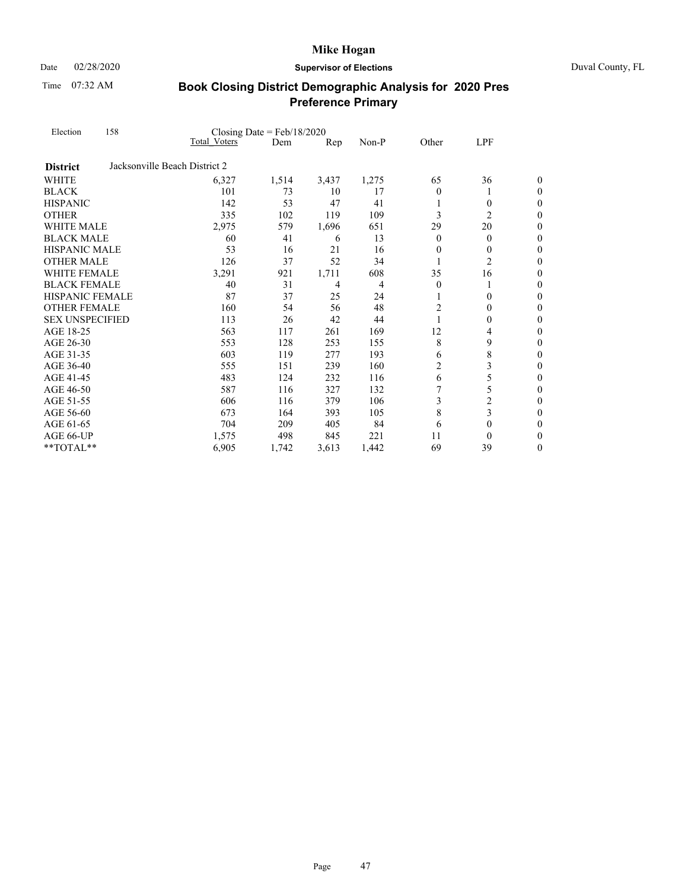# Mike Hogan

Date 02/28/2020 **Supervisor of Elections** Duval County, FL

Time 07:32 AM

## Book Closing District Demographic Analysis for 2020 Pres Preference Primary

Election 158 Closing Date = Feb/18/2020

| | Total Voters | Dem | Rep | Non-P | Other | LPF | |
|---|---|---|---|---|---|---|---|
| **District** | Jacksonville Beach District 2 | | | | | | |
| WHITE | 6,327 | 1,514 | 3,437 | 1,275 | 65 | 36 | 0 |
| BLACK | 101 | 73 | 10 | 17 | 0 | 1 | 0 |
| HISPANIC | 142 | 53 | 47 | 41 | 1 | 0 | 0 |
| OTHER | 335 | 102 | 119 | 109 | 3 | 2 | 0 |
| WHITE MALE | 2,975 | 579 | 1,696 | 651 | 29 | 20 | 0 |
| BLACK MALE | 60 | 41 | 6 | 13 | 0 | 0 | 0 |
| HISPANIC MALE | 53 | 16 | 21 | 16 | 0 | 0 | 0 |
| OTHER MALE | 126 | 37 | 52 | 34 | 1 | 2 | 0 |
| WHITE FEMALE | 3,291 | 921 | 1,711 | 608 | 35 | 16 | 0 |
| BLACK FEMALE | 40 | 31 | 4 | 4 | 0 | 1 | 0 |
| HISPANIC FEMALE | 87 | 37 | 25 | 24 | 1 | 0 | 0 |
| OTHER FEMALE | 160 | 54 | 56 | 48 | 2 | 0 | 0 |
| SEX UNSPECIFIED | 113 | 26 | 42 | 44 | 1 | 0 | 0 |
| AGE 18-25 | 563 | 117 | 261 | 169 | 12 | 4 | 0 |
| AGE 26-30 | 553 | 128 | 253 | 155 | 8 | 9 | 0 |
| AGE 31-35 | 603 | 119 | 277 | 193 | 6 | 8 | 0 |
| AGE 36-40 | 555 | 151 | 239 | 160 | 2 | 3 | 0 |
| AGE 41-45 | 483 | 124 | 232 | 116 | 6 | 5 | 0 |
| AGE 46-50 | 587 | 116 | 327 | 132 | 7 | 5 | 0 |
| AGE 51-55 | 606 | 116 | 379 | 106 | 3 | 2 | 0 |
| AGE 56-60 | 673 | 164 | 393 | 105 | 8 | 3 | 0 |
| AGE 61-65 | 704 | 209 | 405 | 84 | 6 | 0 | 0 |
| AGE 66-UP | 1,575 | 498 | 845 | 221 | 11 | 0 | 0 |
| **TOTAL** | 6,905 | 1,742 | 3,613 | 1,442 | 69 | 39 | 0 |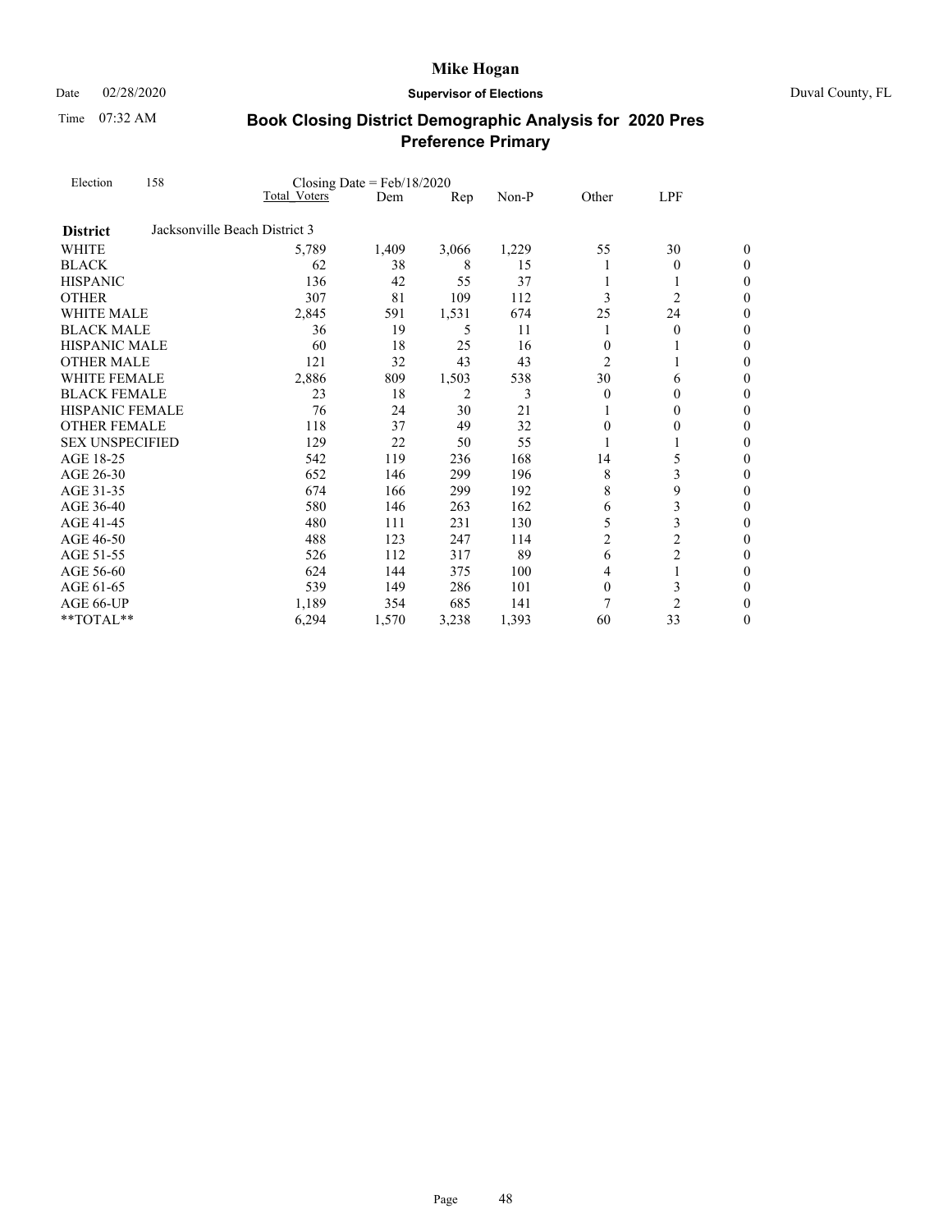# Mike Hogan

Date 02/28/2020 **Supervisor of Elections** Duval County, FL

Time 07:32 AM

## Book Closing District Demographic Analysis for 2020 Pres Preference Primary

| Election 158 | Closing Date = Feb/18/2020 Total Voters | Dem | Rep | Non-P | Other | LPF | |
|---|---|---|---|---|---|---|---|
| **District** Jacksonville Beach District 3 | | | | | | | |
| WHITE | 5,789 | 1,409 | 3,066 | 1,229 | 55 | 30 | 0 |
| BLACK | 62 | 38 | 8 | 15 | 1 | 0 | 0 |
| HISPANIC | 136 | 42 | 55 | 37 | 1 | 1 | 0 |
| OTHER | 307 | 81 | 109 | 112 | 3 | 2 | 0 |
| WHITE MALE | 2,845 | 591 | 1,531 | 674 | 25 | 24 | 0 |
| BLACK MALE | 36 | 19 | 5 | 11 | 1 | 0 | 0 |
| HISPANIC MALE | 60 | 18 | 25 | 16 | 0 | 1 | 0 |
| OTHER MALE | 121 | 32 | 43 | 43 | 2 | 1 | 0 |
| WHITE FEMALE | 2,886 | 809 | 1,503 | 538 | 30 | 6 | 0 |
| BLACK FEMALE | 23 | 18 | 2 | 3 | 0 | 0 | 0 |
| HISPANIC FEMALE | 76 | 24 | 30 | 21 | 1 | 0 | 0 |
| OTHER FEMALE | 118 | 37 | 49 | 32 | 0 | 0 | 0 |
| SEX UNSPECIFIED | 129 | 22 | 50 | 55 | 1 | 1 | 0 |
| AGE 18-25 | 542 | 119 | 236 | 168 | 14 | 5 | 0 |
| AGE 26-30 | 652 | 146 | 299 | 196 | 8 | 3 | 0 |
| AGE 31-35 | 674 | 166 | 299 | 192 | 8 | 9 | 0 |
| AGE 36-40 | 580 | 146 | 263 | 162 | 6 | 3 | 0 |
| AGE 41-45 | 480 | 111 | 231 | 130 | 5 | 3 | 0 |
| AGE 46-50 | 488 | 123 | 247 | 114 | 2 | 2 | 0 |
| AGE 51-55 | 526 | 112 | 317 | 89 | 6 | 2 | 0 |
| AGE 56-60 | 624 | 144 | 375 | 100 | 4 | 1 | 0 |
| AGE 61-65 | 539 | 149 | 286 | 101 | 0 | 3 | 0 |
| AGE 66-UP | 1,189 | 354 | 685 | 141 | 7 | 2 | 0 |
| **TOTAL** | 6,294 | 1,570 | 3,238 | 1,393 | 60 | 33 | 0 |